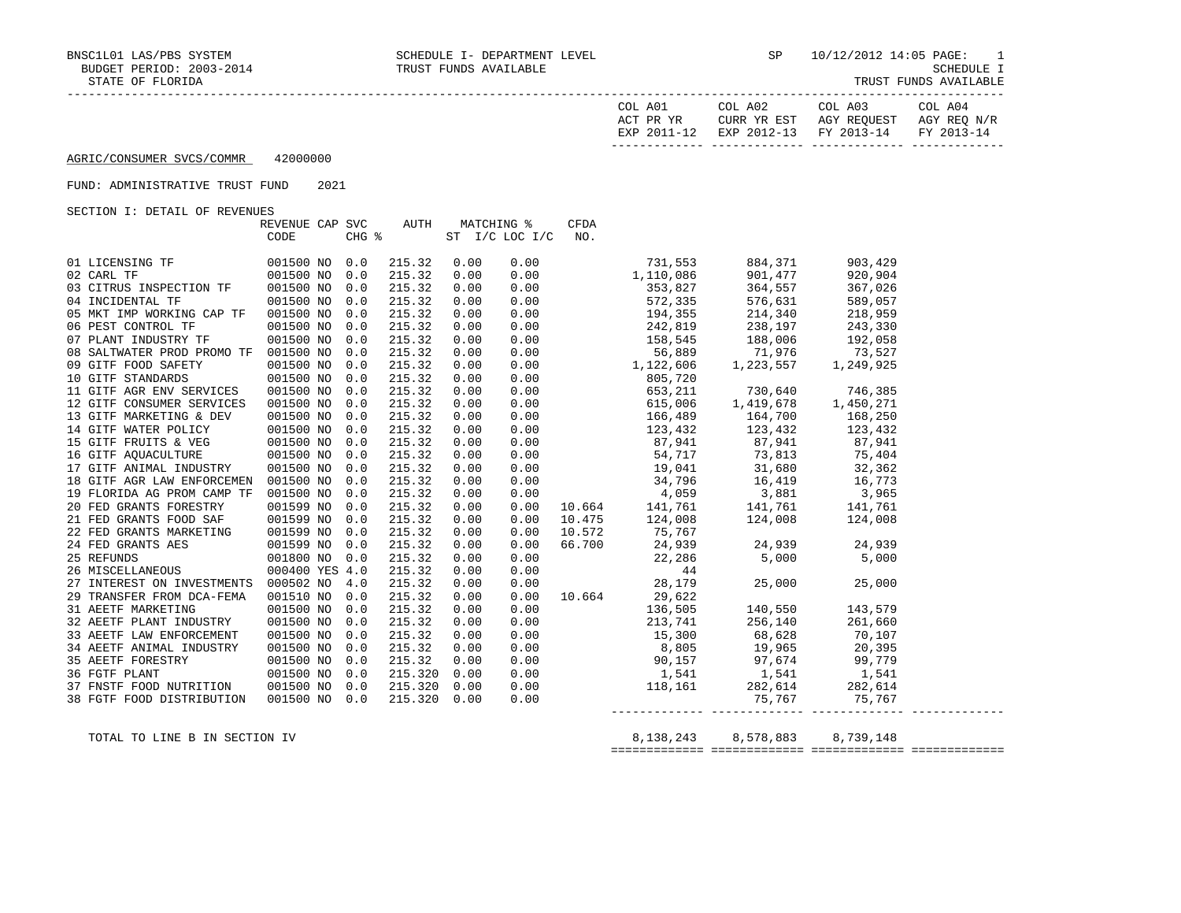BNSC1L01 LAS/PBS SYSTEM — SCHEDULE I- DEPARTMENT LEVEL — SP 10/12/2012 14:05

BUDGET PERIOD: 2003-2014 — TRUST FUNDS AVAILABLE — SCHEDULE I

STATE OF FLORIDA — TRUST FUNDS AVAILABLE

AGRIC/CONSUMER SVCS/COMMR 42000000

FUND: ADMINISTRATIVE TRUST FUND 2021

SECTION I: DETAIL OF REVENUES

| | REVENUE CODE | CAP | SVC CHG % | AUTH ST | MATCHING % I/C | LOC I/C | CFDA NO. | COL A01 ACT PR YR EXP 2011-12 | COL A02 CURR YR EST EXP 2012-13 | COL A03 AGY REQUEST FY 2013-14 | COL A04 AGY REQ N/R FY 2013-14 |
|---|---|---|---|---|---|---|---|---|---|---|---|
| 01 LICENSING TF | 001500 | NO | 0.0 | 215.32 | 0.00 | 0.00 | | 731,553 | 884,371 | 903,429 | |
| 02 CARL TF | 001500 | NO | 0.0 | 215.32 | 0.00 | 0.00 | | 1,110,086 | 901,477 | 920,904 | |
| 03 CITRUS INSPECTION TF | 001500 | NO | 0.0 | 215.32 | 0.00 | 0.00 | | 353,827 | 364,557 | 367,026 | |
| 04 INCIDENTAL TF | 001500 | NO | 0.0 | 215.32 | 0.00 | 0.00 | | 572,335 | 576,631 | 589,057 | |
| 05 MKT IMP WORKING CAP TF | 001500 | NO | 0.0 | 215.32 | 0.00 | 0.00 | | 194,355 | 214,340 | 218,959 | |
| 06 PEST CONTROL TF | 001500 | NO | 0.0 | 215.32 | 0.00 | 0.00 | | 242,819 | 238,197 | 243,330 | |
| 07 PLANT INDUSTRY TF | 001500 | NO | 0.0 | 215.32 | 0.00 | 0.00 | | 158,545 | 188,006 | 192,058 | |
| 08 SALTWATER PROD PROMO TF | 001500 | NO | 0.0 | 215.32 | 0.00 | 0.00 | | 56,889 | 71,976 | 73,527 | |
| 09 GITF FOOD SAFETY | 001500 | NO | 0.0 | 215.32 | 0.00 | 0.00 | | 1,122,606 | 1,223,557 | 1,249,925 | |
| 10 GITF STANDARDS | 001500 | NO | 0.0 | 215.32 | 0.00 | 0.00 | | 805,720 | | | |
| 11 GITF AGR ENV SERVICES | 001500 | NO | 0.0 | 215.32 | 0.00 | 0.00 | | 653,211 | 730,640 | 746,385 | |
| 12 GITF CONSUMER SERVICES | 001500 | NO | 0.0 | 215.32 | 0.00 | 0.00 | | 615,006 | 1,419,678 | 1,450,271 | |
| 13 GITF MARKETING & DEV | 001500 | NO | 0.0 | 215.32 | 0.00 | 0.00 | | 166,489 | 164,700 | 168,250 | |
| 14 GITF WATER POLICY | 001500 | NO | 0.0 | 215.32 | 0.00 | 0.00 | | 123,432 | 123,432 | 123,432 | |
| 15 GITF FRUITS & VEG | 001500 | NO | 0.0 | 215.32 | 0.00 | 0.00 | | 87,941 | 87,941 | 87,941 | |
| 16 GITF AQUACULTURE | 001500 | NO | 0.0 | 215.32 | 0.00 | 0.00 | | 54,717 | 73,813 | 75,404 | |
| 17 GITF ANIMAL INDUSTRY | 001500 | NO | 0.0 | 215.32 | 0.00 | 0.00 | | 19,041 | 31,680 | 32,362 | |
| 18 GITF AGR LAW ENFORCEMEN | 001500 | NO | 0.0 | 215.32 | 0.00 | 0.00 | | 34,796 | 16,419 | 16,773 | |
| 19 FLORIDA AG PROM CAMP TF | 001500 | NO | 0.0 | 215.32 | 0.00 | 0.00 | | 4,059 | 3,881 | 3,965 | |
| 20 FED GRANTS FORESTRY | 001599 | NO | 0.0 | 215.32 | 0.00 | 0.00 | 10.664 | 141,761 | 141,761 | 141,761 | |
| 21 FED GRANTS FOOD SAF | 001599 | NO | 0.0 | 215.32 | 0.00 | 0.00 | 10.475 | 124,008 | 124,008 | 124,008 | |
| 22 FED GRANTS MARKETING | 001599 | NO | 0.0 | 215.32 | 0.00 | 0.00 | 10.572 | 75,767 | | | |
| 24 FED GRANTS AES | 001599 | NO | 0.0 | 215.32 | 0.00 | 0.00 | 66.700 | 24,939 | 24,939 | 24,939 | |
| 25 REFUNDS | 001800 | NO | 0.0 | 215.32 | 0.00 | 0.00 | | 22,286 | 5,000 | 5,000 | |
| 26 MISCELLANEOUS | 000400 | YES | 4.0 | 215.32 | 0.00 | 0.00 | | 44 | | | |
| 27 INTEREST ON INVESTMENTS | 000502 | NO | 4.0 | 215.32 | 0.00 | 0.00 | | 28,179 | 25,000 | 25,000 | |
| 29 TRANSFER FROM DCA-FEMA | 001510 | NO | 0.0 | 215.32 | 0.00 | 0.00 | 10.664 | 29,622 | | | |
| 31 AEETF MARKETING | 001500 | NO | 0.0 | 215.32 | 0.00 | 0.00 | | 136,505 | 140,550 | 143,579 | |
| 32 AEETF PLANT INDUSTRY | 001500 | NO | 0.0 | 215.32 | 0.00 | 0.00 | | 213,741 | 256,140 | 261,660 | |
| 33 AEETF LAW ENFORCEMENT | 001500 | NO | 0.0 | 215.32 | 0.00 | 0.00 | | 15,300 | 68,628 | 70,107 | |
| 34 AEETF ANIMAL INDUSTRY | 001500 | NO | 0.0 | 215.32 | 0.00 | 0.00 | | 8,805 | 19,965 | 20,395 | |
| 35 AEETF FORESTRY | 001500 | NO | 0.0 | 215.32 | 0.00 | 0.00 | | 90,157 | 97,674 | 99,779 | |
| 36 FGTF PLANT | 001500 | NO | 0.0 | 215.320 | 0.00 | 0.00 | | 1,541 | 1,541 | 1,541 | |
| 37 FNSTF FOOD NUTRITION | 001500 | NO | 0.0 | 215.320 | 0.00 | 0.00 | | 118,161 | 282,614 | 282,614 | |
| 38 FGTF FOOD DISTRIBUTION | 001500 | NO | 0.0 | 215.320 | 0.00 | 0.00 | | | 75,767 | 75,767 | |
| TOTAL TO LINE B IN SECTION IV | | | | | | | | 8,138,243 | 8,578,883 | 8,739,148 | |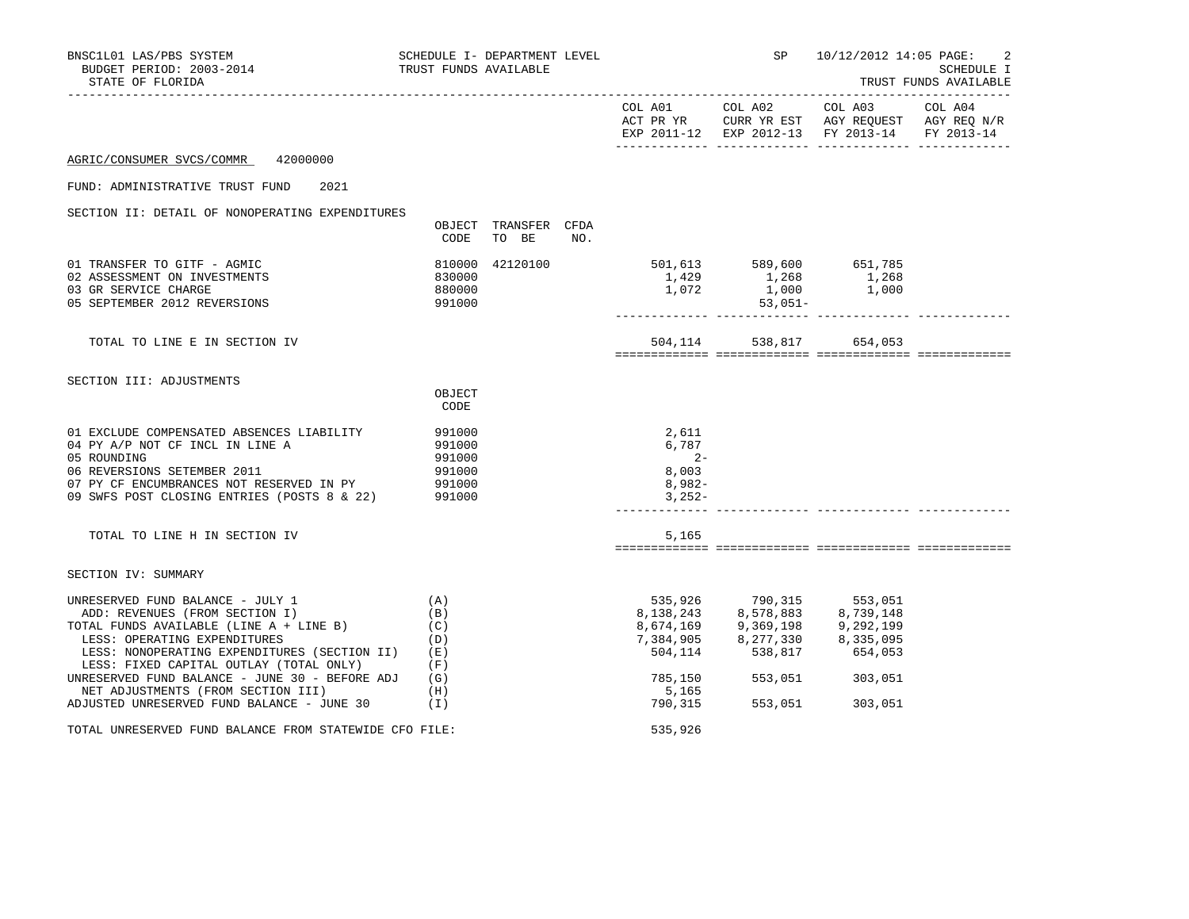BNSC1L01 LAS/PBS SYSTEM — SCHEDULE I- DEPARTMENT LEVEL — SP 10/12/2012 14:05
BUDGET PERIOD: 2003-2014 — TRUST FUNDS AVAILABLE — SCHEDULE I
STATE OF FLORIDA — TRUST FUNDS AVAILABLE

AGRIC/CONSUMER SVCS/COMMR 42000000

FUND: ADMINISTRATIVE TRUST FUND 2021

## SECTION II: DETAIL OF NONOPERATING EXPENDITURES

| | OBJECT CODE | TRANSFER TO BE | CFDA NO. | COL A01 ACT PR YR EXP 2011-12 | COL A02 CURR YR EST EXP 2012-13 | COL A03 AGY REQUEST FY 2013-14 | COL A04 AGY REQ N/R FY 2013-14 |
|---|---|---|---|---|---|---|---|
| 01 TRANSFER TO GITF - AGMIC | 810000 | 42120100 | | 501,613 | 589,600 | 651,785 | |
| 02 ASSESSMENT ON INVESTMENTS | 830000 | | | 1,429 | 1,268 | 1,268 | |
| 03 GR SERVICE CHARGE | 880000 | | | 1,072 | 1,000 | 1,000 | |
| 05 SEPTEMBER 2012 REVERSIONS | 991000 | | | | 53,051- | | |
| TOTAL TO LINE E IN SECTION IV | | | | 504,114 | 538,817 | 654,053 | |

## SECTION III: ADJUSTMENTS

| | OBJECT CODE | COL A01 | COL A02 | COL A03 | COL A04 |
|---|---|---|---|---|---|
| 01 EXCLUDE COMPENSATED ABSENCES LIABILITY | 991000 | 2,611 | | | |
| 04 PY A/P NOT CF INCL IN LINE A | 991000 | 6,787 | | | |
| 05 ROUNDING | 991000 | 2- | | | |
| 06 REVERSIONS SETEMBER 2011 | 991000 | 8,003 | | | |
| 07 PY CF ENCUMBRANCES NOT RESERVED IN PY | 991000 | 8,982- | | | |
| 09 SWFS POST CLOSING ENTRIES (POSTS 8 & 22) | 991000 | 3,252- | | | |
| TOTAL TO LINE H IN SECTION IV | | 5,165 | | | |

## SECTION IV: SUMMARY

| | | COL A01 | COL A02 | COL A03 | COL A04 |
|---|---|---|---|---|---|
| UNRESERVED FUND BALANCE - JULY 1 | (A) | 535,926 | 790,315 | 553,051 | |
| ADD: REVENUES (FROM SECTION I) | (B) | 8,138,243 | 8,578,883 | 8,739,148 | |
| TOTAL FUNDS AVAILABLE (LINE A + LINE B) | (C) | 8,674,169 | 9,369,198 | 9,292,199 | |
| LESS: OPERATING EXPENDITURES | (D) | 7,384,905 | 8,277,330 | 8,335,095 | |
| LESS: NONOPERATING EXPENDITURES (SECTION II) | (E) | 504,114 | 538,817 | 654,053 | |
| LESS: FIXED CAPITAL OUTLAY (TOTAL ONLY) | (F) | | | | |
| UNRESERVED FUND BALANCE - JUNE 30 - BEFORE ADJ | (G) | 785,150 | 553,051 | 303,051 | |
| NET ADJUSTMENTS (FROM SECTION III) | (H) | 5,165 | | | |
| ADJUSTED UNRESERVED FUND BALANCE - JUNE 30 | (I) | 790,315 | 553,051 | 303,051 | |

TOTAL UNRESERVED FUND BALANCE FROM STATEWIDE CFO FILE: 535,926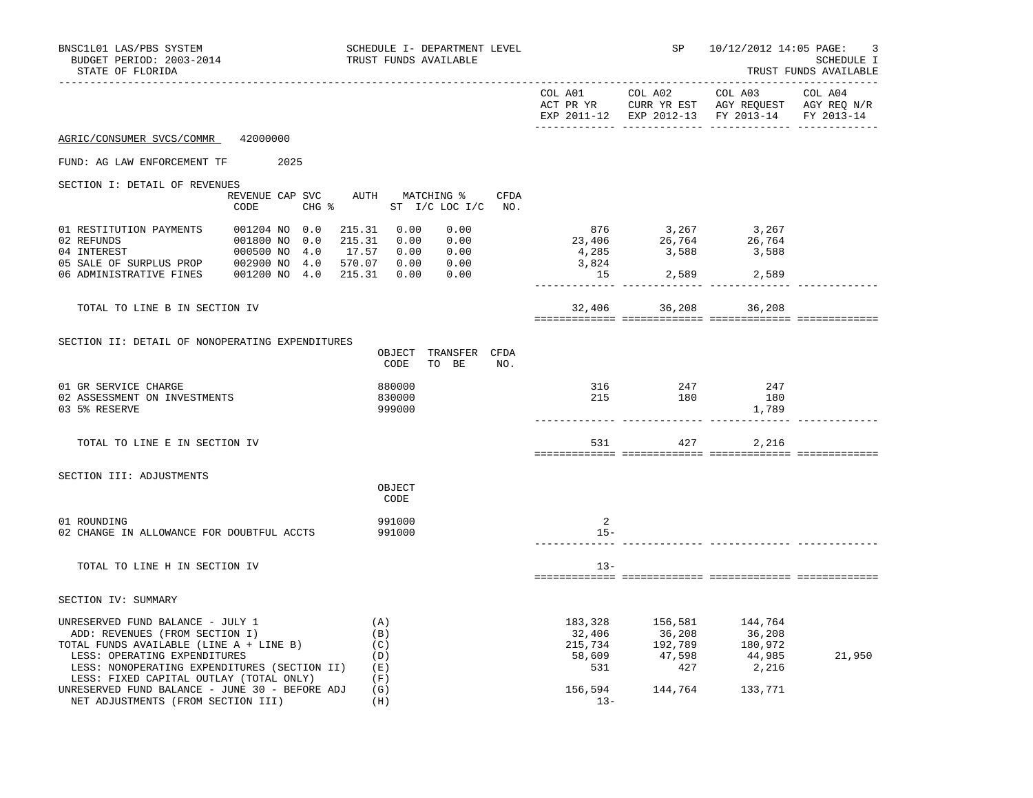BNSC1L01 LAS/PBS SYSTEM — SCHEDULE I- DEPARTMENT LEVEL — SP 10/12/2012 14:05

BUDGET PERIOD: 2003-2014 — TRUST FUNDS AVAILABLE — SCHEDULE I

STATE OF FLORIDA — TRUST FUNDS AVAILABLE

**AGRIC/CONSUMER SVCS/COMMR** 42000000

FUND: AG LAW ENFORCEMENT TF 2025

## SECTION I: DETAIL OF REVENUES

| | REVENUE CODE | CAP | SVC CHG % | AUTH ST | MATCHING % I/C | MATCHING % LOC I/C | CFDA NO. | COL A01 ACT PR YR EXP 2011-12 | COL A02 CURR YR EST EXP 2012-13 | COL A03 AGY REQUEST FY 2013-14 | COL A04 AGY REQ N/R FY 2013-14 |
|---|---|---|---|---|---|---|---|---|---|---|---|
| 01 RESTITUTION PAYMENTS | 001204 | NO | 0.0 | 215.31 | 0.00 | 0.00 | | 876 | 3,267 | 3,267 | |
| 02 REFUNDS | 001800 | NO | 0.0 | 215.31 | 0.00 | 0.00 | | 23,406 | 26,764 | 26,764 | |
| 04 INTEREST | 000500 | NO | 4.0 | 17.57 | 0.00 | 0.00 | | 4,285 | 3,588 | 3,588 | |
| 05 SALE OF SURPLUS PROP | 002900 | NO | 4.0 | 570.07 | 0.00 | 0.00 | | 3,824 | | | |
| 06 ADMINISTRATIVE FINES | 001200 | NO | 4.0 | 215.31 | 0.00 | 0.00 | | 15 | 2,589 | 2,589 | |
| TOTAL TO LINE B IN SECTION IV | | | | | | | | 32,406 | 36,208 | 36,208 | |

## SECTION II: DETAIL OF NONOPERATING EXPENDITURES

| | OBJECT CODE | TRANSFER TO BE | CFDA NO. | COL A01 ACT PR YR EXP 2011-12 | COL A02 CURR YR EST EXP 2012-13 | COL A03 AGY REQUEST FY 2013-14 | COL A04 AGY REQ N/R FY 2013-14 |
|---|---|---|---|---|---|---|---|
| 01 GR SERVICE CHARGE | 880000 | | | 316 | 247 | 247 | |
| 02 ASSESSMENT ON INVESTMENTS | 830000 | | | 215 | 180 | 180 | |
| 03 5% RESERVE | 999000 | | | | | 1,789 | |
| TOTAL TO LINE E IN SECTION IV | | | | 531 | 427 | 2,216 | |

## SECTION III: ADJUSTMENTS

| | OBJECT CODE | COL A01 ACT PR YR EXP 2011-12 | COL A02 CURR YR EST EXP 2012-13 | COL A03 AGY REQUEST FY 2013-14 | COL A04 AGY REQ N/R FY 2013-14 |
|---|---|---|---|---|---|
| 01 ROUNDING | 991000 | 2 | | | |
| 02 CHANGE IN ALLOWANCE FOR DOUBTFUL ACCTS | 991000 | 15- | | | |
| TOTAL TO LINE H IN SECTION IV | | 13- | | | |

## SECTION IV: SUMMARY

| | | COL A01 ACT PR YR EXP 2011-12 | COL A02 CURR YR EST EXP 2012-13 | COL A03 AGY REQUEST FY 2013-14 | COL A04 AGY REQ N/R FY 2013-14 |
|---|---|---|---|---|---|
| UNRESERVED FUND BALANCE - JULY 1 | (A) | 183,328 | 156,581 | 144,764 | |
| ADD: REVENUES (FROM SECTION I) | (B) | 32,406 | 36,208 | 36,208 | |
| TOTAL FUNDS AVAILABLE (LINE A + LINE B) | (C) | 215,734 | 192,789 | 180,972 | |
| LESS: OPERATING EXPENDITURES | (D) | 58,609 | 47,598 | 44,985 | 21,950 |
| LESS: NONOPERATING EXPENDITURES (SECTION II) | (E) | 531 | 427 | 2,216 | |
| LESS: FIXED CAPITAL OUTLAY (TOTAL ONLY) | (F) | | | | |
| UNRESERVED FUND BALANCE - JUNE 30 - BEFORE ADJ | (G) | 156,594 | 144,764 | 133,771 | |
| NET ADJUSTMENTS (FROM SECTION III) | (H) | 13- | | | |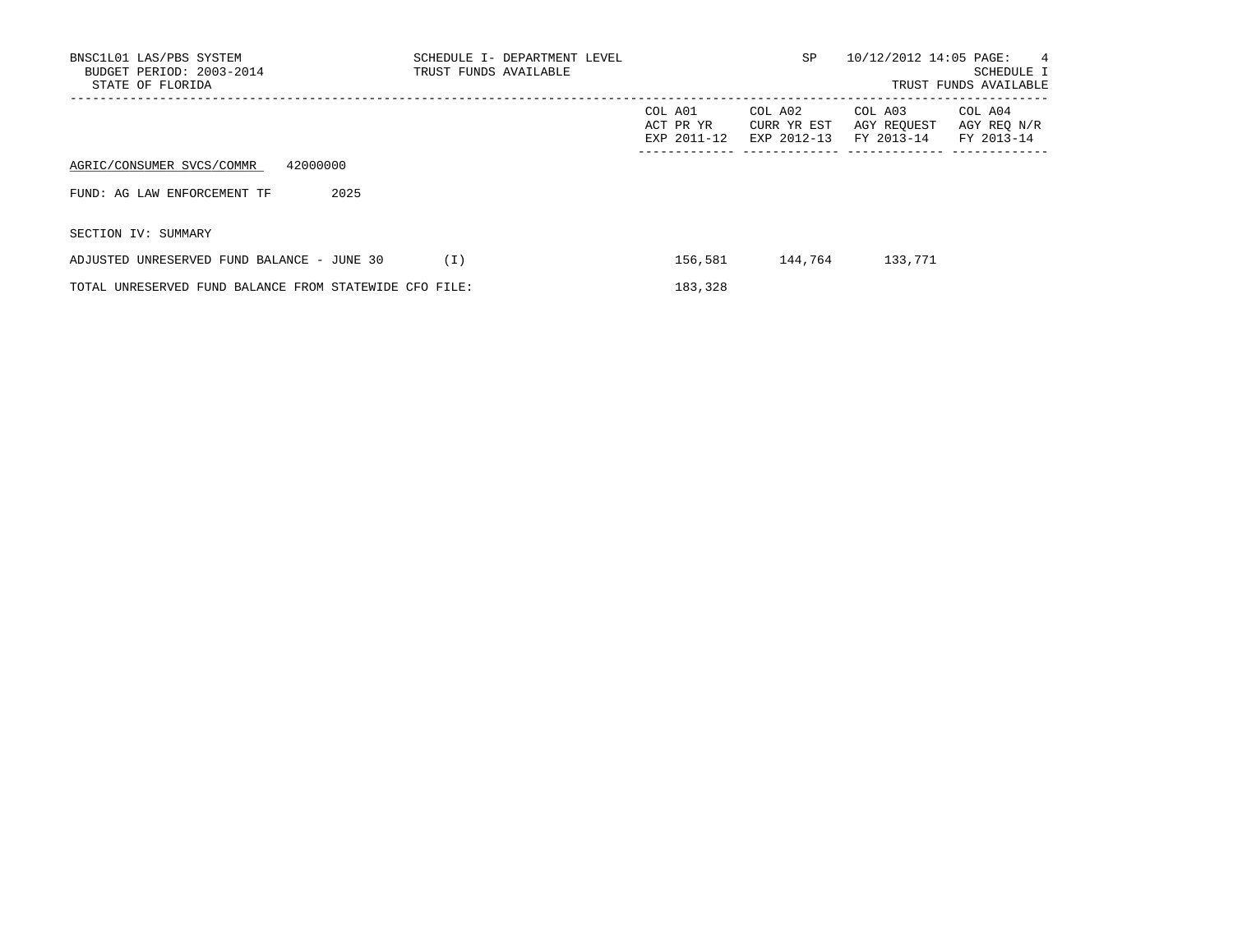BNSC1L01 LAS/PBS SYSTEM
BUDGET PERIOD: 2003-2014
STATE OF FLORIDA

SCHEDULE I- DEPARTMENT LEVEL
TRUST FUNDS AVAILABLE

SP 10/12/2012 14:05

SCHEDULE I
TRUST FUNDS AVAILABLE

AGRIC/CONSUMER SVCS/COMMR 42000000

FUND: AG LAW ENFORCEMENT TF 2025

SECTION IV: SUMMARY

| | COL A01 ACT PR YR EXP 2011-12 | COL A02 CURR YR EST EXP 2012-13 | COL A03 AGY REQUEST FY 2013-14 | COL A04 AGY REQ N/R FY 2013-14 |
|---|---|---|---|---|
| ADJUSTED UNRESERVED FUND BALANCE - JUNE 30 (I) | 156,581 | 144,764 | 133,771 | |
| TOTAL UNRESERVED FUND BALANCE FROM STATEWIDE CFO FILE: | 183,328 | | | |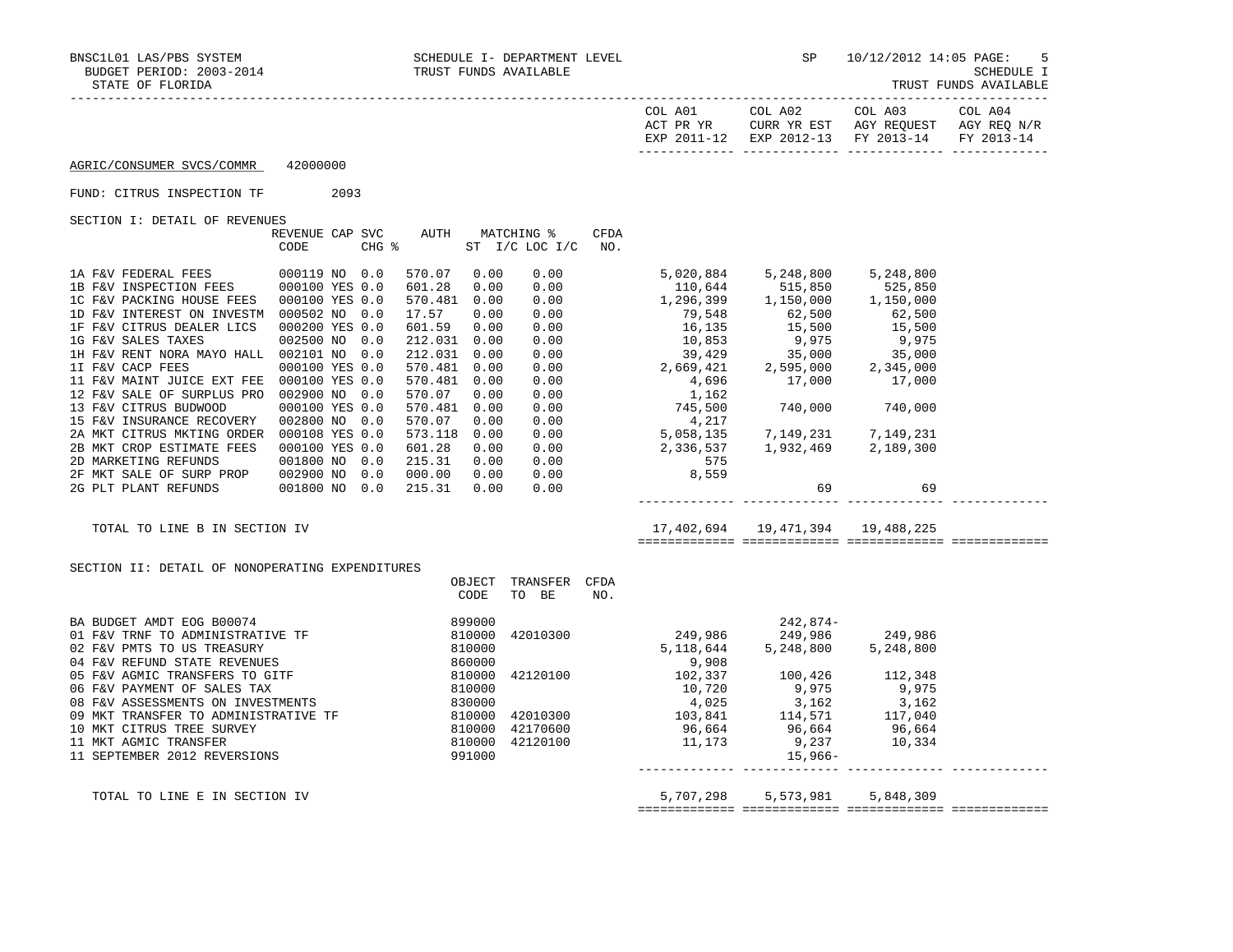BNSC1L01 LAS/PBS SYSTEM — SCHEDULE I- DEPARTMENT LEVEL — SP 10/12/2012 14:05

BUDGET PERIOD: 2003-2014 — TRUST FUNDS AVAILABLE — SCHEDULE I

STATE OF FLORIDA — TRUST FUNDS AVAILABLE

AGRIC/CONSUMER SVCS/COMMR 42000000

FUND: CITRUS INSPECTION TF 2093

SECTION I: DETAIL OF REVENUES

| | REVENUE CODE | CAP | SVC CHG % | AUTH ST | MATCHING % I/C | LOC I/C | CFDA NO. | COL A01 ACT PR YR EXP 2011-12 | COL A02 CURR YR EST EXP 2012-13 | COL A03 AGY REQUEST FY 2013-14 | COL A04 AGY REQ N/R FY 2013-14 |
|---|---|---|---|---|---|---|---|---|---|---|---|
| 1A F&V FEDERAL FEES | 000119 | NO | 0.0 | 570.07 | 0.00 | 0.00 | | 5,020,884 | 5,248,800 | 5,248,800 | |
| 1B F&V INSPECTION FEES | 000100 | YES | 0.0 | 601.28 | 0.00 | 0.00 | | 110,644 | 515,850 | 525,850 | |
| 1C F&V PACKING HOUSE FEES | 000100 | YES | 0.0 | 570.481 | 0.00 | 0.00 | | 1,296,399 | 1,150,000 | 1,150,000 | |
| 1D F&V INTEREST ON INVESTM | 000502 | NO | 0.0 | 17.57 | 0.00 | 0.00 | | 79,548 | 62,500 | 62,500 | |
| 1F F&V CITRUS DEALER LICS | 000200 | YES | 0.0 | 601.59 | 0.00 | 0.00 | | 16,135 | 15,500 | 15,500 | |
| 1G F&V SALES TAXES | 002500 | NO | 0.0 | 212.031 | 0.00 | 0.00 | | 10,853 | 9,975 | 9,975 | |
| 1H F&V RENT NORA MAYO HALL | 002101 | NO | 0.0 | 212.031 | 0.00 | 0.00 | | 39,429 | 35,000 | 35,000 | |
| 1I F&V CACP FEES | 000100 | YES | 0.0 | 570.481 | 0.00 | 0.00 | | 2,669,421 | 2,595,000 | 2,345,000 | |
| 11 F&V MAINT JUICE EXT FEE | 000100 | YES | 0.0 | 570.481 | 0.00 | 0.00 | | 4,696 | 17,000 | 17,000 | |
| 12 F&V SALE OF SURPLUS PRO | 002900 | NO | 0.0 | 570.07 | 0.00 | 0.00 | | 1,162 | | | |
| 13 F&V CITRUS BUDWOOD | 000100 | YES | 0.0 | 570.481 | 0.00 | 0.00 | | 745,500 | 740,000 | 740,000 | |
| 15 F&V INSURANCE RECOVERY | 002800 | NO | 0.0 | 570.07 | 0.00 | 0.00 | | 4,217 | | | |
| 2A MKT CITRUS MKTING ORDER | 000108 | YES | 0.0 | 573.118 | 0.00 | 0.00 | | 5,058,135 | 7,149,231 | 7,149,231 | |
| 2B MKT CROP ESTIMATE FEES | 000100 | YES | 0.0 | 601.28 | 0.00 | 0.00 | | 2,336,537 | 1,932,469 | 2,189,300 | |
| 2D MARKETING REFUNDS | 001800 | NO | 0.0 | 215.31 | 0.00 | 0.00 | | 575 | | | |
| 2F MKT SALE OF SURP PROP | 002900 | NO | 0.0 | 000.00 | 0.00 | 0.00 | | 8,559 | | | |
| 2G PLT PLANT REFUNDS | 001800 | NO | 0.0 | 215.31 | 0.00 | 0.00 | | | 69 | 69 | |
| TOTAL TO LINE B IN SECTION IV | | | | | | | | 17,402,694 | 19,471,394 | 19,488,225 | |

SECTION II: DETAIL OF NONOPERATING EXPENDITURES

| | OBJECT CODE | TRANSFER TO BE | CFDA NO. | COL A01 | COL A02 | COL A03 | COL A04 |
|---|---|---|---|---|---|---|---|
| BA BUDGET AMDT EOG B00074 | 899000 | | | | 242,874- | | |
| 01 F&V TRNF TO ADMINISTRATIVE TF | 810000 | 42010300 | | 249,986 | 249,986 | 249,986 | |
| 02 F&V PMTS TO US TREASURY | 810000 | | | 5,118,644 | 5,248,800 | 5,248,800 | |
| 04 F&V REFUND STATE REVENUES | 860000 | | | 9,908 | | | |
| 05 F&V AGMIC TRANSFERS TO GITF | 810000 | 42120100 | | 102,337 | 100,426 | 112,348 | |
| 06 F&V PAYMENT OF SALES TAX | 810000 | | | 10,720 | 9,975 | 9,975 | |
| 08 F&V ASSESSMENTS ON INVESTMENTS | 830000 | | | 4,025 | 3,162 | 3,162 | |
| 09 MKT TRANSFER TO ADMINISTRATIVE TF | 810000 | 42010300 | | 103,841 | 114,571 | 117,040 | |
| 10 MKT CITRUS TREE SURVEY | 810000 | 42170600 | | 96,664 | 96,664 | 96,664 | |
| 11 MKT AGMIC TRANSFER | 810000 | 42120100 | | 11,173 | 9,237 | 10,334 | |
| 11 SEPTEMBER 2012 REVERSIONS | 991000 | | | | 15,966- | | |
| TOTAL TO LINE E IN SECTION IV | | | | 5,707,298 | 5,573,981 | 5,848,309 | |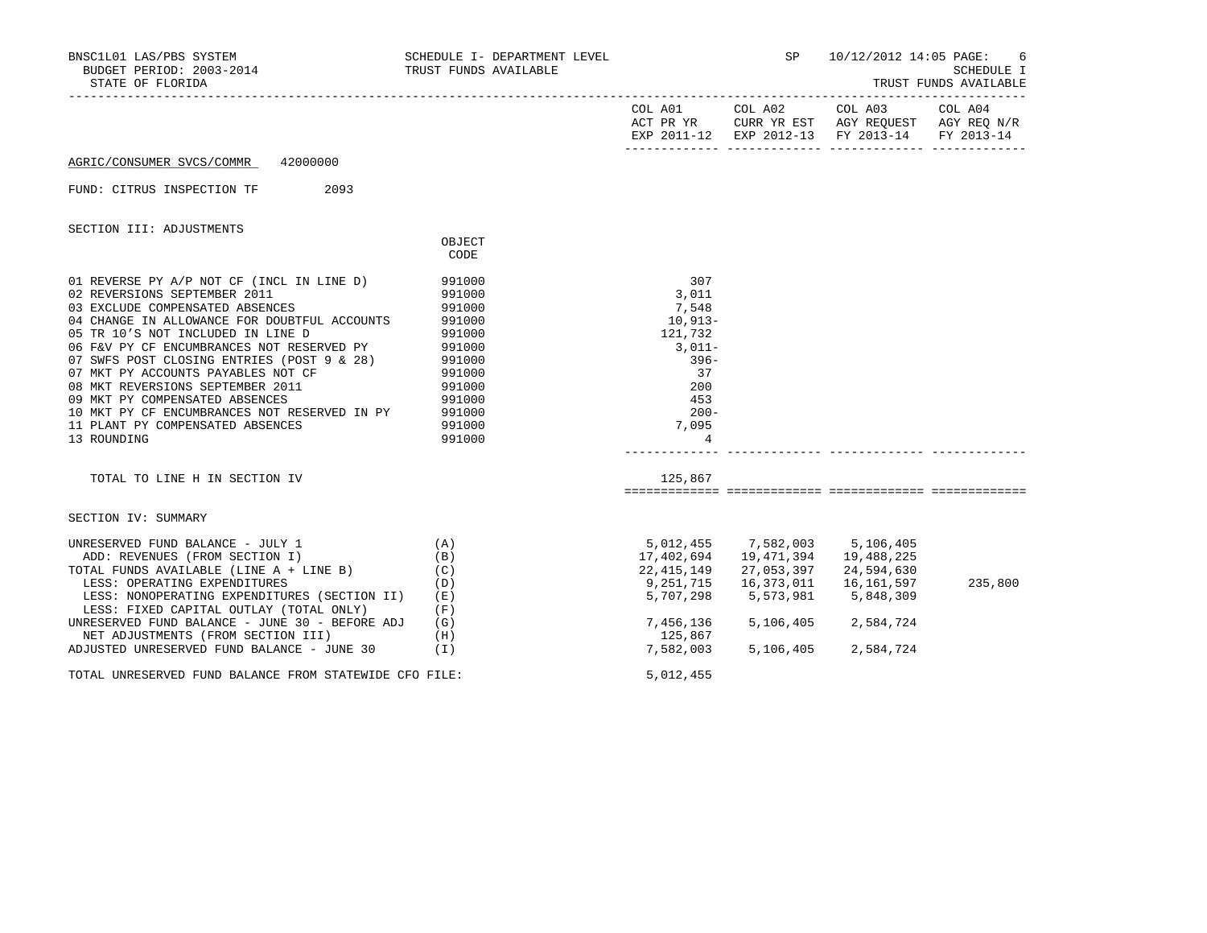BNSC1L01 LAS/PBS SYSTEM — SCHEDULE I- DEPARTMENT LEVEL — SP 10/12/2012 14:05 PAGE: 6
BUDGET PERIOD: 2003-2014 — TRUST FUNDS AVAILABLE — SCHEDULE I
STATE OF FLORIDA — TRUST FUNDS AVAILABLE

AGRIC/CONSUMER SVCS/COMMR 42000000

FUND: CITRUS INSPECTION TF 2093

## SECTION III: ADJUSTMENTS

| | OBJECT CODE | COL A01 ACT PR YR EXP 2011-12 | COL A02 CURR YR EST EXP 2012-13 | COL A03 AGY REQUEST FY 2013-14 | COL A04 AGY REQ N/R FY 2013-14 |
|---|---|---|---|---|---|
| 01 REVERSE PY A/P NOT CF (INCL IN LINE D) | 991000 | 307 | | | |
| 02 REVERSIONS SEPTEMBER 2011 | 991000 | 3,011 | | | |
| 03 EXCLUDE COMPENSATED ABSENCES | 991000 | 7,548 | | | |
| 04 CHANGE IN ALLOWANCE FOR DOUBTFUL ACCOUNTS | 991000 | 10,913- | | | |
| 05 TR 10'S NOT INCLUDED IN LINE D | 991000 | 121,732 | | | |
| 06 F&V PY CF ENCUMBRANCES NOT RESERVED PY | 991000 | 3,011- | | | |
| 07 SWFS POST CLOSING ENTRIES (POST 9 & 28) | 991000 | 396- | | | |
| 07 MKT PY ACCOUNTS PAYABLES NOT CF | 991000 | 37 | | | |
| 08 MKT REVERSIONS SEPTEMBER 2011 | 991000 | 200 | | | |
| 09 MKT PY COMPENSATED ABSENCES | 991000 | 453 | | | |
| 10 MKT PY CF ENCUMBRANCES NOT RESERVED IN PY | 991000 | 200- | | | |
| 11 PLANT PY COMPENSATED ABSENCES | 991000 | 7,095 | | | |
| 13 ROUNDING | 991000 | 4 | | | |
| TOTAL TO LINE H IN SECTION IV | | 125,867 | | | |

## SECTION IV: SUMMARY

| | | COL A01 | COL A02 | COL A03 | COL A04 |
|---|---|---|---|---|---|
| UNRESERVED FUND BALANCE - JULY 1 | (A) | 5,012,455 | 7,582,003 | 5,106,405 | |
| ADD: REVENUES (FROM SECTION I) | (B) | 17,402,694 | 19,471,394 | 19,488,225 | |
| TOTAL FUNDS AVAILABLE (LINE A + LINE B) | (C) | 22,415,149 | 27,053,397 | 24,594,630 | |
| LESS: OPERATING EXPENDITURES | (D) | 9,251,715 | 16,373,011 | 16,161,597 | 235,800 |
| LESS: NONOPERATING EXPENDITURES (SECTION II) | (E) | 5,707,298 | 5,573,981 | 5,848,309 | |
| LESS: FIXED CAPITAL OUTLAY (TOTAL ONLY) | (F) | | | | |
| UNRESERVED FUND BALANCE - JUNE 30 - BEFORE ADJ | (G) | 7,456,136 | 5,106,405 | 2,584,724 | |
| NET ADJUSTMENTS (FROM SECTION III) | (H) | 125,867 | | | |
| ADJUSTED UNRESERVED FUND BALANCE - JUNE 30 | (I) | 7,582,003 | 5,106,405 | 2,584,724 | |
| TOTAL UNRESERVED FUND BALANCE FROM STATEWIDE CFO FILE: | | 5,012,455 | | | |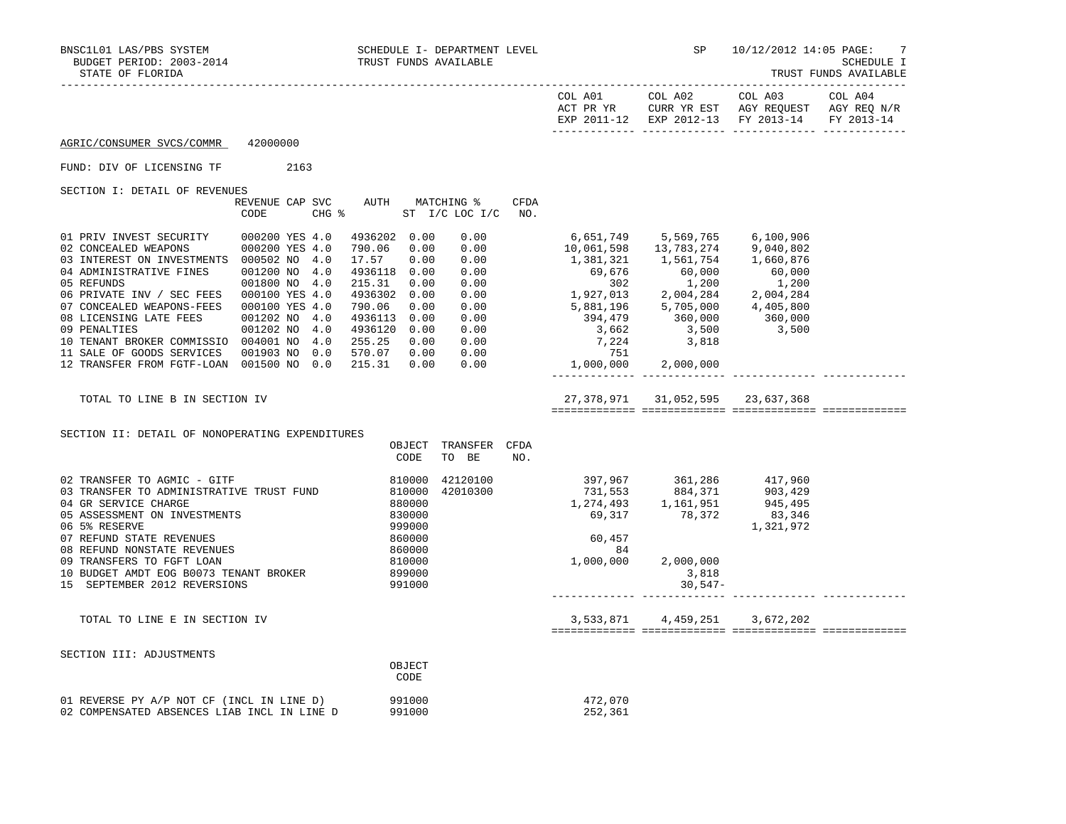BNSC1L01 LAS/PBS SYSTEM — SCHEDULE I- DEPARTMENT LEVEL — SP 10/12/2012 14:05

BUDGET PERIOD: 2003-2014 — TRUST FUNDS AVAILABLE — SCHEDULE I

STATE OF FLORIDA — TRUST FUNDS AVAILABLE

AGRIC/CONSUMER SVCS/COMMR 42000000

FUND: DIV OF LICENSING TF 2163

## SECTION I: DETAIL OF REVENUES

| | REVENUE CODE | CAP | SVC CHG % | AUTH | MATCHING % ST | I/C LOC I/C | CFDA NO. | COL A01 ACT PR YR EXP 2011-12 | COL A02 CURR YR EST EXP 2012-13 | COL A03 AGY REQUEST FY 2013-14 | COL A04 AGY REQ N/R FY 2013-14 |
|---|---|---|---|---|---|---|---|---|---|---|---|
| 01 PRIV INVEST SECURITY | 000200 | YES | 4.0 | 4936202 | 0.00 | 0.00 | | 6,651,749 | 5,569,765 | 6,100,906 | |
| 02 CONCEALED WEAPONS | 000200 | YES | 4.0 | 790.06 | 0.00 | 0.00 | | 10,061,598 | 13,783,274 | 9,040,802 | |
| 03 INTEREST ON INVESTMENTS | 000502 | NO | 4.0 | 17.57 | 0.00 | 0.00 | | 1,381,321 | 1,561,754 | 1,660,876 | |
| 04 ADMINISTRATIVE FINES | 001200 | NO | 4.0 | 4936118 | 0.00 | 0.00 | | 69,676 | 60,000 | 60,000 | |
| 05 REFUNDS | 001800 | NO | 4.0 | 215.31 | 0.00 | 0.00 | | 302 | 1,200 | 1,200 | |
| 06 PRIVATE INV / SEC FEES | 000100 | YES | 4.0 | 4936302 | 0.00 | 0.00 | | 1,927,013 | 2,004,284 | 2,004,284 | |
| 07 CONCEALED WEAPONS-FEES | 000100 | YES | 4.0 | 790.06 | 0.00 | 0.00 | | 5,881,196 | 5,705,000 | 4,405,800 | |
| 08 LICENSING LATE FEES | 001202 | NO | 4.0 | 4936113 | 0.00 | 0.00 | | 394,479 | 360,000 | 360,000 | |
| 09 PENALTIES | 001202 | NO | 4.0 | 4936120 | 0.00 | 0.00 | | 3,662 | 3,500 | 3,500 | |
| 10 TENANT BROKER COMMISSIO | 004001 | NO | 4.0 | 255.25 | 0.00 | 0.00 | | 7,224 | 3,818 | | |
| 11 SALE OF GOODS SERVICES | 001903 | NO | 0.0 | 570.07 | 0.00 | 0.00 | | 751 | | | |
| 12 TRANSFER FROM FGTF-LOAN | 001500 | NO | 0.0 | 215.31 | 0.00 | 0.00 | | 1,000,000 | 2,000,000 | | |
| TOTAL TO LINE B IN SECTION IV | | | | | | | | 27,378,971 | 31,052,595 | 23,637,368 | |

## SECTION II: DETAIL OF NONOPERATING EXPENDITURES

| | OBJECT CODE | TRANSFER TO BE | CFDA NO. | COL A01 | COL A02 | COL A03 | COL A04 |
|---|---|---|---|---|---|---|---|
| 02 TRANSFER TO AGMIC - GITF | 810000 | 42120100 | | 397,967 | 361,286 | 417,960 | |
| 03 TRANSFER TO ADMINISTRATIVE TRUST FUND | 810000 | 42010300 | | 731,553 | 884,371 | 903,429 | |
| 04 GR SERVICE CHARGE | 880000 | | | 1,274,493 | 1,161,951 | 945,495 | |
| 05 ASSESSMENT ON INVESTMENTS | 830000 | | | 69,317 | 78,372 | 83,346 | |
| 06 5% RESERVE | 999000 | | | | | 1,321,972 | |
| 07 REFUND STATE REVENUES | 860000 | | | 60,457 | | | |
| 08 REFUND NONSTATE REVENUES | 860000 | | | 84 | | | |
| 09 TRANSFERS TO FGFT LOAN | 810000 | | | 1,000,000 | 2,000,000 | | |
| 10 BUDGET AMDT EOG B0073 TENANT BROKER | 899000 | | | | 3,818 | | |
| 15 SEPTEMBER 2012 REVERSIONS | 991000 | | | | 30,547- | | |
| TOTAL TO LINE E IN SECTION IV | | | | 3,533,871 | 4,459,251 | 3,672,202 | |

## SECTION III: ADJUSTMENTS

| | OBJECT CODE | COL A01 | COL A02 | COL A03 | COL A04 |
|---|---|---|---|---|---|
| 01 REVERSE PY A/P NOT CF (INCL IN LINE D) | 991000 | 472,070 | | | |
| 02 COMPENSATED ABSENCES LIAB INCL IN LINE D | 991000 | 252,361 | | | |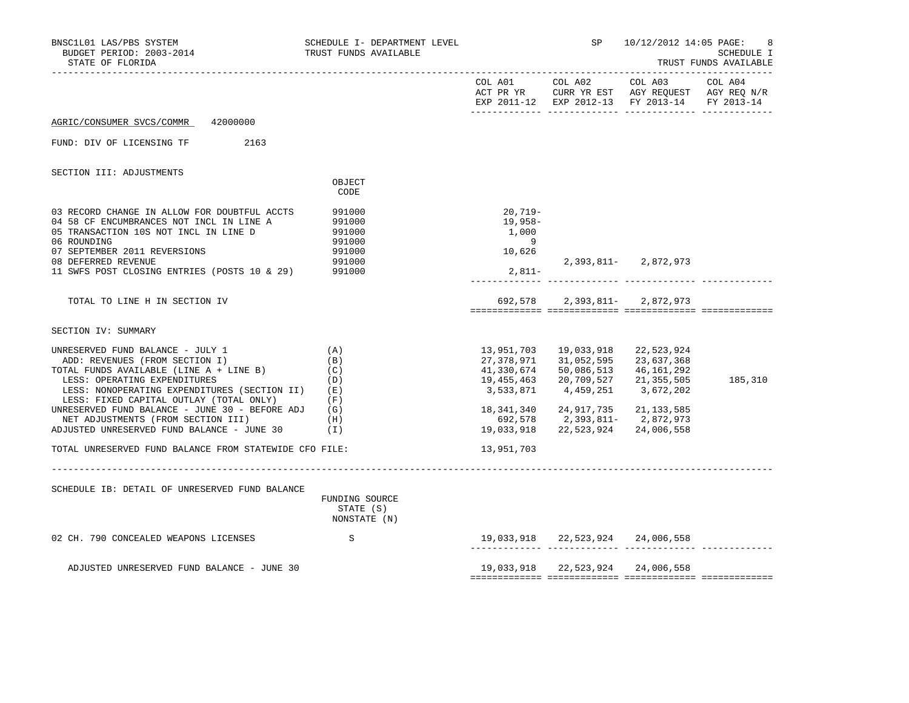BNSC1L01 LAS/PBS SYSTEM — SCHEDULE I- DEPARTMENT LEVEL — SP 10/12/2012 14:05

BUDGET PERIOD: 2003-2014 — TRUST FUNDS AVAILABLE — SCHEDULE I

STATE OF FLORIDA — TRUST FUNDS AVAILABLE

AGRIC/CONSUMER SVCS/COMMR 42000000

FUND: DIV OF LICENSING TF 2163

## SECTION III: ADJUSTMENTS

| | OBJECT CODE | COL A01 ACT PR YR EXP 2011-12 | COL A02 CURR YR EST EXP 2012-13 | COL A03 AGY REQUEST FY 2013-14 | COL A04 AGY REQ N/R FY 2013-14 |
|---|---|---|---|---|---|
| 03 RECORD CHANGE IN ALLOW FOR DOUBTFUL ACCTS | 991000 | 20,719- | | | |
| 04 58 CF ENCUMBRANCES NOT INCL IN LINE A | 991000 | 19,958- | | | |
| 05 TRANSACTION 10S NOT INCL IN LINE D | 991000 | 1,000 | | | |
| 06 ROUNDING | 991000 | 9 | | | |
| 07 SEPTEMBER 2011 REVERSIONS | 991000 | 10,626 | | | |
| 08 DEFERRED REVENUE | 991000 | | 2,393,811- | 2,872,973 | |
| 11 SWFS POST CLOSING ENTRIES (POSTS 10 & 29) | 991000 | 2,811- | | | |
| TOTAL TO LINE H IN SECTION IV | | 692,578 | 2,393,811- | 2,872,973 | |

## SECTION IV: SUMMARY

| | | COL A01 | COL A02 | COL A03 | COL A04 |
|---|---|---|---|---|---|
| UNRESERVED FUND BALANCE - JULY 1 | (A) | 13,951,703 | 19,033,918 | 22,523,924 | |
| ADD: REVENUES (FROM SECTION I) | (B) | 27,378,971 | 31,052,595 | 23,637,368 | |
| TOTAL FUNDS AVAILABLE (LINE A + LINE B) | (C) | 41,330,674 | 50,086,513 | 46,161,292 | |
| LESS: OPERATING EXPENDITURES | (D) | 19,455,463 | 20,709,527 | 21,355,505 | 185,310 |
| LESS: NONOPERATING EXPENDITURES (SECTION II) | (E) | 3,533,871 | 4,459,251 | 3,672,202 | |
| LESS: FIXED CAPITAL OUTLAY (TOTAL ONLY) | (F) | | | | |
| UNRESERVED FUND BALANCE - JUNE 30 - BEFORE ADJ | (G) | 18,341,340 | 24,917,735 | 21,133,585 | |
| NET ADJUSTMENTS (FROM SECTION III) | (H) | 692,578 | 2,393,811- | 2,872,973 | |
| ADJUSTED UNRESERVED FUND BALANCE - JUNE 30 | (I) | 19,033,918 | 22,523,924 | 24,006,558 | |
| TOTAL UNRESERVED FUND BALANCE FROM STATEWIDE CFO FILE: | | 13,951,703 | | | |

## SCHEDULE IB: DETAIL OF UNRESERVED FUND BALANCE

| | FUNDING SOURCE STATE (S) NONSTATE (N) | COL A01 | COL A02 | COL A03 | COL A04 |
|---|---|---|---|---|---|
| 02 CH. 790 CONCEALED WEAPONS LICENSES | S | 19,033,918 | 22,523,924 | 24,006,558 | |
| ADJUSTED UNRESERVED FUND BALANCE - JUNE 30 | | 19,033,918 | 22,523,924 | 24,006,558 | |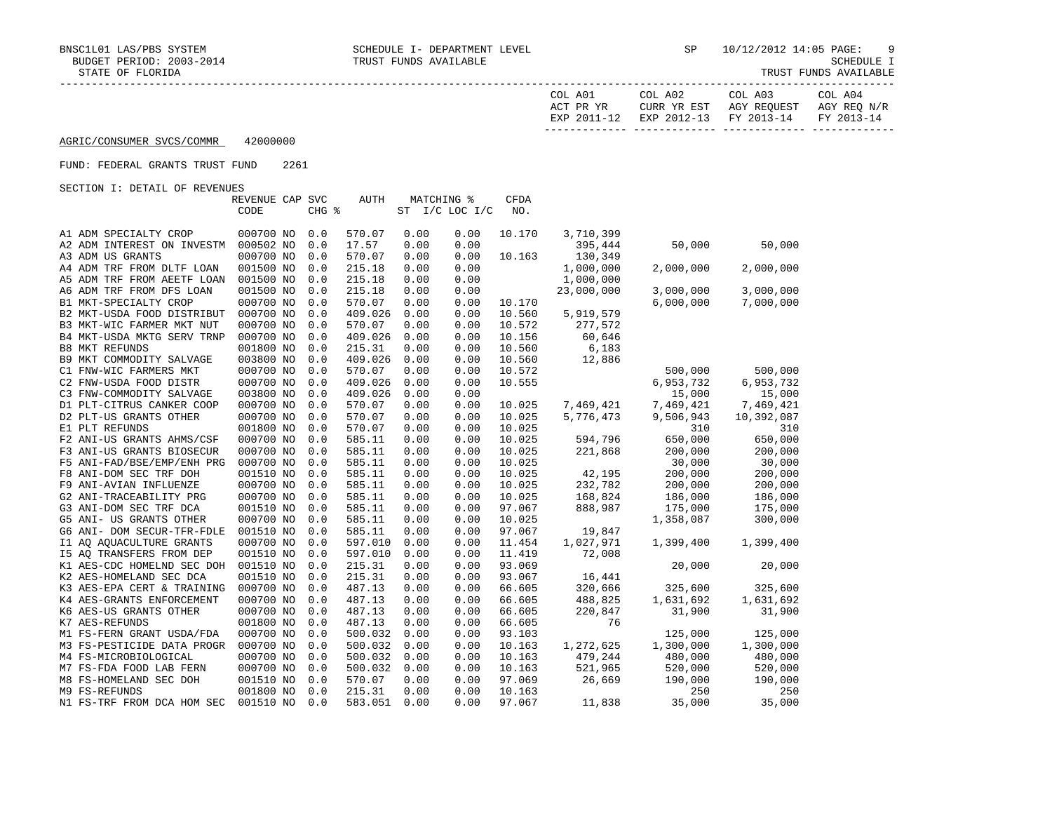BNSC1L01 LAS/PBS SYSTEM — SCHEDULE I- DEPARTMENT LEVEL — SP 10/12/2012 14:05

BUDGET PERIOD: 2003-2014 — TRUST FUNDS AVAILABLE — SCHEDULE I

STATE OF FLORIDA — TRUST FUNDS AVAILABLE

AGRIC/CONSUMER SVCS/COMMR 42000000

FUND: FEDERAL GRANTS TRUST FUND 2261

SECTION I: DETAIL OF REVENUES

| | REVENUE CODE | CAP | SVC CHG % | AUTH | MATCHING % ST | I/C LOC I/C | CFDA NO. | COL A01 ACT PR YR EXP 2011-12 | COL A02 CURR YR EST EXP 2012-13 | COL A03 AGY REQUEST FY 2013-14 | COL A04 AGY REQ N/R FY 2013-14 |
|---|---|---|---|---|---|---|---|---|---|---|---|
| A1 ADM SPECIALTY CROP | 000700 | NO | 0.0 | 570.07 | 0.00 | 0.00 | 10.170 | 3,710,399 | | | |
| A2 ADM INTEREST ON INVESTM | 000502 | NO | 0.0 | 17.57 | 0.00 | 0.00 | | 395,444 | 50,000 | 50,000 | |
| A3 ADM US GRANTS | 000700 | NO | 0.0 | 570.07 | 0.00 | 0.00 | 10.163 | 130,349 | | | |
| A4 ADM TRF FROM DLTF LOAN | 001500 | NO | 0.0 | 215.18 | 0.00 | 0.00 | | 1,000,000 | 2,000,000 | 2,000,000 | |
| A5 ADM TRF FROM AEETF LOAN | 001500 | NO | 0.0 | 215.18 | 0.00 | 0.00 | | 1,000,000 | | | |
| A6 ADM TRF FROM DFS LOAN | 001500 | NO | 0.0 | 215.18 | 0.00 | 0.00 | | 23,000,000 | 3,000,000 | 3,000,000 | |
| B1 MKT-SPECIALTY CROP | 000700 | NO | 0.0 | 570.07 | 0.00 | 0.00 | 10.170 | | 6,000,000 | 7,000,000 | |
| B2 MKT-USDA FOOD DISTRIBUT | 000700 | NO | 0.0 | 409.026 | 0.00 | 0.00 | 10.560 | 5,919,579 | | | |
| B3 MKT-WIC FARMER MKT NUT | 000700 | NO | 0.0 | 570.07 | 0.00 | 0.00 | 10.572 | 277,572 | | | |
| B4 MKT-USDA MKTG SERV TRNP | 000700 | NO | 0.0 | 409.026 | 0.00 | 0.00 | 10.156 | 60,646 | | | |
| B8 MKT REFUNDS | 001800 | NO | 0.0 | 215.31 | 0.00 | 0.00 | 10.560 | 6,183 | | | |
| B9 MKT COMMODITY SALVAGE | 003800 | NO | 0.0 | 409.026 | 0.00 | 0.00 | 10.560 | 12,886 | | | |
| C1 FNW-WIC FARMERS MKT | 000700 | NO | 0.0 | 570.07 | 0.00 | 0.00 | 10.572 | | 500,000 | 500,000 | |
| C2 FNW-USDA FOOD DISTR | 000700 | NO | 0.0 | 409.026 | 0.00 | 0.00 | 10.555 | | 6,953,732 | 6,953,732 | |
| C3 FNW-COMMODITY SALVAGE | 003800 | NO | 0.0 | 409.026 | 0.00 | 0.00 | | | 15,000 | 15,000 | |
| D1 PLT-CITRUS CANKER COOP | 000700 | NO | 0.0 | 570.07 | 0.00 | 0.00 | 10.025 | 7,469,421 | 7,469,421 | 7,469,421 | |
| D2 PLT-US GRANTS OTHER | 000700 | NO | 0.0 | 570.07 | 0.00 | 0.00 | 10.025 | 5,776,473 | 9,506,943 | 10,392,087 | |
| E1 PLT REFUNDS | 001800 | NO | 0.0 | 570.07 | 0.00 | 0.00 | 10.025 | | 310 | 310 | |
| F2 ANI-US GRANTS AHMS/CSF | 000700 | NO | 0.0 | 585.11 | 0.00 | 0.00 | 10.025 | 594,796 | 650,000 | 650,000 | |
| F3 ANI-US GRANTS BIOSECUR | 000700 | NO | 0.0 | 585.11 | 0.00 | 0.00 | 10.025 | 221,868 | 200,000 | 200,000 | |
| F5 ANI-FAD/BSE/EMP/ENH PRG | 000700 | NO | 0.0 | 585.11 | 0.00 | 0.00 | 10.025 | | 30,000 | 30,000 | |
| F8 ANI-DOM SEC TRF DOH | 001510 | NO | 0.0 | 585.11 | 0.00 | 0.00 | 10.025 | 42,195 | 200,000 | 200,000 | |
| F9 ANI-AVIAN INFLUENZE | 000700 | NO | 0.0 | 585.11 | 0.00 | 0.00 | 10.025 | 232,782 | 200,000 | 200,000 | |
| G2 ANI-TRACEABILITY PRG | 000700 | NO | 0.0 | 585.11 | 0.00 | 0.00 | 10.025 | 168,824 | 186,000 | 186,000 | |
| G3 ANI-DOM SEC TRF DCA | 001510 | NO | 0.0 | 585.11 | 0.00 | 0.00 | 97.067 | 888,987 | 175,000 | 175,000 | |
| G5 ANI- US GRANTS OTHER | 000700 | NO | 0.0 | 585.11 | 0.00 | 0.00 | 10.025 | | 1,358,087 | 300,000 | |
| G6 ANI- DOM SECUR-TFR-FDLE | 001510 | NO | 0.0 | 585.11 | 0.00 | 0.00 | 97.067 | 19,847 | | | |
| I1 AQ AQUACULTURE GRANTS | 000700 | NO | 0.0 | 597.010 | 0.00 | 0.00 | 11.454 | 1,027,971 | 1,399,400 | 1,399,400 | |
| I5 AQ TRANSFERS FROM DEP | 001510 | NO | 0.0 | 597.010 | 0.00 | 0.00 | 11.419 | 72,008 | | | |
| K1 AES-CDC HOMELND SEC DOH | 001510 | NO | 0.0 | 215.31 | 0.00 | 0.00 | 93.069 | | 20,000 | 20,000 | |
| K2 AES-HOMELAND SEC DCA | 001510 | NO | 0.0 | 215.31 | 0.00 | 0.00 | 93.067 | 16,441 | | | |
| K3 AES-EPA CERT & TRAINING | 000700 | NO | 0.0 | 487.13 | 0.00 | 0.00 | 66.605 | 320,666 | 325,600 | 325,600 | |
| K4 AES-GRANTS ENFORCEMENT | 000700 | NO | 0.0 | 487.13 | 0.00 | 0.00 | 66.605 | 488,825 | 1,631,692 | 1,631,692 | |
| K6 AES-US GRANTS OTHER | 000700 | NO | 0.0 | 487.13 | 0.00 | 0.00 | 66.605 | 220,847 | 31,900 | 31,900 | |
| K7 AES-REFUNDS | 001800 | NO | 0.0 | 487.13 | 0.00 | 0.00 | 66.605 | 76 | | | |
| M1 FS-FERN GRANT USDA/FDA | 000700 | NO | 0.0 | 500.032 | 0.00 | 0.00 | 93.103 | | 125,000 | 125,000 | |
| M3 FS-PESTICIDE DATA PROGR | 000700 | NO | 0.0 | 500.032 | 0.00 | 0.00 | 10.163 | 1,272,625 | 1,300,000 | 1,300,000 | |
| M4 FS-MICROBIOLOGICAL | 000700 | NO | 0.0 | 500.032 | 0.00 | 0.00 | 10.163 | 479,244 | 480,000 | 480,000 | |
| M7 FS-FDA FOOD LAB FERN | 000700 | NO | 0.0 | 500.032 | 0.00 | 0.00 | 10.163 | 521,965 | 520,000 | 520,000 | |
| M8 FS-HOMELAND SEC DOH | 001510 | NO | 0.0 | 570.07 | 0.00 | 0.00 | 97.069 | 26,669 | 190,000 | 190,000 | |
| M9 FS-REFUNDS | 001800 | NO | 0.0 | 215.31 | 0.00 | 0.00 | 10.163 | | 250 | 250 | |
| N1 FS-TRF FROM DCA HOM SEC | 001510 | NO | 0.0 | 583.051 | 0.00 | 0.00 | 97.067 | 11,838 | 35,000 | 35,000 | |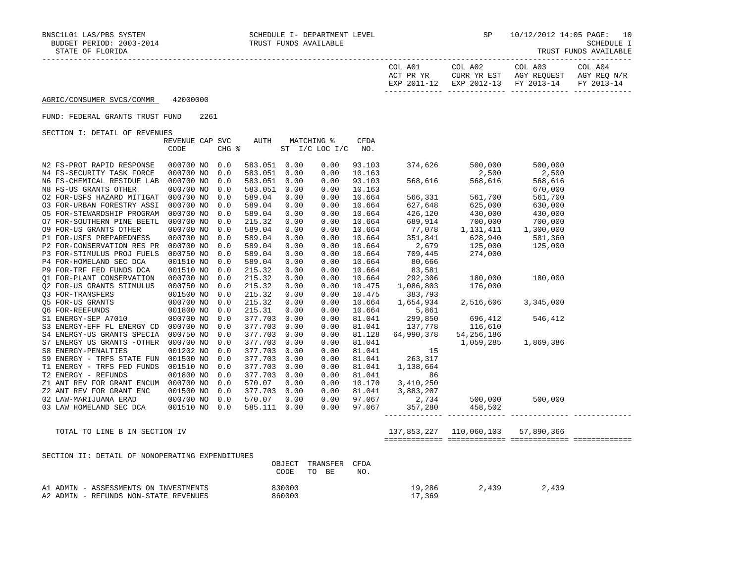BNSC1L01 LAS/PBS SYSTEM — SCHEDULE I- DEPARTMENT LEVEL — SP 10/12/2012 14:05
BUDGET PERIOD: 2003-2014 — TRUST FUNDS AVAILABLE — SCHEDULE I
STATE OF FLORIDA — TRUST FUNDS AVAILABLE

AGRIC/CONSUMER SVCS/COMMR 42000000

FUND: FEDERAL GRANTS TRUST FUND 2261

SECTION I: DETAIL OF REVENUES

| | REVENUE CODE | CAP | SVC CHG % | AUTH | MATCHING % ST I/C | LOC I/C | CFDA NO. | COL A01 ACT PR YR EXP 2011-12 | COL A02 CURR YR EST EXP 2012-13 | COL A03 AGY REQUEST FY 2013-14 | COL A04 AGY REQ N/R FY 2013-14 |
|---|---|---|---|---|---|---|---|---|---|---|---|
| N2 FS-PROT RAPID RESPONSE | 000700 | NO | 0.0 | 583.051 | 0.00 | 0.00 | 93.103 | 374,626 | 500,000 | 500,000 | |
| N4 FS-SECURITY TASK FORCE | 000700 | NO | 0.0 | 583.051 | 0.00 | 0.00 | 10.163 | | 2,500 | 2,500 | |
| N6 FS-CHEMICAL RESIDUE LAB | 000700 | NO | 0.0 | 583.051 | 0.00 | 0.00 | 93.103 | 568,616 | 568,616 | 568,616 | |
| N8 FS-US GRANTS OTHER | 000700 | NO | 0.0 | 583.051 | 0.00 | 0.00 | 10.163 | | | 670,000 | |
| O2 FOR-USFS HAZARD MITIGAT | 000700 | NO | 0.0 | 589.04 | 0.00 | 0.00 | 10.664 | 566,331 | 561,700 | 561,700 | |
| O3 FOR-URBAN FORESTRY ASSI | 000700 | NO | 0.0 | 589.04 | 0.00 | 0.00 | 10.664 | 627,648 | 625,000 | 630,000 | |
| O5 FOR-STEWARDSHIP PROGRAM | 000700 | NO | 0.0 | 589.04 | 0.00 | 0.00 | 10.664 | 426,120 | 430,000 | 430,000 | |
| O7 FOR-SOUTHERN PINE BEETL | 000700 | NO | 0.0 | 215.32 | 0.00 | 0.00 | 10.664 | 689,914 | 700,000 | 700,000 | |
| O9 FOR-US GRANTS OTHER | 000700 | NO | 0.0 | 589.04 | 0.00 | 0.00 | 10.664 | 77,078 | 1,131,411 | 1,300,000 | |
| P1 FOR-USFS PREPAREDNESS | 000700 | NO | 0.0 | 589.04 | 0.00 | 0.00 | 10.664 | 351,841 | 628,940 | 581,360 | |
| P2 FOR-CONSERVATION RES PR | 000700 | NO | 0.0 | 589.04 | 0.00 | 0.00 | 10.664 | 2,679 | 125,000 | 125,000 | |
| P3 FOR-STIMULUS PROJ FUELS | 000750 | NO | 0.0 | 589.04 | 0.00 | 0.00 | 10.664 | 709,445 | 274,000 | | |
| P4 FOR-HOMELAND SEC DCA | 001510 | NO | 0.0 | 589.04 | 0.00 | 0.00 | 10.664 | 80,666 | | | |
| P9 FOR-TRF FED FUNDS DCA | 001510 | NO | 0.0 | 215.32 | 0.00 | 0.00 | 10.664 | 83,581 | | | |
| Q1 FOR-PLANT CONSERVATION | 000700 | NO | 0.0 | 215.32 | 0.00 | 0.00 | 10.664 | 292,306 | 180,000 | 180,000 | |
| Q2 FOR-US GRANTS STIMULUS | 000750 | NO | 0.0 | 215.32 | 0.00 | 0.00 | 10.475 | 1,086,803 | 176,000 | | |
| Q3 FOR-TRANSFERS | 001500 | NO | 0.0 | 215.32 | 0.00 | 0.00 | 10.475 | 383,793 | | | |
| Q5 FOR-US GRANTS | 000700 | NO | 0.0 | 215.32 | 0.00 | 0.00 | 10.664 | 1,654,934 | 2,516,606 | 3,345,000 | |
| Q6 FOR-REEFUNDS | 001800 | NO | 0.0 | 215.31 | 0.00 | 0.00 | 10.664 | 5,861 | | | |
| S1 ENERGY-SEP A7010 | 000700 | NO | 0.0 | 377.703 | 0.00 | 0.00 | 81.041 | 299,850 | 696,412 | 546,412 | |
| S3 ENERGY-EFF FL ENERGY CD | 000700 | NO | 0.0 | 377.703 | 0.00 | 0.00 | 81.041 | 137,778 | 116,610 | | |
| S4 ENERGY-US GRANTS SPECIA | 000750 | NO | 0.0 | 377.703 | 0.00 | 0.00 | 81.128 | 64,990,378 | 54,256,186 | | |
| S7 ENERGY US GRANTS -OTHER | 000700 | NO | 0.0 | 377.703 | 0.00 | 0.00 | 81.041 | | 1,059,285 | 1,869,386 | |
| S8 ENERGY-PENALTIES | 001202 | NO | 0.0 | 377.703 | 0.00 | 0.00 | 81.041 | 15 | | | |
| S9 ENERGY - TRFS STATE FUN | 001500 | NO | 0.0 | 377.703 | 0.00 | 0.00 | 81.041 | 263,317 | | | |
| T1 ENERGY - TRFS FED FUNDS | 001510 | NO | 0.0 | 377.703 | 0.00 | 0.00 | 81.041 | 1,138,664 | | | |
| T2 ENERGY - REFUNDS | 001800 | NO | 0.0 | 377.703 | 0.00 | 0.00 | 81.041 | 86 | | | |
| Z1 ANT REV FOR GRANT ENCUM | 000700 | NO | 0.0 | 570.07 | 0.00 | 0.00 | 10.170 | 3,410,250 | | | |
| Z2 ANT REV FOR GRANT ENC | 001500 | NO | 0.0 | 377.703 | 0.00 | 0.00 | 81.041 | 3,883,207 | | | |
| 02 LAW-MARIJUANA ERAD | 000700 | NO | 0.0 | 570.07 | 0.00 | 0.00 | 97.067 | 2,734 | 500,000 | 500,000 | |
| 03 LAW HOMELAND SEC DCA | 001510 | NO | 0.0 | 585.111 | 0.00 | 0.00 | 97.067 | 357,280 | 458,502 | | |
| TOTAL TO LINE B IN SECTION IV | | | | | | | | 137,853,227 | 110,060,103 | 57,890,366 | |

SECTION II: DETAIL OF NONOPERATING EXPENDITURES

| | OBJECT CODE | TRANSFER TO BE | CFDA NO. | COL A01 | COL A02 | COL A03 | COL A04 |
|---|---|---|---|---|---|---|---|
| A1 ADMIN - ASSESSMENTS ON INVESTMENTS | 830000 | | | 19,286 | 2,439 | 2,439 | |
| A2 ADMIN - REFUNDS NON-STATE REVENUES | 860000 | | | 17,369 | | | |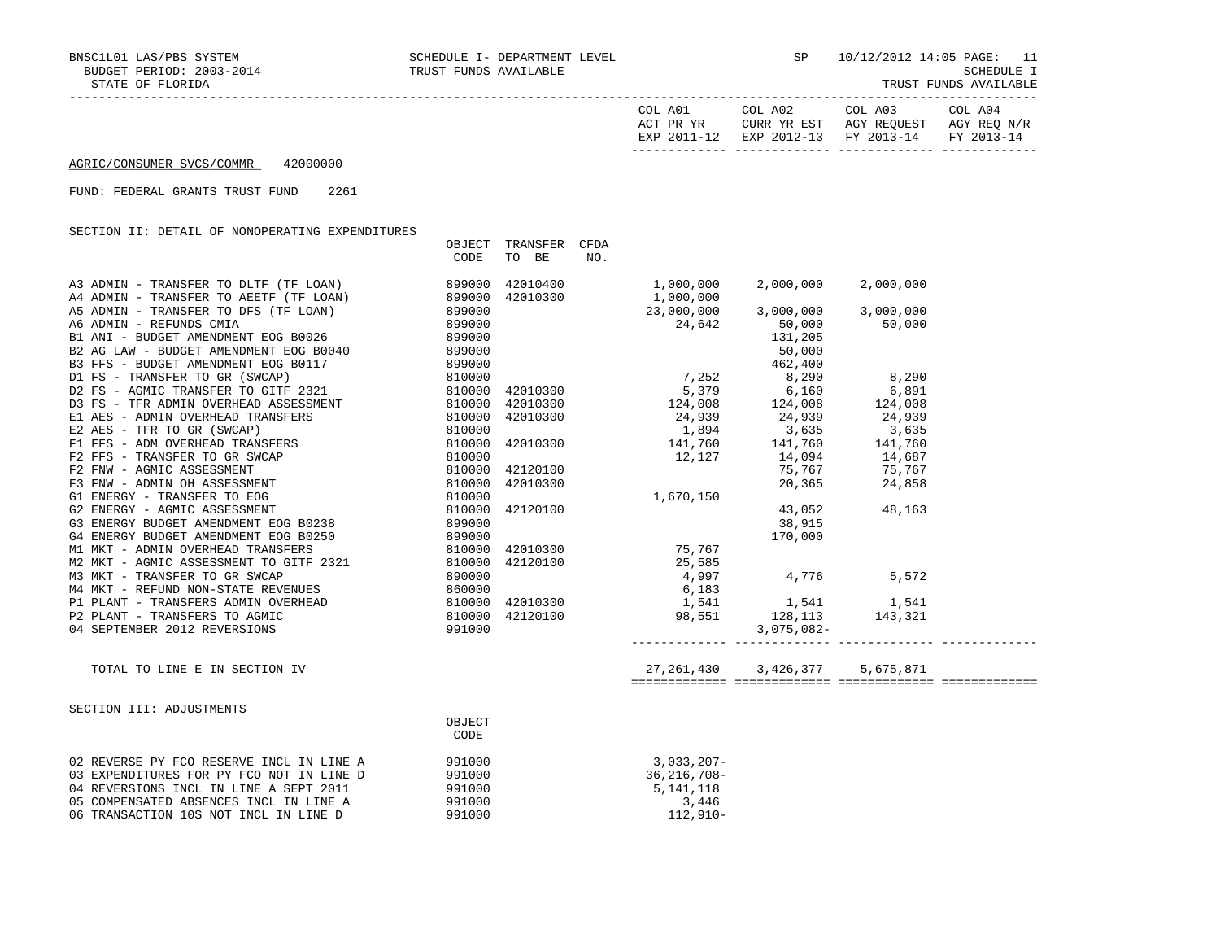BNSC1L01 LAS/PBS SYSTEM — SCHEDULE I- DEPARTMENT LEVEL — SP 10/12/2012 14:05

BUDGET PERIOD: 2003-2014 — TRUST FUNDS AVAILABLE — SCHEDULE I

STATE OF FLORIDA — TRUST FUNDS AVAILABLE

AGRIC/CONSUMER SVCS/COMMR 42000000

FUND: FEDERAL GRANTS TRUST FUND 2261

SECTION II: DETAIL OF NONOPERATING EXPENDITURES

| | OBJECT CODE | TRANSFER TO BE | CFDA NO. | COL A01 ACT PR YR EXP 2011-12 | COL A02 CURR YR EST EXP 2012-13 | COL A03 AGY REQUEST FY 2013-14 | COL A04 AGY REQ N/R FY 2013-14 |
|---|---|---|---|---|---|---|---|
| A3 ADMIN - TRANSFER TO DLTF (TF LOAN) | 899000 | 42010400 | | 1,000,000 | 2,000,000 | 2,000,000 | |
| A4 ADMIN - TRANSFER TO AEETF (TF LOAN) | 899000 | 42010300 | | 1,000,000 | | | |
| A5 ADMIN - TRANSFER TO DFS (TF LOAN) | 899000 | | | 23,000,000 | 3,000,000 | 3,000,000 | |
| A6 ADMIN - REFUNDS CMIA | 899000 | | | 24,642 | 50,000 | 50,000 | |
| B1 ANI - BUDGET AMENDMENT EOG B0026 | 899000 | | | | 131,205 | | |
| B2 AG LAW - BUDGET AMENDMENT EOG B0040 | 899000 | | | | 50,000 | | |
| B3 FFS - BUDGET AMENDMENT EOG B0117 | 899000 | | | | 462,400 | | |
| D1 FS - TRANSFER TO GR (SWCAP) | 810000 | | | 7,252 | 8,290 | 8,290 | |
| D2 FS - AGMIC TRANSFER TO GITF 2321 | 810000 | 42010300 | | 5,379 | 6,160 | 6,891 | |
| D3 FS - TFR ADMIN OVERHEAD ASSESSMENT | 810000 | 42010300 | | 124,008 | 124,008 | 124,008 | |
| E1 AES - ADMIN OVERHEAD TRANSFERS | 810000 | 42010300 | | 24,939 | 24,939 | 24,939 | |
| E2 AES - TFR TO GR (SWCAP) | 810000 | | | 1,894 | 3,635 | 3,635 | |
| F1 FFS - ADM OVERHEAD TRANSFERS | 810000 | 42010300 | | 141,760 | 141,760 | 141,760 | |
| F2 FFS - TRANSFER TO GR SWCAP | 810000 | | | 12,127 | 14,094 | 14,687 | |
| F2 FNW - AGMIC ASSESSMENT | 810000 | 42120100 | | | 75,767 | 75,767 | |
| F3 FNW - ADMIN OH ASSESSMENT | 810000 | 42010300 | | | 20,365 | 24,858 | |
| G1 ENERGY - TRANSFER TO EOG | 810000 | | | 1,670,150 | | | |
| G2 ENERGY - AGMIC ASSESSMENT | 810000 | 42120100 | | | 43,052 | 48,163 | |
| G3 ENERGY BUDGET AMENDMENT EOG B0238 | 899000 | | | | 38,915 | | |
| G4 ENERGY BUDGET AMENDMENT EOG B0250 | 899000 | | | | 170,000 | | |
| M1 MKT - ADMIN OVERHEAD TRANSFERS | 810000 | 42010300 | | 75,767 | | | |
| M2 MKT - AGMIC ASSESSMENT TO GITF 2321 | 810000 | 42120100 | | 25,585 | | | |
| M3 MKT - TRANSFER TO GR SWCAP | 890000 | | | 4,997 | 4,776 | 5,572 | |
| M4 MKT - REFUND NON-STATE REVENUES | 860000 | | | 6,183 | | | |
| P1 PLANT - TRANSFERS ADMIN OVERHEAD | 810000 | 42010300 | | 1,541 | 1,541 | 1,541 | |
| P2 PLANT - TRANSFERS TO AGMIC | 810000 | 42120100 | | 98,551 | 128,113 | 143,321 | |
| 04 SEPTEMBER 2012 REVERSIONS | 991000 | | | | 3,075,082- | | |
| TOTAL TO LINE E IN SECTION IV | | | | 27,261,430 | 3,426,377 | 5,675,871 | |

SECTION III: ADJUSTMENTS

| | OBJECT CODE | COL A01 | COL A02 | COL A03 | COL A04 |
|---|---|---|---|---|---|
| 02 REVERSE PY FCO RESERVE INCL IN LINE A | 991000 | 3,033,207- | | | |
| 03 EXPENDITURES FOR PY FCO NOT IN LINE D | 991000 | 36,216,708- | | | |
| 04 REVERSIONS INCL IN LINE A SEPT 2011 | 991000 | 5,141,118 | | | |
| 05 COMPENSATED ABSENCES INCL IN LINE A | 991000 | 3,446 | | | |
| 06 TRANSACTION 10S NOT INCL IN LINE D | 991000 | 112,910- | | | |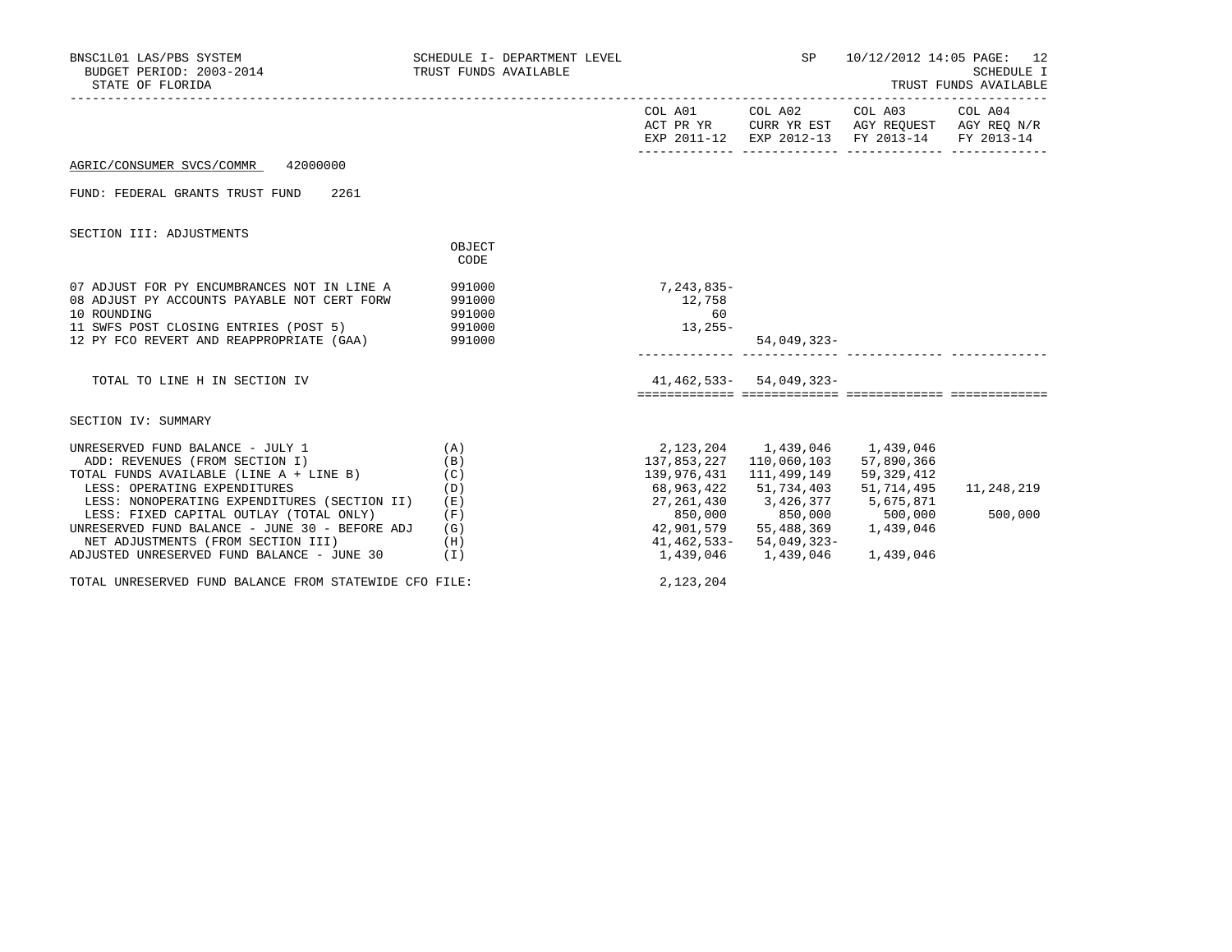BNSC1L01 LAS/PBS SYSTEM — SCHEDULE I- DEPARTMENT LEVEL — SP — 10/12/2012 14:05 PAGE: 12
BUDGET PERIOD: 2003-2014 — TRUST FUNDS AVAILABLE — SCHEDULE I
STATE OF FLORIDA — TRUST FUNDS AVAILABLE

AGRIC/CONSUMER SVCS/COMMR 42000000

FUND: FEDERAL GRANTS TRUST FUND 2261

SECTION III: ADJUSTMENTS

| | OBJECT CODE | COL A01 ACT PR YR EXP 2011-12 | COL A02 CURR YR EST EXP 2012-13 | COL A03 AGY REQUEST FY 2013-14 | COL A04 AGY REQ N/R FY 2013-14 |
|---|---|---|---|---|---|
| 07 ADJUST FOR PY ENCUMBRANCES NOT IN LINE A | 991000 | 7,243,835- | | | |
| 08 ADJUST PY ACCOUNTS PAYABLE NOT CERT FORW | 991000 | 12,758 | | | |
| 10 ROUNDING | 991000 | 60 | | | |
| 11 SWFS POST CLOSING ENTRIES (POST 5) | 991000 | 13,255- | | | |
| 12 PY FCO REVERT AND REAPPROPRIATE (GAA) | 991000 | | 54,049,323- | | |
| TOTAL TO LINE H IN SECTION IV | | 41,462,533- | 54,049,323- | | |

SECTION IV: SUMMARY

| | | COL A01 ACT PR YR EXP 2011-12 | COL A02 CURR YR EST EXP 2012-13 | COL A03 AGY REQUEST FY 2013-14 | COL A04 AGY REQ N/R FY 2013-14 |
|---|---|---|---|---|---|
| UNRESERVED FUND BALANCE - JULY 1 | (A) | 2,123,204 | 1,439,046 | 1,439,046 | |
| ADD: REVENUES (FROM SECTION I) | (B) | 137,853,227 | 110,060,103 | 57,890,366 | |
| TOTAL FUNDS AVAILABLE (LINE A + LINE B) | (C) | 139,976,431 | 111,499,149 | 59,329,412 | |
| LESS: OPERATING EXPENDITURES | (D) | 68,963,422 | 51,734,403 | 51,714,495 | 11,248,219 |
| LESS: NONOPERATING EXPENDITURES (SECTION II) | (E) | 27,261,430 | 3,426,377 | 5,675,871 | |
| LESS: FIXED CAPITAL OUTLAY (TOTAL ONLY) | (F) | 850,000 | 850,000 | 500,000 | 500,000 |
| UNRESERVED FUND BALANCE - JUNE 30 - BEFORE ADJ | (G) | 42,901,579 | 55,488,369 | 1,439,046 | |
| NET ADJUSTMENTS (FROM SECTION III) | (H) | 41,462,533- | 54,049,323- | | |
| ADJUSTED UNRESERVED FUND BALANCE - JUNE 30 | (I) | 1,439,046 | 1,439,046 | 1,439,046 | |

TOTAL UNRESERVED FUND BALANCE FROM STATEWIDE CFO FILE: 2,123,204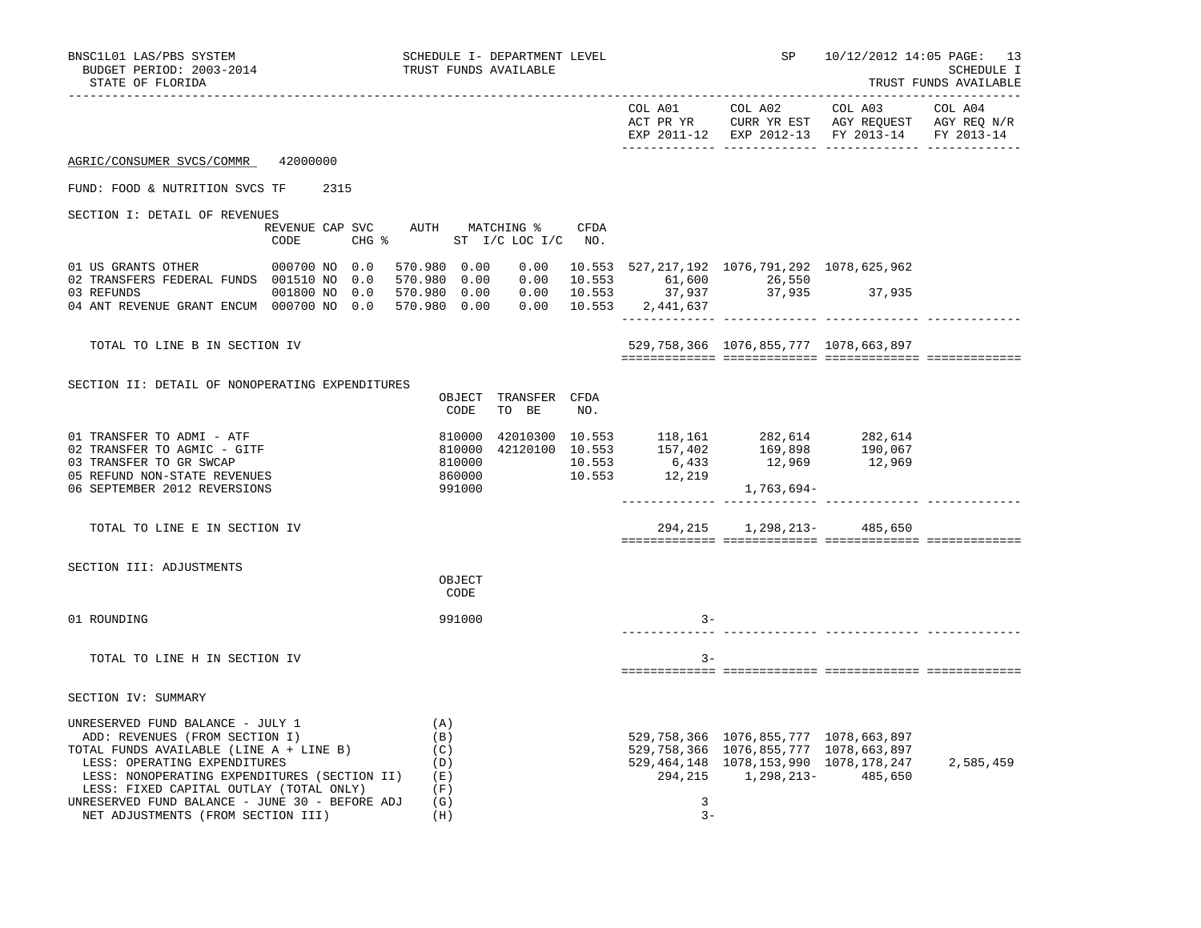BNSC1L01 LAS/PBS SYSTEM — SCHEDULE I- DEPARTMENT LEVEL — SP 10/12/2012 14:05

BUDGET PERIOD: 2003-2014 — TRUST FUNDS AVAILABLE — SCHEDULE I

STATE OF FLORIDA — TRUST FUNDS AVAILABLE

| | COL A01 ACT PR YR EXP 2011-12 | COL A02 CURR YR EST EXP 2012-13 | COL A03 AGY REQUEST FY 2013-14 | COL A04 AGY REQ N/R FY 2013-14 |
|---|---|---|---|---|

## AGRIC/CONSUMER SVCS/COMMR 42000000

FUND: FOOD & NUTRITION SVCS TF 2315

### SECTION I: DETAIL OF REVENUES

| | REVENUE CODE | CAP | SVC CHG % | AUTH ST | MATCHING % I/C | LOC I/C | CFDA NO. | COL A01 | COL A02 | COL A03 | COL A04 |
|---|---|---|---|---|---|---|---|---|---|---|---|
| 01 US GRANTS OTHER | 000700 | NO | 0.0 | 570.980 | 0.00 | 0.00 | 10.553 | 527,217,192 | 1076,791,292 | 1078,625,962 | |
| 02 TRANSFERS FEDERAL FUNDS | 001510 | NO | 0.0 | 570.980 | 0.00 | 0.00 | 10.553 | 61,600 | 26,550 | | |
| 03 REFUNDS | 001800 | NO | 0.0 | 570.980 | 0.00 | 0.00 | 10.553 | 37,937 | 37,935 | 37,935 | |
| 04 ANT REVENUE GRANT ENCUM | 000700 | NO | 0.0 | 570.980 | 0.00 | 0.00 | 10.553 | 2,441,637 | | | |
| TOTAL TO LINE B IN SECTION IV | | | | | | | | 529,758,366 | 1076,855,777 | 1078,663,897 | |

### SECTION II: DETAIL OF NONOPERATING EXPENDITURES

| | OBJECT CODE | TRANSFER TO BE | CFDA NO. | COL A01 | COL A02 | COL A03 | COL A04 |
|---|---|---|---|---|---|---|---|
| 01 TRANSFER TO ADMI - ATF | 810000 | 42010300 | 10.553 | 118,161 | 282,614 | 282,614 | |
| 02 TRANSFER TO AGMIC - GITF | 810000 | 42120100 | 10.553 | 157,402 | 169,898 | 190,067 | |
| 03 TRANSFER TO GR SWCAP | 810000 | | 10.553 | 6,433 | 12,969 | 12,969 | |
| 05 REFUND NON-STATE REVENUES | 860000 | | 10.553 | 12,219 | | | |
| 06 SEPTEMBER 2012 REVERSIONS | 991000 | | | | 1,763,694- | | |
| TOTAL TO LINE E IN SECTION IV | | | | 294,215 | 1,298,213- | 485,650 | |

### SECTION III: ADJUSTMENTS

| | OBJECT CODE | COL A01 | COL A02 | COL A03 | COL A04 |
|---|---|---|---|---|---|
| 01 ROUNDING | 991000 | 3- | | | |
| TOTAL TO LINE H IN SECTION IV | | 3- | | | |

### SECTION IV: SUMMARY

| | | COL A01 | COL A02 | COL A03 | COL A04 |
|---|---|---|---|---|---|
| UNRESERVED FUND BALANCE - JULY 1 | (A) | | | | |
| ADD: REVENUES (FROM SECTION I) | (B) | 529,758,366 | 1076,855,777 | 1078,663,897 | |
| TOTAL FUNDS AVAILABLE (LINE A + LINE B) | (C) | 529,758,366 | 1076,855,777 | 1078,663,897 | |
| LESS: OPERATING EXPENDITURES | (D) | 529,464,148 | 1078,153,990 | 1078,178,247 | 2,585,459 |
| LESS: NONOPERATING EXPENDITURES (SECTION II) | (E) | 294,215 | 1,298,213- | 485,650 | |
| LESS: FIXED CAPITAL OUTLAY (TOTAL ONLY) | (F) | | | | |
| UNRESERVED FUND BALANCE - JUNE 30 - BEFORE ADJ | (G) | 3 | | | |
| NET ADJUSTMENTS (FROM SECTION III) | (H) | 3- | | | |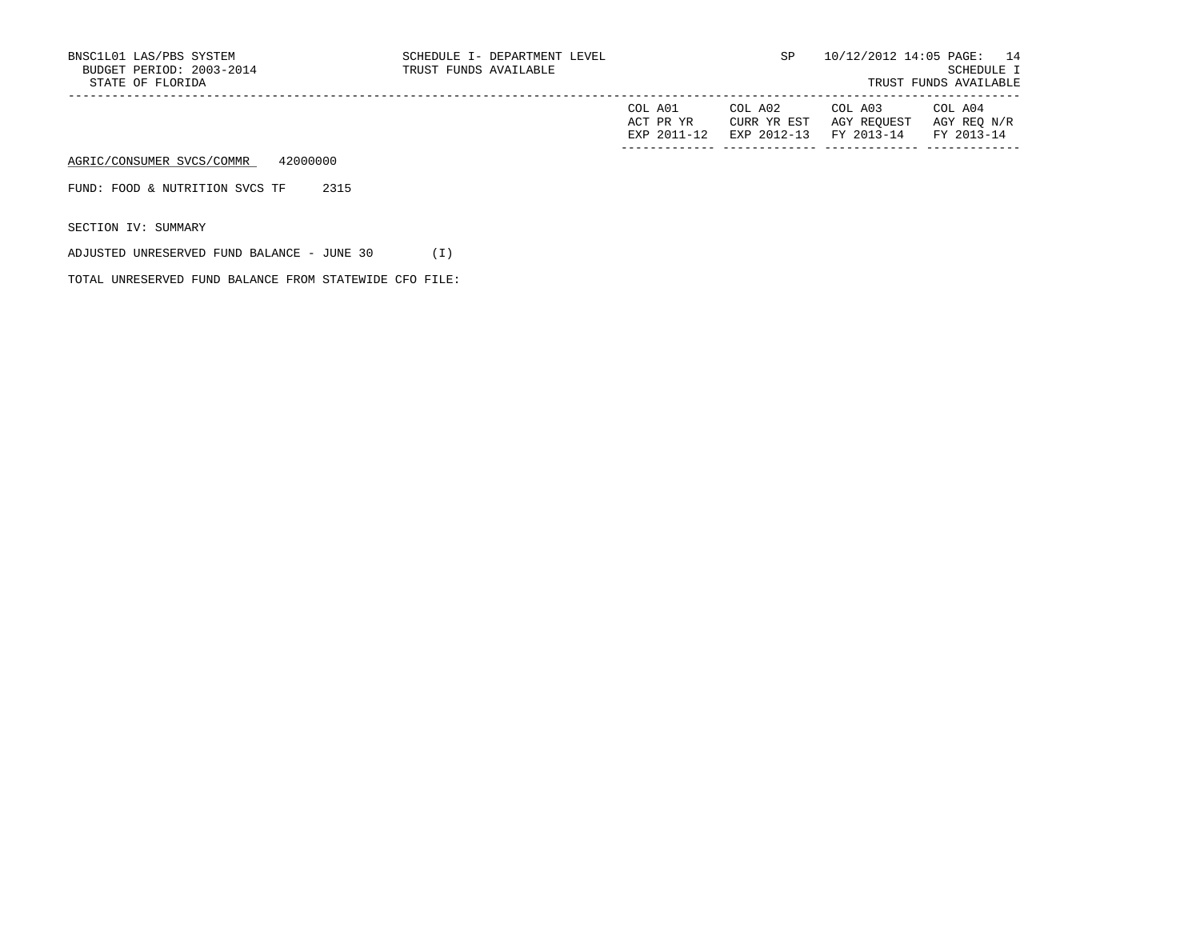BNSC1L01 LAS/PBS SYSTEM SCHEDULE I- DEPARTMENT LEVEL SP 10/12/2012 14:05

BUDGET PERIOD: 2003-2014 TRUST FUNDS AVAILABLE SCHEDULE I

STATE OF FLORIDA TRUST FUNDS AVAILABLE

| | COL A01 ACT PR YR EXP 2011-12 | COL A02 CURR YR EST EXP 2012-13 | COL A03 AGY REQUEST FY 2013-14 | COL A04 AGY REQ N/R FY 2013-14 |
|---|---|---|---|---|

AGRIC/CONSUMER SVCS/COMMR 42000000

FUND: FOOD & NUTRITION SVCS TF 2315

SECTION IV: SUMMARY

ADJUSTED UNRESERVED FUND BALANCE - JUNE 30 (I)

TOTAL UNRESERVED FUND BALANCE FROM STATEWIDE CFO FILE: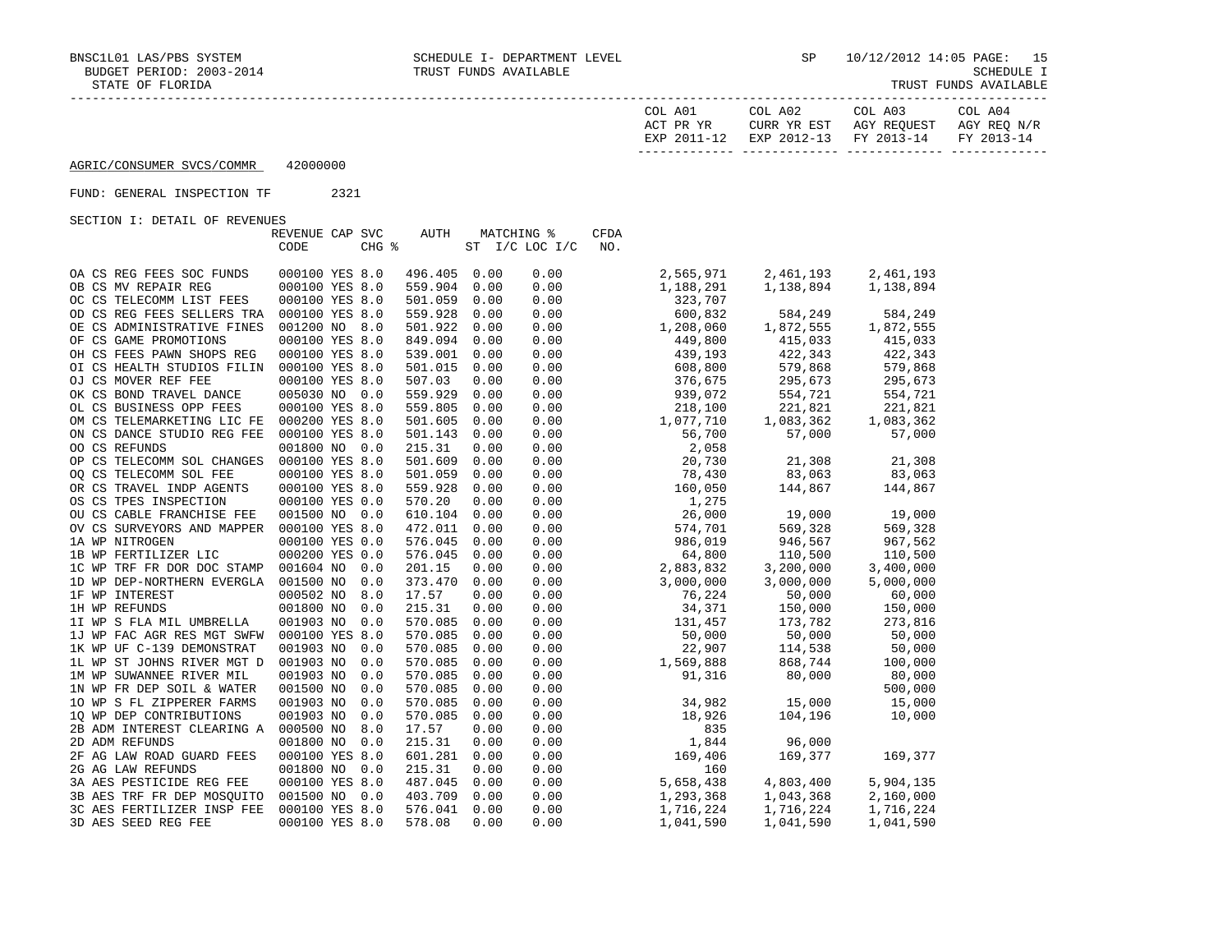BNSC1L01 LAS/PBS SYSTEM — SCHEDULE I- DEPARTMENT LEVEL — SP 10/12/2012 14:05 PAGE: 15
BUDGET PERIOD: 2003-2014 — TRUST FUNDS AVAILABLE — SCHEDULE I
STATE OF FLORIDA — TRUST FUNDS AVAILABLE

AGRIC/CONSUMER SVCS/COMMR 42000000

FUND: GENERAL INSPECTION TF 2321

SECTION I: DETAIL OF REVENUES

| | REVENUE CODE | CAP | SVC CHG % | AUTH ST | MATCHING % I/C | LOC I/C | CFDA NO. | COL A01 ACT PR YR EXP 2011-12 | COL A02 CURR YR EST EXP 2012-13 | COL A03 AGY REQUEST FY 2013-14 | COL A04 AGY REQ N/R FY 2013-14 |
|---|---|---|---|---|---|---|---|---|---|---|---|
| OA CS REG FEES SOC FUNDS | 000100 | YES | 8.0 | 496.405 | 0.00 | 0.00 | | 2,565,971 | 2,461,193 | 2,461,193 | |
| OB CS MV REPAIR REG | 000100 | YES | 8.0 | 559.904 | 0.00 | 0.00 | | 1,188,291 | 1,138,894 | 1,138,894 | |
| OC CS TELECOMM LIST FEES | 000100 | YES | 8.0 | 501.059 | 0.00 | 0.00 | | 323,707 | | | |
| OD CS REG FEES SELLERS TRA | 000100 | YES | 8.0 | 559.928 | 0.00 | 0.00 | | 600,832 | 584,249 | 584,249 | |
| OE CS ADMINISTRATIVE FINES | 001200 | NO | 8.0 | 501.922 | 0.00 | 0.00 | | 1,208,060 | 1,872,555 | 1,872,555 | |
| OF CS GAME PROMOTIONS | 000100 | YES | 8.0 | 849.094 | 0.00 | 0.00 | | 449,800 | 415,033 | 415,033 | |
| OH CS FEES PAWN SHOPS REG | 000100 | YES | 8.0 | 539.001 | 0.00 | 0.00 | | 439,193 | 422,343 | 422,343 | |
| OI CS HEALTH STUDIOS FILIN | 000100 | YES | 8.0 | 501.015 | 0.00 | 0.00 | | 608,800 | 579,868 | 579,868 | |
| OJ CS MOVER REF FEE | 000100 | YES | 8.0 | 507.03 | 0.00 | 0.00 | | 376,675 | 295,673 | 295,673 | |
| OK CS BOND TRAVEL DANCE | 005030 | NO | 0.0 | 559.929 | 0.00 | 0.00 | | 939,072 | 554,721 | 554,721 | |
| OL CS BUSINESS OPP FEES | 000100 | YES | 8.0 | 559.805 | 0.00 | 0.00 | | 218,100 | 221,821 | 221,821 | |
| OM CS TELEMARKETING LIC FE | 000200 | YES | 8.0 | 501.605 | 0.00 | 0.00 | | 1,077,710 | 1,083,362 | 1,083,362 | |
| ON CS DANCE STUDIO REG FEE | 000100 | YES | 8.0 | 501.143 | 0.00 | 0.00 | | 56,700 | 57,000 | 57,000 | |
| OO CS REFUNDS | 001800 | NO | 0.0 | 215.31 | 0.00 | 0.00 | | 2,058 | | | |
| OP CS TELECOMM SOL CHANGES | 000100 | YES | 8.0 | 501.609 | 0.00 | 0.00 | | 20,730 | 21,308 | 21,308 | |
| OQ CS TELECOMM SOL FEE | 000100 | YES | 8.0 | 501.059 | 0.00 | 0.00 | | 78,430 | 83,063 | 83,063 | |
| OR CS TRAVEL INDP AGENTS | 000100 | YES | 8.0 | 559.928 | 0.00 | 0.00 | | 160,050 | 144,867 | 144,867 | |
| OS CS TPES INSPECTION | 000100 | YES | 0.0 | 570.20 | 0.00 | 0.00 | | 1,275 | | | |
| OU CS CABLE FRANCHISE FEE | 001500 | NO | 0.0 | 610.104 | 0.00 | 0.00 | | 26,000 | 19,000 | 19,000 | |
| OV CS SURVEYORS AND MAPPER | 000100 | YES | 8.0 | 472.011 | 0.00 | 0.00 | | 574,701 | 569,328 | 569,328 | |
| 1A WP NITROGEN | 000100 | YES | 0.0 | 576.045 | 0.00 | 0.00 | | 986,019 | 946,567 | 967,562 | |
| 1B WP FERTILIZER LIC | 000200 | YES | 0.0 | 576.045 | 0.00 | 0.00 | | 64,800 | 110,500 | 110,500 | |
| 1C WP TRF FR DOR DOC STAMP | 001604 | NO | 0.0 | 201.15 | 0.00 | 0.00 | | 2,883,832 | 3,200,000 | 3,400,000 | |
| 1D WP DEP-NORTHERN EVERGLA | 001500 | NO | 0.0 | 373.470 | 0.00 | 0.00 | | 3,000,000 | 3,000,000 | 5,000,000 | |
| 1F WP INTEREST | 000502 | NO | 8.0 | 17.57 | 0.00 | 0.00 | | 76,224 | 50,000 | 60,000 | |
| 1H WP REFUNDS | 001800 | NO | 0.0 | 215.31 | 0.00 | 0.00 | | 34,371 | 150,000 | 150,000 | |
| 1I WP S FLA MIL UMBRELLA | 001903 | NO | 0.0 | 570.085 | 0.00 | 0.00 | | 131,457 | 173,782 | 273,816 | |
| 1J WP FAC AGR RES MGT SWFW | 000100 | YES | 8.0 | 570.085 | 0.00 | 0.00 | | 50,000 | 50,000 | 50,000 | |
| 1K WP UF C-139 DEMONSTRAT | 001903 | NO | 0.0 | 570.085 | 0.00 | 0.00 | | 22,907 | 114,538 | 50,000 | |
| 1L WP ST JOHNS RIVER MGT D | 001903 | NO | 0.0 | 570.085 | 0.00 | 0.00 | | 1,569,888 | 868,744 | 100,000 | |
| 1M WP SUWANNEE RIVER MIL | 001903 | NO | 0.0 | 570.085 | 0.00 | 0.00 | | 91,316 | 80,000 | 80,000 | |
| 1N WP FR DEP SOIL & WATER | 001500 | NO | 0.0 | 570.085 | 0.00 | 0.00 | | | | 500,000 | |
| 1O WP S FL ZIPPERER FARMS | 001903 | NO | 0.0 | 570.085 | 0.00 | 0.00 | | 34,982 | 15,000 | 15,000 | |
| 1Q WP DEP CONTRIBUTIONS | 001903 | NO | 0.0 | 570.085 | 0.00 | 0.00 | | 18,926 | 104,196 | 10,000 | |
| 2B ADM INTEREST CLEARING A | 000500 | NO | 8.0 | 17.57 | 0.00 | 0.00 | | 835 | | | |
| 2D ADM REFUNDS | 001800 | NO | 0.0 | 215.31 | 0.00 | 0.00 | | 1,844 | 96,000 | | |
| 2F AG LAW ROAD GUARD FEES | 000100 | YES | 8.0 | 601.281 | 0.00 | 0.00 | | 169,406 | 169,377 | 169,377 | |
| 2G AG LAW REFUNDS | 001800 | NO | 0.0 | 215.31 | 0.00 | 0.00 | | 160 | | | |
| 3A AES PESTICIDE REG FEE | 000100 | YES | 8.0 | 487.045 | 0.00 | 0.00 | | 5,658,438 | 4,803,400 | 5,904,135 | |
| 3B AES TRF FR DEP MOSQUITO | 001500 | NO | 0.0 | 403.709 | 0.00 | 0.00 | | 1,293,368 | 1,043,368 | 2,160,000 | |
| 3C AES FERTILIZER INSP FEE | 000100 | YES | 8.0 | 576.041 | 0.00 | 0.00 | | 1,716,224 | 1,716,224 | 1,716,224 | |
| 3D AES SEED REG FEE | 000100 | YES | 8.0 | 578.08 | 0.00 | 0.00 | | 1,041,590 | 1,041,590 | 1,041,590 | |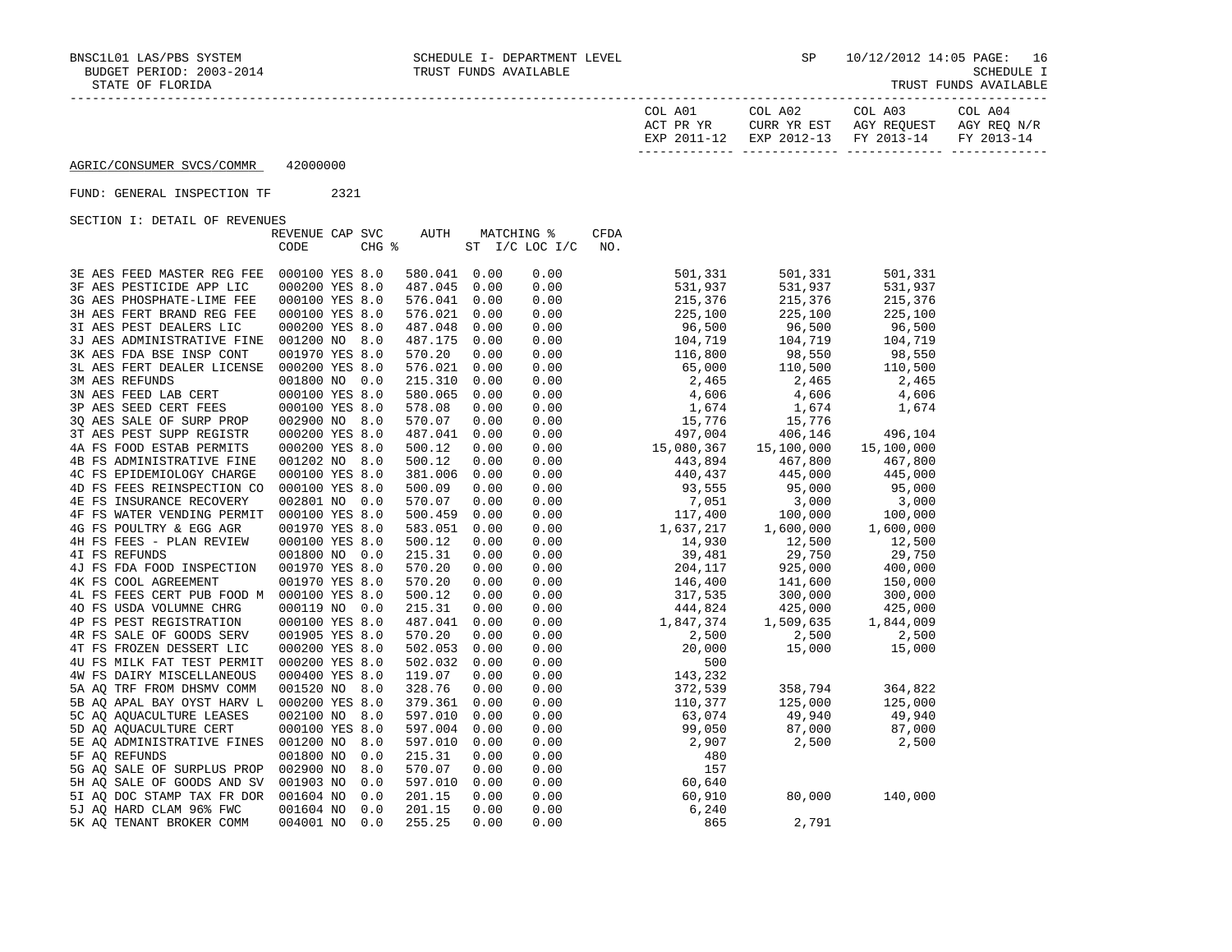BNSC1L01 LAS/PBS SYSTEM — SCHEDULE I- DEPARTMENT LEVEL — SP 10/12/2012 14:05
BUDGET PERIOD: 2003-2014 — TRUST FUNDS AVAILABLE — SCHEDULE I
STATE OF FLORIDA — TRUST FUNDS AVAILABLE

AGRIC/CONSUMER SVCS/COMMR 42000000

FUND: GENERAL INSPECTION TF 2321

SECTION I: DETAIL OF REVENUES

| | REVENUE CODE | CAP | SVC CHG % | AUTH ST | MATCHING % I/C | LOC I/C | CFDA NO. | COL A01 ACT PR YR EXP 2011-12 | COL A02 CURR YR EST EXP 2012-13 | COL A03 AGY REQUEST FY 2013-14 | COL A04 AGY REQ N/R FY 2013-14 |
|---|---|---|---|---|---|---|---|---|---|---|---|
| 3E AES FEED MASTER REG FEE | 000100 | YES | 8.0 | 580.041 | 0.00 | 0.00 | | 501,331 | 501,331 | 501,331 | |
| 3F AES PESTICIDE APP LIC | 000200 | YES | 8.0 | 487.045 | 0.00 | 0.00 | | 531,937 | 531,937 | 531,937 | |
| 3G AES PHOSPHATE-LIME FEE | 000100 | YES | 8.0 | 576.041 | 0.00 | 0.00 | | 215,376 | 215,376 | 215,376 | |
| 3H AES FERT BRAND REG FEE | 000100 | YES | 8.0 | 576.021 | 0.00 | 0.00 | | 225,100 | 225,100 | 225,100 | |
| 3I AES PEST DEALERS LIC | 000200 | YES | 8.0 | 487.048 | 0.00 | 0.00 | | 96,500 | 96,500 | 96,500 | |
| 3J AES ADMINISTRATIVE FINE | 001200 | NO | 8.0 | 487.175 | 0.00 | 0.00 | | 104,719 | 104,719 | 104,719 | |
| 3K AES FDA BSE INSP CONT | 001970 | YES | 8.0 | 570.20 | 0.00 | 0.00 | | 116,800 | 98,550 | 98,550 | |
| 3L AES FERT DEALER LICENSE | 000200 | YES | 8.0 | 576.021 | 0.00 | 0.00 | | 65,000 | 110,500 | 110,500 | |
| 3M AES REFUNDS | 001800 | NO | 0.0 | 215.310 | 0.00 | 0.00 | | 2,465 | 2,465 | 2,465 | |
| 3N AES FEED LAB CERT | 000100 | YES | 8.0 | 580.065 | 0.00 | 0.00 | | 4,606 | 4,606 | 4,606 | |
| 3P AES SEED CERT FEES | 000100 | YES | 8.0 | 578.08 | 0.00 | 0.00 | | 1,674 | 1,674 | 1,674 | |
| 3Q AES SALE OF SURP PROP | 002900 | NO | 8.0 | 570.07 | 0.00 | 0.00 | | 15,776 | 15,776 | | |
| 3T AES PEST SUPP REGISTR | 000200 | YES | 8.0 | 487.041 | 0.00 | 0.00 | | 497,004 | 406,146 | 496,104 | |
| 4A FS FOOD ESTAB PERMITS | 000200 | YES | 8.0 | 500.12 | 0.00 | 0.00 | | 15,080,367 | 15,100,000 | 15,100,000 | |
| 4B FS ADMINISTRATIVE FINE | 001202 | NO | 8.0 | 500.12 | 0.00 | 0.00 | | 443,894 | 467,800 | 467,800 | |
| 4C FS EPIDEMIOLOGY CHARGE | 000100 | YES | 8.0 | 381.006 | 0.00 | 0.00 | | 440,437 | 445,000 | 445,000 | |
| 4D FS FEES REINSPECTION CO | 000100 | YES | 8.0 | 500.09 | 0.00 | 0.00 | | 93,555 | 95,000 | 95,000 | |
| 4E FS INSURANCE RECOVERY | 002801 | NO | 0.0 | 570.07 | 0.00 | 0.00 | | 7,051 | 3,000 | 3,000 | |
| 4F FS WATER VENDING PERMIT | 000100 | YES | 8.0 | 500.459 | 0.00 | 0.00 | | 117,400 | 100,000 | 100,000 | |
| 4G FS POULTRY & EGG AGR | 001970 | YES | 8.0 | 583.051 | 0.00 | 0.00 | | 1,637,217 | 1,600,000 | 1,600,000 | |
| 4H FS FEES - PLAN REVIEW | 000100 | YES | 8.0 | 500.12 | 0.00 | 0.00 | | 14,930 | 12,500 | 12,500 | |
| 4I FS REFUNDS | 001800 | NO | 0.0 | 215.31 | 0.00 | 0.00 | | 39,481 | 29,750 | 29,750 | |
| 4J FS FDA FOOD INSPECTION | 001970 | YES | 8.0 | 570.20 | 0.00 | 0.00 | | 204,117 | 925,000 | 400,000 | |
| 4K FS COOL AGREEMENT | 001970 | YES | 8.0 | 570.20 | 0.00 | 0.00 | | 146,400 | 141,600 | 150,000 | |
| 4L FS FEES CERT PUB FOOD M | 000100 | YES | 8.0 | 500.12 | 0.00 | 0.00 | | 317,535 | 300,000 | 300,000 | |
| 4O FS USDA VOLUMNE CHRG | 000119 | NO | 0.0 | 215.31 | 0.00 | 0.00 | | 444,824 | 425,000 | 425,000 | |
| 4P FS PEST REGISTRATION | 000100 | YES | 8.0 | 487.041 | 0.00 | 0.00 | | 1,847,374 | 1,509,635 | 1,844,009 | |
| 4R FS SALE OF GOODS SERV | 001905 | YES | 8.0 | 570.20 | 0.00 | 0.00 | | 2,500 | 2,500 | 2,500 | |
| 4T FS FROZEN DESSERT LIC | 000200 | YES | 8.0 | 502.053 | 0.00 | 0.00 | | 20,000 | 15,000 | 15,000 | |
| 4U FS MILK FAT TEST PERMIT | 000200 | YES | 8.0 | 502.032 | 0.00 | 0.00 | | 500 | | | |
| 4W FS DAIRY MISCELLANEOUS | 000400 | YES | 8.0 | 119.07 | 0.00 | 0.00 | | 143,232 | | | |
| 5A AQ TRF FROM DHSMV COMM | 001520 | NO | 8.0 | 328.76 | 0.00 | 0.00 | | 372,539 | 358,794 | 364,822 | |
| 5B AQ APAL BAY OYST HARV L | 000200 | YES | 8.0 | 379.361 | 0.00 | 0.00 | | 110,377 | 125,000 | 125,000 | |
| 5C AQ AQUACULTURE LEASES | 002100 | NO | 8.0 | 597.010 | 0.00 | 0.00 | | 63,074 | 49,940 | 49,940 | |
| 5D AQ AQUACULTURE CERT | 000100 | YES | 8.0 | 597.004 | 0.00 | 0.00 | | 99,050 | 87,000 | 87,000 | |
| 5E AQ ADMINISTRATIVE FINES | 001200 | NO | 8.0 | 597.010 | 0.00 | 0.00 | | 2,907 | 2,500 | 2,500 | |
| 5F AQ REFUNDS | 001800 | NO | 0.0 | 215.31 | 0.00 | 0.00 | | 480 | | | |
| 5G AQ SALE OF SURPLUS PROP | 002900 | NO | 8.0 | 570.07 | 0.00 | 0.00 | | 157 | | | |
| 5H AQ SALE OF GOODS AND SV | 001903 | NO | 0.0 | 597.010 | 0.00 | 0.00 | | 60,640 | | | |
| 5I AQ DOC STAMP TAX FR DOR | 001604 | NO | 0.0 | 201.15 | 0.00 | 0.00 | | 60,910 | 80,000 | 140,000 | |
| 5J AQ HARD CLAM 96% FWC | 001604 | NO | 0.0 | 201.15 | 0.00 | 0.00 | | 6,240 | | | |
| 5K AQ TENANT BROKER COMM | 004001 | NO | 0.0 | 255.25 | 0.00 | 0.00 | | 865 | 2,791 | | |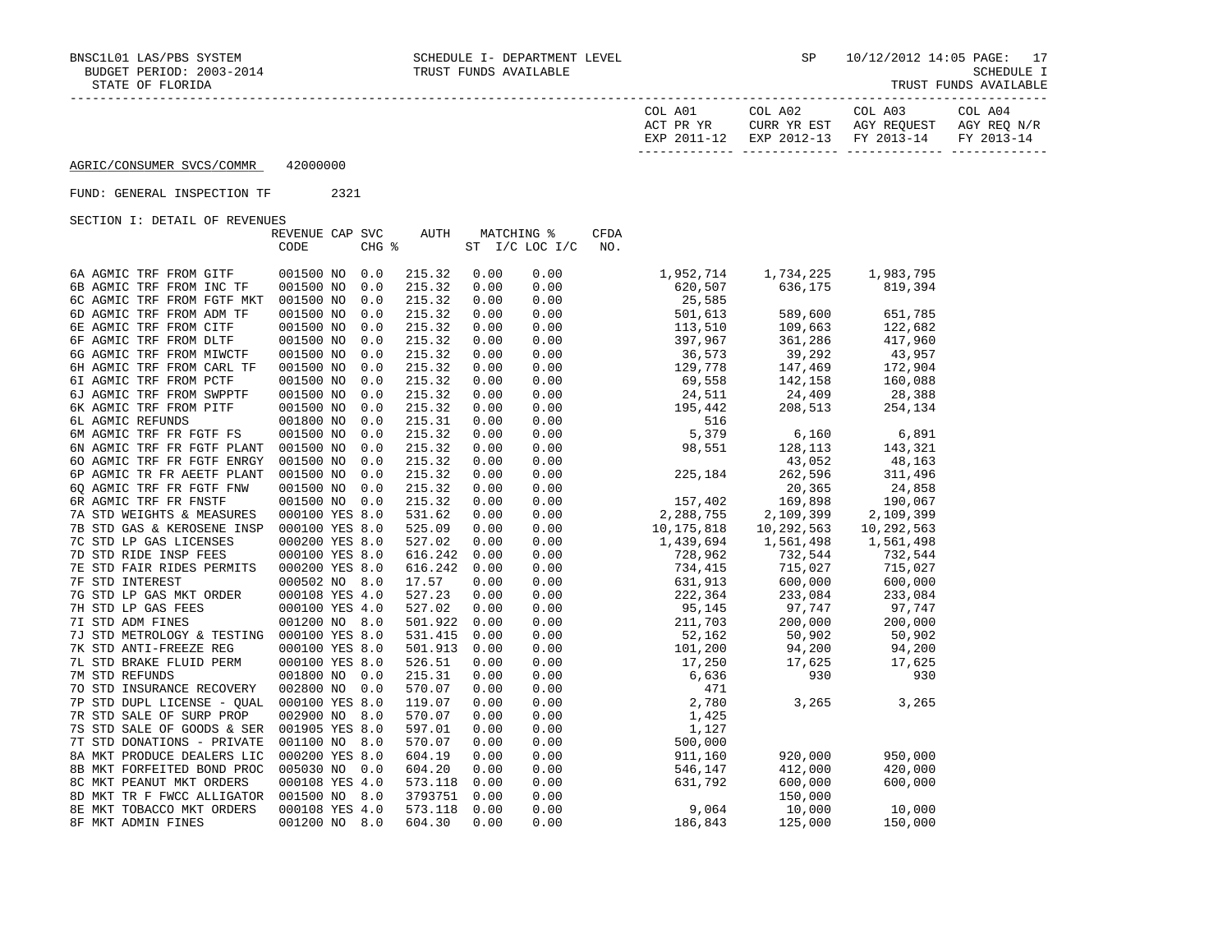BNSC1L01 LAS/PBS SYSTEM — SCHEDULE I- DEPARTMENT LEVEL — SP 10/12/2012 14:05 PAGE: 17

BUDGET PERIOD: 2003-2014 — TRUST FUNDS AVAILABLE — SCHEDULE I

STATE OF FLORIDA — TRUST FUNDS AVAILABLE

AGRIC/CONSUMER SVCS/COMMR 42000000

FUND: GENERAL INSPECTION TF 2321

SECTION I: DETAIL OF REVENUES

| | REVENUE CODE | CAP | SVC CHG % | AUTH | MATCHING % ST | I/C LOC I/C | CFDA NO. | COL A01 ACT PR YR EXP 2011-12 | COL A02 CURR YR EST EXP 2012-13 | COL A03 AGY REQUEST FY 2013-14 | COL A04 AGY REQ N/R FY 2013-14 |
|---|---|---|---|---|---|---|---|---|---|---|---|
| 6A AGMIC TRF FROM GITF | 001500 | NO | 0.0 | 215.32 | 0.00 | 0.00 | | 1,952,714 | 1,734,225 | 1,983,795 | |
| 6B AGMIC TRF FROM INC TF | 001500 | NO | 0.0 | 215.32 | 0.00 | 0.00 | | 620,507 | 636,175 | 819,394 | |
| 6C AGMIC TRF FROM FGTF MKT | 001500 | NO | 0.0 | 215.32 | 0.00 | 0.00 | | 25,585 | | | |
| 6D AGMIC TRF FROM ADM TF | 001500 | NO | 0.0 | 215.32 | 0.00 | 0.00 | | 501,613 | 589,600 | 651,785 | |
| 6E AGMIC TRF FROM CITF | 001500 | NO | 0.0 | 215.32 | 0.00 | 0.00 | | 113,510 | 109,663 | 122,682 | |
| 6F AGMIC TRF FROM DLTF | 001500 | NO | 0.0 | 215.32 | 0.00 | 0.00 | | 397,967 | 361,286 | 417,960 | |
| 6G AGMIC TRF FROM MIWCTF | 001500 | NO | 0.0 | 215.32 | 0.00 | 0.00 | | 36,573 | 39,292 | 43,957 | |
| 6H AGMIC TRF FROM CARL TF | 001500 | NO | 0.0 | 215.32 | 0.00 | 0.00 | | 129,778 | 147,469 | 172,904 | |
| 6I AGMIC TRF FROM PCTF | 001500 | NO | 0.0 | 215.32 | 0.00 | 0.00 | | 69,558 | 142,158 | 160,088 | |
| 6J AGMIC TRF FROM SWPPTF | 001500 | NO | 0.0 | 215.32 | 0.00 | 0.00 | | 24,511 | 24,409 | 28,388 | |
| 6K AGMIC TRF FROM PITF | 001500 | NO | 0.0 | 215.32 | 0.00 | 0.00 | | 195,442 | 208,513 | 254,134 | |
| 6L AGMIC REFUNDS | 001800 | NO | 0.0 | 215.31 | 0.00 | 0.00 | | 516 | | | |
| 6M AGMIC TRF FR FGTF FS | 001500 | NO | 0.0 | 215.32 | 0.00 | 0.00 | | 5,379 | 6,160 | 6,891 | |
| 6N AGMIC TRF FR FGTF PLANT | 001500 | NO | 0.0 | 215.32 | 0.00 | 0.00 | | 98,551 | 128,113 | 143,321 | |
| 6O AGMIC TRF FR FGTF ENRGY | 001500 | NO | 0.0 | 215.32 | 0.00 | 0.00 | | | 43,052 | 48,163 | |
| 6P AGMIC TR FR AEETF PLANT | 001500 | NO | 0.0 | 215.32 | 0.00 | 0.00 | | 225,184 | 262,596 | 311,496 | |
| 6Q AGMIC TRF FR FGTF FNW | 001500 | NO | 0.0 | 215.32 | 0.00 | 0.00 | | | 20,365 | 24,858 | |
| 6R AGMIC TRF FR FNSTF | 001500 | NO | 0.0 | 215.32 | 0.00 | 0.00 | | 157,402 | 169,898 | 190,067 | |
| 7A STD WEIGHTS & MEASURES | 000100 | YES | 8.0 | 531.62 | 0.00 | 0.00 | | 2,288,755 | 2,109,399 | 2,109,399 | |
| 7B STD GAS & KEROSENE INSP | 000100 | YES | 8.0 | 525.09 | 0.00 | 0.00 | | 10,175,818 | 10,292,563 | 10,292,563 | |
| 7C STD LP GAS LICENSES | 000200 | YES | 8.0 | 527.02 | 0.00 | 0.00 | | 1,439,694 | 1,561,498 | 1,561,498 | |
| 7D STD RIDE INSP FEES | 000100 | YES | 8.0 | 616.242 | 0.00 | 0.00 | | 728,962 | 732,544 | 732,544 | |
| 7E STD FAIR RIDES PERMITS | 000200 | YES | 8.0 | 616.242 | 0.00 | 0.00 | | 734,415 | 715,027 | 715,027 | |
| 7F STD INTEREST | 000502 | NO | 8.0 | 17.57 | 0.00 | 0.00 | | 631,913 | 600,000 | 600,000 | |
| 7G STD LP GAS MKT ORDER | 000108 | YES | 4.0 | 527.23 | 0.00 | 0.00 | | 222,364 | 233,084 | 233,084 | |
| 7H STD LP GAS FEES | 000100 | YES | 4.0 | 527.02 | 0.00 | 0.00 | | 95,145 | 97,747 | 97,747 | |
| 7I STD ADM FINES | 001200 | NO | 8.0 | 501.922 | 0.00 | 0.00 | | 211,703 | 200,000 | 200,000 | |
| 7J STD METROLOGY & TESTING | 000100 | YES | 8.0 | 531.415 | 0.00 | 0.00 | | 52,162 | 50,902 | 50,902 | |
| 7K STD ANTI-FREEZE REG | 000100 | YES | 8.0 | 501.913 | 0.00 | 0.00 | | 101,200 | 94,200 | 94,200 | |
| 7L STD BRAKE FLUID PERM | 000100 | YES | 8.0 | 526.51 | 0.00 | 0.00 | | 17,250 | 17,625 | 17,625 | |
| 7M STD REFUNDS | 001800 | NO | 0.0 | 215.31 | 0.00 | 0.00 | | 6,636 | 930 | 930 | |
| 7O STD INSURANCE RECOVERY | 002800 | NO | 0.0 | 570.07 | 0.00 | 0.00 | | 471 | | | |
| 7P STD DUPL LICENSE - QUAL | 000100 | YES | 8.0 | 119.07 | 0.00 | 0.00 | | 2,780 | 3,265 | 3,265 | |
| 7R STD SALE OF SURP PROP | 002900 | NO | 8.0 | 570.07 | 0.00 | 0.00 | | 1,425 | | | |
| 7S STD SALE OF GOODS & SER | 001905 | YES | 8.0 | 597.01 | 0.00 | 0.00 | | 1,127 | | | |
| 7T STD DONATIONS - PRIVATE | 001100 | NO | 8.0 | 570.07 | 0.00 | 0.00 | | 500,000 | | | |
| 8A MKT PRODUCE DEALERS LIC | 000200 | YES | 8.0 | 604.19 | 0.00 | 0.00 | | 911,160 | 920,000 | 950,000 | |
| 8B MKT FORFEITED BOND PROC | 005030 | NO | 0.0 | 604.20 | 0.00 | 0.00 | | 546,147 | 412,000 | 420,000 | |
| 8C MKT PEANUT MKT ORDERS | 000108 | YES | 4.0 | 573.118 | 0.00 | 0.00 | | 631,792 | 600,000 | 600,000 | |
| 8D MKT TR F FWCC ALLIGATOR | 001500 | NO | 8.0 | 3793751 | 0.00 | 0.00 | | | 150,000 | | |
| 8E MKT TOBACCO MKT ORDERS | 000108 | YES | 4.0 | 573.118 | 0.00 | 0.00 | | 9,064 | 10,000 | 10,000 | |
| 8F MKT ADMIN FINES | 001200 | NO | 8.0 | 604.30 | 0.00 | 0.00 | | 186,843 | 125,000 | 150,000 | |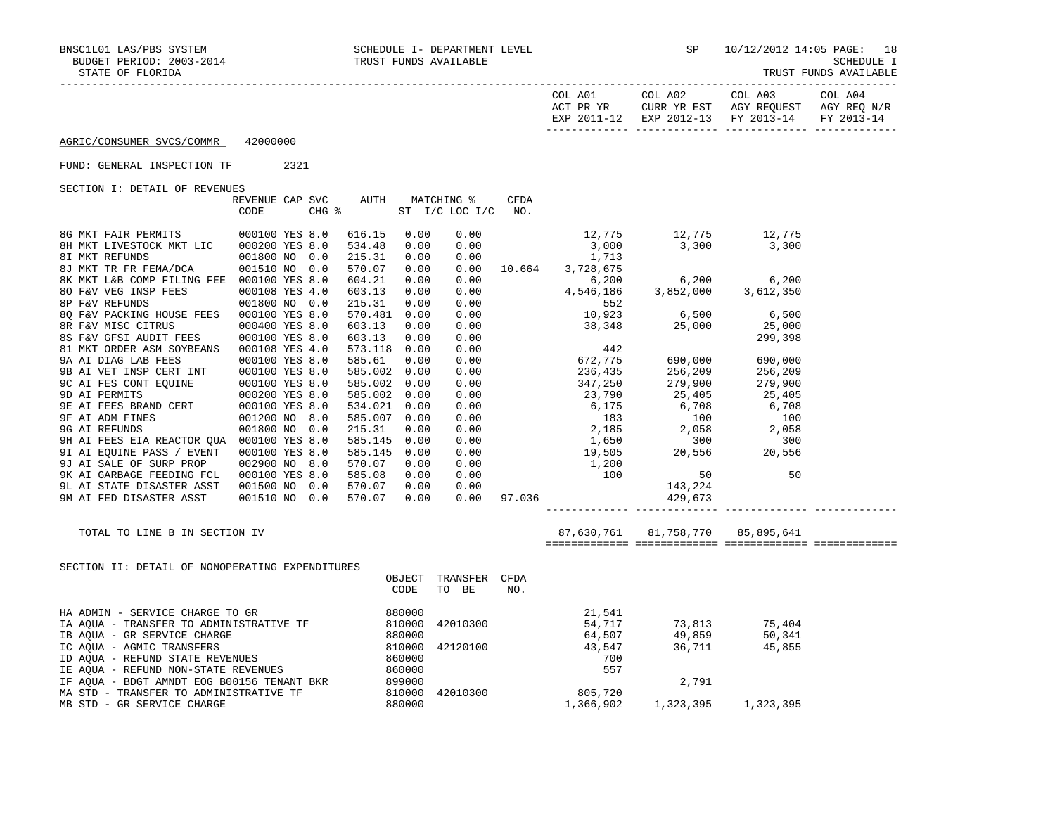AGRIC/CONSUMER SVCS/COMMR 42000000

FUND: GENERAL INSPECTION TF 2321

| | | | | | | | | | COL A01 ACT PR YR EXP 2011-12 | COL A02 CURR YR EST EXP 2012-13 | COL A03 AGY REQUEST FY 2013-14 | COL A04 AGY REQ N/R FY 2013-14 |
|---|---|---|---|---|---|---|---|---|---|---|---|---|

SECTION I: DETAIL OF REVENUES

| | REVENUE CODE | CAP | SVC CHG % | AUTH ST | MATCHING % I/C | LOC I/C | CFDA NO. | COL A01 | COL A02 | COL A03 | COL A04 |
|---|---|---|---|---|---|---|---|---|---|---|---|
| 8G MKT FAIR PERMITS | 000100 | YES | 8.0 | 616.15 | 0.00 | 0.00 | | 12,775 | 12,775 | 12,775 | |
| 8H MKT LIVESTOCK MKT LIC | 000200 | YES | 8.0 | 534.48 | 0.00 | 0.00 | | 3,000 | 3,300 | 3,300 | |
| 8I MKT REFUNDS | 001800 | NO | 0.0 | 215.31 | 0.00 | 0.00 | | 1,713 | | | |
| 8J MKT TR FR FEMA/DCA | 001510 | NO | 0.0 | 570.07 | 0.00 | 0.00 | 10.664 | 3,728,675 | | | |
| 8K MKT L&B COMP FILING FEE | 000100 | YES | 8.0 | 604.21 | 0.00 | 0.00 | | 6,200 | 6,200 | 6,200 | |
| 8O F&V VEG INSP FEES | 000108 | YES | 4.0 | 603.13 | 0.00 | 0.00 | | 4,546,186 | 3,852,000 | 3,612,350 | |
| 8P F&V REFUNDS | 001800 | NO | 0.0 | 215.31 | 0.00 | 0.00 | | 552 | | | |
| 8Q F&V PACKING HOUSE FEES | 000100 | YES | 8.0 | 570.481 | 0.00 | 0.00 | | 10,923 | 6,500 | 6,500 | |
| 8R F&V MISC CITRUS | 000400 | YES | 8.0 | 603.13 | 0.00 | 0.00 | | 38,348 | 25,000 | 25,000 | |
| 8S F&V GFSI AUDIT FEES | 000100 | YES | 8.0 | 603.13 | 0.00 | 0.00 | | | | 299,398 | |
| 81 MKT ORDER ASM SOYBEANS | 000108 | YES | 4.0 | 573.118 | 0.00 | 0.00 | | 442 | | | |
| 9A AI DIAG LAB FEES | 000100 | YES | 8.0 | 585.61 | 0.00 | 0.00 | | 672,775 | 690,000 | 690,000 | |
| 9B AI VET INSP CERT INT | 000100 | YES | 8.0 | 585.002 | 0.00 | 0.00 | | 236,435 | 256,209 | 256,209 | |
| 9C AI FES CONT EQUINE | 000100 | YES | 8.0 | 585.002 | 0.00 | 0.00 | | 347,250 | 279,900 | 279,900 | |
| 9D AI PERMITS | 000200 | YES | 8.0 | 585.002 | 0.00 | 0.00 | | 23,790 | 25,405 | 25,405 | |
| 9E AI FEES BRAND CERT | 000100 | YES | 8.0 | 534.021 | 0.00 | 0.00 | | 6,175 | 6,708 | 6,708 | |
| 9F AI ADM FINES | 001200 | NO | 8.0 | 585.007 | 0.00 | 0.00 | | 183 | 100 | 100 | |
| 9G AI REFUNDS | 001800 | NO | 0.0 | 215.31 | 0.00 | 0.00 | | 2,185 | 2,058 | 2,058 | |
| 9H AI FEES EIA REACTOR QUA | 000100 | YES | 8.0 | 585.145 | 0.00 | 0.00 | | 1,650 | 300 | 300 | |
| 9I AI EQUINE PASS / EVENT | 000100 | YES | 8.0 | 585.145 | 0.00 | 0.00 | | 19,505 | 20,556 | 20,556 | |
| 9J AI SALE OF SURP PROP | 002900 | NO | 8.0 | 570.07 | 0.00 | 0.00 | | 1,200 | | | |
| 9K AI GARBAGE FEEDING FCL | 000100 | YES | 8.0 | 585.08 | 0.00 | 0.00 | | 100 | 50 | 50 | |
| 9L AI STATE DISASTER ASST | 001500 | NO | 0.0 | 570.07 | 0.00 | 0.00 | | | 143,224 | | |
| 9M AI FED DISASTER ASST | 001510 | NO | 0.0 | 570.07 | 0.00 | 0.00 | 97.036 | | 429,673 | | |
| TOTAL TO LINE B IN SECTION IV | | | | | | | | 87,630,761 | 81,758,770 | 85,895,641 | |

SECTION II: DETAIL OF NONOPERATING EXPENDITURES

| | OBJECT CODE | TRANSFER TO BE | CFDA NO. | COL A01 | COL A02 | COL A03 | COL A04 |
|---|---|---|---|---|---|---|---|
| HA ADMIN - SERVICE CHARGE TO GR | 880000 | | | 21,541 | | | |
| IA AQUA - TRANSFER TO ADMINISTRATIVE TF | 810000 | 42010300 | | 54,717 | 73,813 | 75,404 | |
| IB AQUA - GR SERVICE CHARGE | 880000 | | | 64,507 | 49,859 | 50,341 | |
| IC AQUA - AGMIC TRANSFERS | 810000 | 42120100 | | 43,547 | 36,711 | 45,855 | |
| ID AQUA - REFUND STATE REVENUES | 860000 | | | 700 | | | |
| IE AQUA - REFUND NON-STATE REVENUES | 860000 | | | 557 | | | |
| IF AQUA - BDGT AMNDT EOG B00156 TENANT BKR | 899000 | | | | 2,791 | | |
| MA STD - TRANSFER TO ADMINISTRATIVE TF | 810000 | 42010300 | | 805,720 | | | |
| MB STD - GR SERVICE CHARGE | 880000 | | | 1,366,902 | 1,323,395 | 1,323,395 | |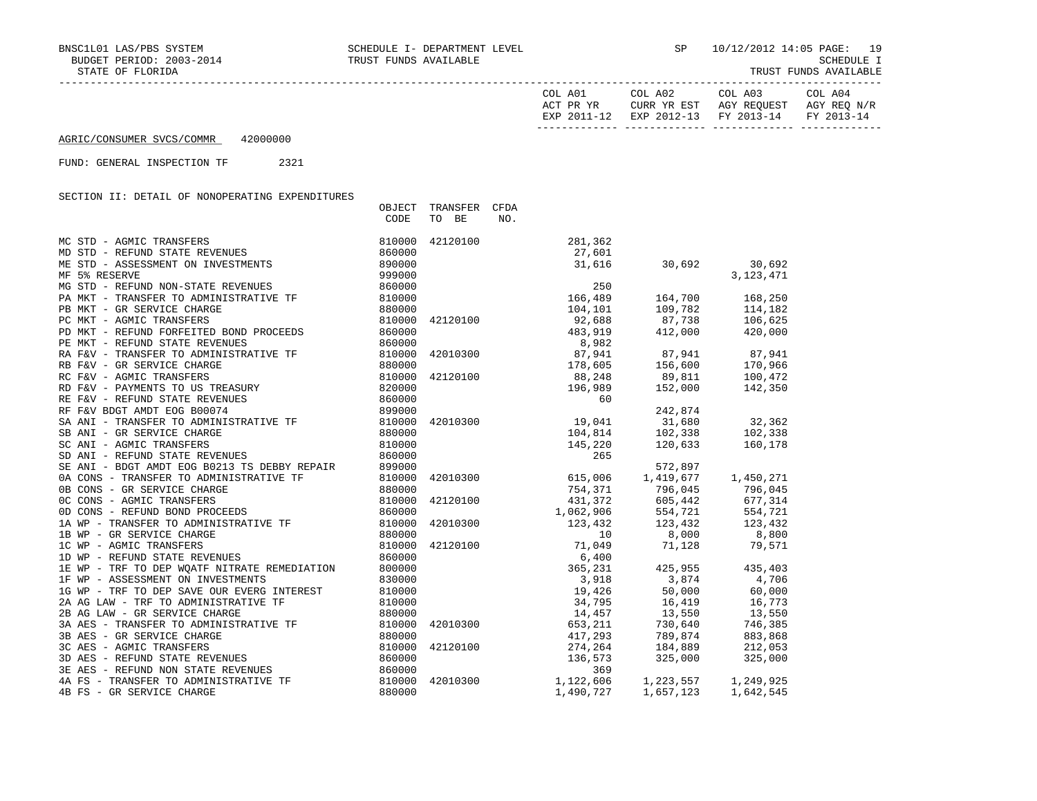AGRIC/CONSUMER SVCS/COMMR 42000000

FUND: GENERAL INSPECTION TF 2321

SECTION II: DETAIL OF NONOPERATING EXPENDITURES

| | OBJECT CODE | TRANSFER TO BE | CFDA NO. | COL A01 ACT PR YR EXP 2011-12 | COL A02 CURR YR EST EXP 2012-13 | COL A03 AGY REQUEST FY 2013-14 | COL A04 AGY REQ N/R FY 2013-14 |
|---|---|---|---|---|---|---|---|
| MC STD - AGMIC TRANSFERS | 810000 | 42120100 | | 281,362 | | | |
| MD STD - REFUND STATE REVENUES | 860000 | | | 27,601 | | | |
| ME STD - ASSESSMENT ON INVESTMENTS | 890000 | | | 31,616 | 30,692 | 30,692 | |
| MF 5% RESERVE | 999000 | | | | | 3,123,471 | |
| MG STD - REFUND NON-STATE REVENUES | 860000 | | | 250 | | | |
| PA MKT - TRANSFER TO ADMINISTRATIVE TF | 810000 | | | 166,489 | 164,700 | 168,250 | |
| PB MKT - GR SERVICE CHARGE | 880000 | | | 104,101 | 109,782 | 114,182 | |
| PC MKT - AGMIC TRANSFERS | 810000 | 42120100 | | 92,688 | 87,738 | 106,625 | |
| PD MKT - REFUND FORFEITED BOND PROCEEDS | 860000 | | | 483,919 | 412,000 | 420,000 | |
| PE MKT - REFUND STATE REVENUES | 860000 | | | 8,982 | | | |
| RA F&V - TRANSFER TO ADMINISTRATIVE TF | 810000 | 42010300 | | 87,941 | 87,941 | 87,941 | |
| RB F&V - GR SERVICE CHARGE | 880000 | | | 178,605 | 156,600 | 170,966 | |
| RC F&V - AGMIC TRANSFERS | 810000 | 42120100 | | 88,248 | 89,811 | 100,472 | |
| RD F&V - PAYMENTS TO US TREASURY | 820000 | | | 196,989 | 152,000 | 142,350 | |
| RE F&V - REFUND STATE REVENUES | 860000 | | | 60 | | | |
| RF F&V BDGT AMDT EOG B00074 | 899000 | | | | 242,874 | | |
| SA ANI - TRANSFER TO ADMINISTRATIVE TF | 810000 | 42010300 | | 19,041 | 31,680 | 32,362 | |
| SB ANI - GR SERVICE CHARGE | 880000 | | | 104,814 | 102,338 | 102,338 | |
| SC ANI - AGMIC TRANSFERS | 810000 | | | 145,220 | 120,633 | 160,178 | |
| SD ANI - REFUND STATE REVENUES | 860000 | | | 265 | | | |
| SE ANI - BDGT AMDT EOG B0213 TS DEBBY REPAIR | 899000 | | | | 572,897 | | |
| 0A CONS - TRANSFER TO ADMINISTRATIVE TF | 810000 | 42010300 | | 615,006 | 1,419,677 | 1,450,271 | |
| 0B CONS - GR SERVICE CHARGE | 880000 | | | 754,371 | 796,045 | 796,045 | |
| 0C CONS - AGMIC TRANSFERS | 810000 | 42120100 | | 431,372 | 605,442 | 677,314 | |
| 0D CONS - REFUND BOND PROCEEDS | 860000 | | | 1,062,906 | 554,721 | 554,721 | |
| 1A WP - TRANSFER TO ADMINISTRATIVE TF | 810000 | 42010300 | | 123,432 | 123,432 | 123,432 | |
| 1B WP - GR SERVICE CHARGE | 880000 | | | 10 | 8,000 | 8,800 | |
| 1C WP - AGMIC TRANSFERS | 810000 | 42120100 | | 71,049 | 71,128 | 79,571 | |
| 1D WP - REFUND STATE REVENUES | 860000 | | | 6,400 | | | |
| 1E WP - TRF TO DEP WQATF NITRATE REMEDIATION | 800000 | | | 365,231 | 425,955 | 435,403 | |
| 1F WP - ASSESSMENT ON INVESTMENTS | 830000 | | | 3,918 | 3,874 | 4,706 | |
| 1G WP - TRF TO DEP SAVE OUR EVERG INTEREST | 810000 | | | 19,426 | 50,000 | 60,000 | |
| 2A AG LAW - TRF TO ADMINISTRATIVE TF | 810000 | | | 34,795 | 16,419 | 16,773 | |
| 2B AG LAW - GR SERVICE CHARGE | 880000 | | | 14,457 | 13,550 | 13,550 | |
| 3A AES - TRANSFER TO ADMINISTRATIVE TF | 810000 | 42010300 | | 653,211 | 730,640 | 746,385 | |
| 3B AES - GR SERVICE CHARGE | 880000 | | | 417,293 | 789,874 | 883,868 | |
| 3C AES - AGMIC TRANSFERS | 810000 | 42120100 | | 274,264 | 184,889 | 212,053 | |
| 3D AES - REFUND STATE REVENUES | 860000 | | | 136,573 | 325,000 | 325,000 | |
| 3E AES - REFUND NON STATE REVENUES | 860000 | | | 369 | | | |
| 4A FS - TRANSFER TO ADMINISTRATIVE TF | 810000 | 42010300 | | 1,122,606 | 1,223,557 | 1,249,925 | |
| 4B FS - GR SERVICE CHARGE | 880000 | | | 1,490,727 | 1,657,123 | 1,642,545 | |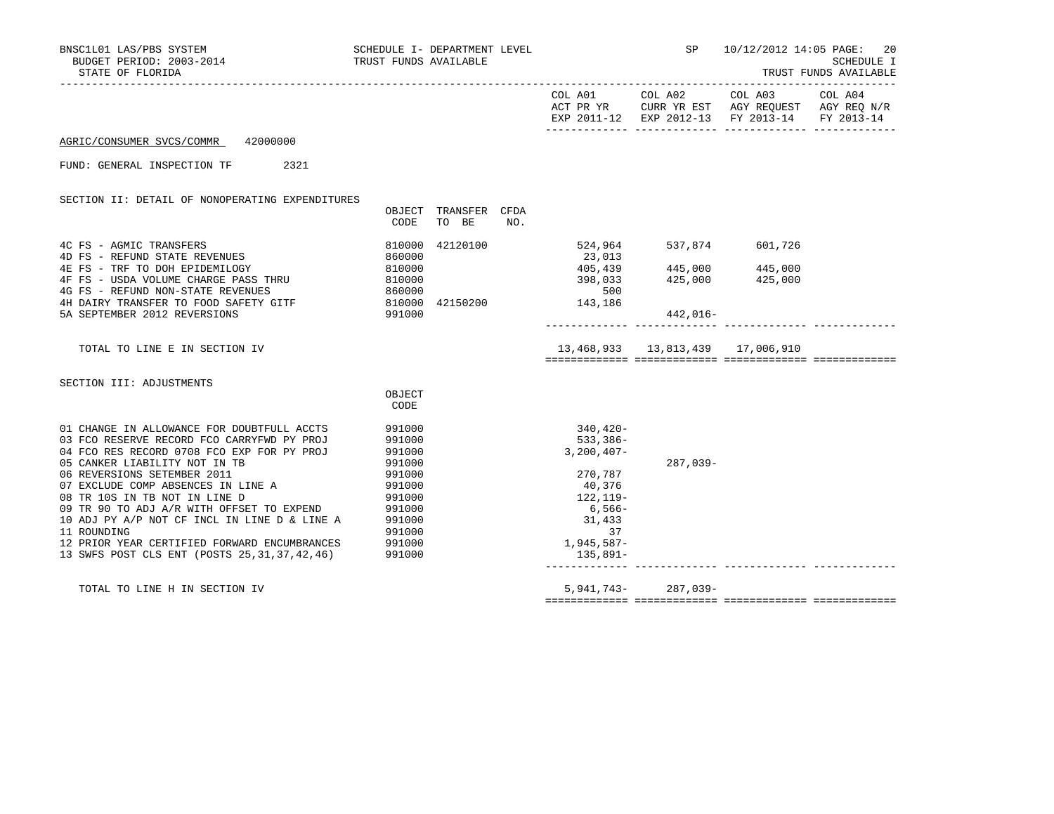BNSC1L01 LAS/PBS SYSTEM — SCHEDULE I- DEPARTMENT LEVEL — TRUST FUNDS AVAILABLE — SP 10/12/2012 14:05

BUDGET PERIOD: 2003-2014 — SCHEDULE I

STATE OF FLORIDA — TRUST FUNDS AVAILABLE

AGRIC/CONSUMER SVCS/COMMR 42000000

FUND: GENERAL INSPECTION TF 2321

SECTION II: DETAIL OF NONOPERATING EXPENDITURES

| | OBJECT CODE | TRANSFER TO BE | CFDA NO. | COL A01 ACT PR YR EXP 2011-12 | COL A02 CURR YR EST EXP 2012-13 | COL A03 AGY REQUEST FY 2013-14 | COL A04 AGY REQ N/R FY 2013-14 |
|---|---|---|---|---|---|---|---|
| 4C FS - AGMIC TRANSFERS | 810000 | 42120100 | | 524,964 | 537,874 | 601,726 | |
| 4D FS - REFUND STATE REVENUES | 860000 | | | 23,013 | | | |
| 4E FS - TRF TO DOH EPIDEMILOGY | 810000 | | | 405,439 | 445,000 | 445,000 | |
| 4F FS - USDA VOLUME CHARGE PASS THRU | 810000 | | | 398,033 | 425,000 | 425,000 | |
| 4G FS - REFUND NON-STATE REVENUES | 860000 | | | 500 | | | |
| 4H DAIRY TRANSFER TO FOOD SAFETY GITF | 810000 | 42150200 | | 143,186 | | | |
| 5A SEPTEMBER 2012 REVERSIONS | 991000 | | | | 442,016- | | |
| TOTAL TO LINE E IN SECTION IV | | | | 13,468,933 | 13,813,439 | 17,006,910 | |

SECTION III: ADJUSTMENTS

| | OBJECT CODE | COL A01 ACT PR YR EXP 2011-12 | COL A02 CURR YR EST EXP 2012-13 | COL A03 AGY REQUEST FY 2013-14 | COL A04 AGY REQ N/R FY 2013-14 |
|---|---|---|---|---|---|
| 01 CHANGE IN ALLOWANCE FOR DOUBTFULL ACCTS | 991000 | 340,420- | | | |
| 03 FCO RESERVE RECORD FCO CARRYFWD PY PROJ | 991000 | 533,386- | | | |
| 04 FCO RES RECORD 0708 FCO EXP FOR PY PROJ | 991000 | 3,200,407- | | | |
| 05 CANKER LIABILITY NOT IN TB | 991000 | | 287,039- | | |
| 06 REVERSIONS SETEMBER 2011 | 991000 | 270,787 | | | |
| 07 EXCLUDE COMP ABSENCES IN LINE A | 991000 | 40,376 | | | |
| 08 TR 10S IN TB NOT IN LINE D | 991000 | 122,119- | | | |
| 09 TR 90 TO ADJ A/R WITH OFFSET TO EXPEND | 991000 | 6,566- | | | |
| 10 ADJ PY A/P NOT CF INCL IN LINE D & LINE A | 991000 | 31,433 | | | |
| 11 ROUNDING | 991000 | 37 | | | |
| 12 PRIOR YEAR CERTIFIED FORWARD ENCUMBRANCES | 991000 | 1,945,587- | | | |
| 13 SWFS POST CLS ENT (POSTS 25,31,37,42,46) | 991000 | 135,891- | | | |
| TOTAL TO LINE H IN SECTION IV | | 5,941,743- | 287,039- | | |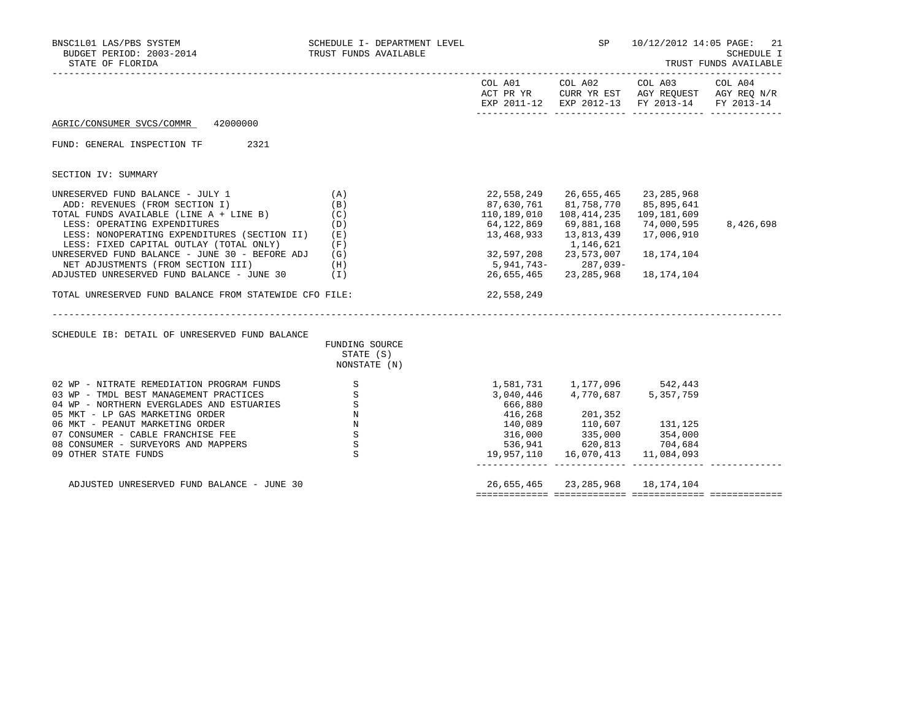BNSC1L01 LAS/PBS SYSTEM — SCHEDULE I- DEPARTMENT LEVEL — TRUST FUNDS AVAILABLE — SP 10/12/2012 14:05

BUDGET PERIOD: 2003-2014

STATE OF FLORIDA

SCHEDULE I — TRUST FUNDS AVAILABLE

AGRIC/CONSUMER SVCS/COMMR 42000000

FUND: GENERAL INSPECTION TF 2321

SECTION IV: SUMMARY

| | | COL A01 ACT PR YR EXP 2011-12 | COL A02 CURR YR EST EXP 2012-13 | COL A03 AGY REQUEST FY 2013-14 | COL A04 AGY REQ N/R FY 2013-14 |
|---|---|---|---|---|---|
| UNRESERVED FUND BALANCE - JULY 1 | (A) | 22,558,249 | 26,655,465 | 23,285,968 | |
| ADD: REVENUES (FROM SECTION I) | (B) | 87,630,761 | 81,758,770 | 85,895,641 | |
| TOTAL FUNDS AVAILABLE (LINE A + LINE B) | (C) | 110,189,010 | 108,414,235 | 109,181,609 | |
| LESS: OPERATING EXPENDITURES | (D) | 64,122,869 | 69,881,168 | 74,000,595 | 8,426,698 |
| LESS: NONOPERATING EXPENDITURES (SECTION II) | (E) | 13,468,933 | 13,813,439 | 17,006,910 | |
| LESS: FIXED CAPITAL OUTLAY (TOTAL ONLY) | (F) | | 1,146,621 | | |
| UNRESERVED FUND BALANCE - JUNE 30 - BEFORE ADJ | (G) | 32,597,208 | 23,573,007 | 18,174,104 | |
| NET ADJUSTMENTS (FROM SECTION III) | (H) | 5,941,743- | 287,039- | | |
| ADJUSTED UNRESERVED FUND BALANCE - JUNE 30 | (I) | 26,655,465 | 23,285,968 | 18,174,104 | |
| TOTAL UNRESERVED FUND BALANCE FROM STATEWIDE CFO FILE: | | 22,558,249 | | | |

SCHEDULE IB: DETAIL OF UNRESERVED FUND BALANCE

| | FUNDING SOURCE STATE (S) NONSTATE (N) | COL A01 | COL A02 | COL A03 | COL A04 |
|---|---|---|---|---|---|
| 02 WP - NITRATE REMEDIATION PROGRAM FUNDS | S | 1,581,731 | 1,177,096 | 542,443 | |
| 03 WP - TMDL BEST MANAGEMENT PRACTICES | S | 3,040,446 | 4,770,687 | 5,357,759 | |
| 04 WP - NORTHERN EVERGLADES AND ESTUARIES | S | 666,880 | | | |
| 05 MKT - LP GAS MARKETING ORDER | N | 416,268 | 201,352 | | |
| 06 MKT - PEANUT MARKETING ORDER | N | 140,089 | 110,607 | 131,125 | |
| 07 CONSUMER - CABLE FRANCHISE FEE | S | 316,000 | 335,000 | 354,000 | |
| 08 CONSUMER - SURVEYORS AND MAPPERS | S | 536,941 | 620,813 | 704,684 | |
| 09 OTHER STATE FUNDS | S | 19,957,110 | 16,070,413 | 11,084,093 | |
| ADJUSTED UNRESERVED FUND BALANCE - JUNE 30 | | 26,655,465 | 23,285,968 | 18,174,104 | |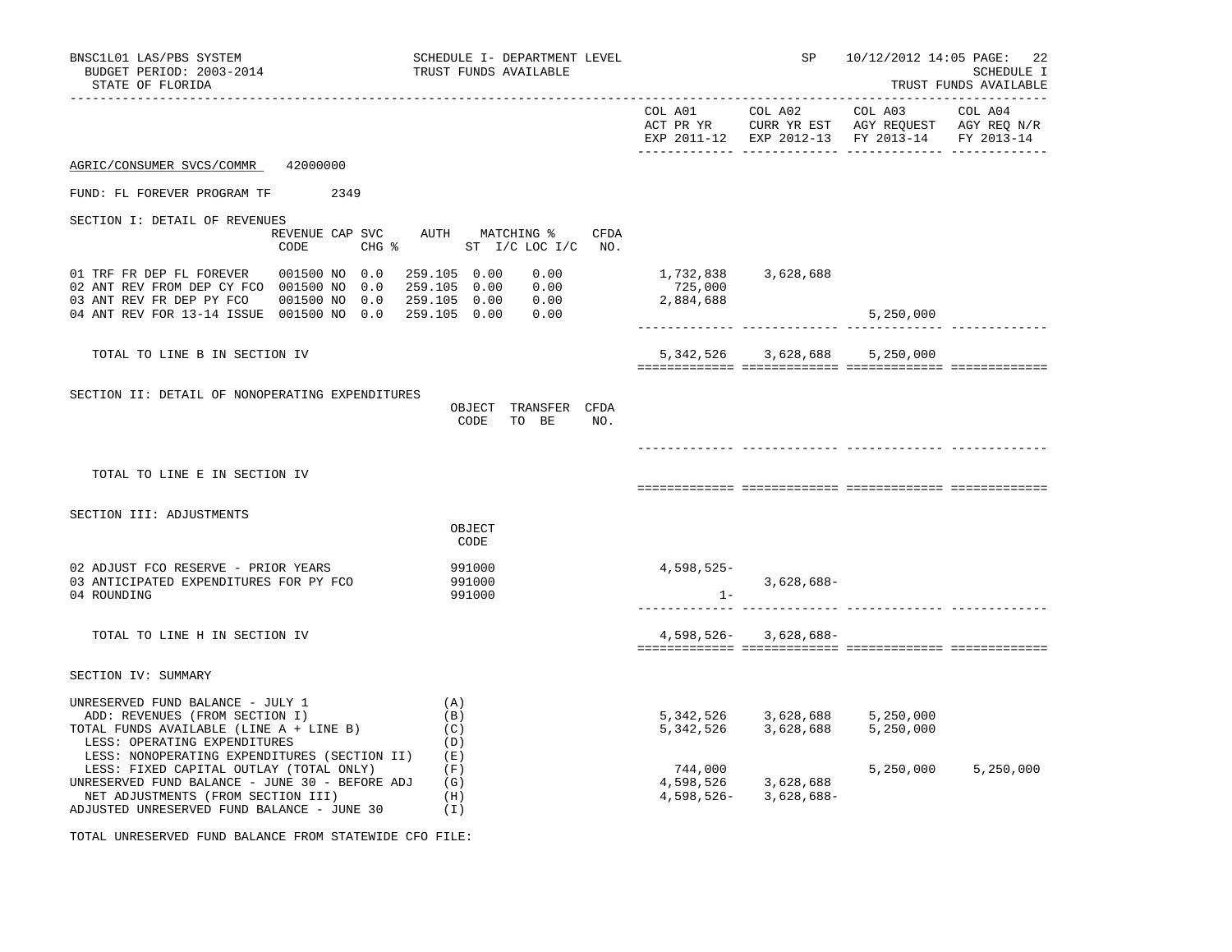BNSC1L01 LAS/PBS SYSTEM — SCHEDULE I- DEPARTMENT LEVEL — SP 10/12/2012 14:05
BUDGET PERIOD: 2003-2014 — TRUST FUNDS AVAILABLE — SCHEDULE I
STATE OF FLORIDA — TRUST FUNDS AVAILABLE

| | COL A01 ACT PR YR EXP 2011-12 | COL A02 CURR YR EST EXP 2012-13 | COL A03 AGY REQUEST FY 2013-14 | COL A04 AGY REQ N/R FY 2013-14 |
|---|---|---|---|---|

AGRIC/CONSUMER SVCS/COMMR 42000000

FUND: FL FOREVER PROGRAM TF 2349

## SECTION I: DETAIL OF REVENUES

| | REVENUE CODE | CAP SVC CHG % | | AUTH ST | MATCHING % I/C | MATCHING % LOC I/C | CFDA NO. | COL A01 | COL A02 | COL A03 | COL A04 |
|---|---|---|---|---|---|---|---|---|---|---|---|
| 01 TRF FR DEP FL FOREVER | 001500 | NO | 0.0 | 259.105 | 0.00 | 0.00 | | 1,732,838 | 3,628,688 | | |
| 02 ANT REV FROM DEP CY FCO | 001500 | NO | 0.0 | 259.105 | 0.00 | 0.00 | | 725,000 | | | |
| 03 ANT REV FR DEP PY FCO | 001500 | NO | 0.0 | 259.105 | 0.00 | 0.00 | | 2,884,688 | | | |
| 04 ANT REV FOR 13-14 ISSUE | 001500 | NO | 0.0 | 259.105 | 0.00 | 0.00 | | | | 5,250,000 | |
| TOTAL TO LINE B IN SECTION IV | | | | | | | | 5,342,526 | 3,628,688 | 5,250,000 | |

## SECTION II: DETAIL OF NONOPERATING EXPENDITURES

| | OBJECT CODE | TRANSFER TO BE | CFDA NO. | COL A01 | COL A02 | COL A03 | COL A04 |
|---|---|---|---|---|---|---|---|
| TOTAL TO LINE E IN SECTION IV | | | | | | | |

## SECTION III: ADJUSTMENTS

| | OBJECT CODE | COL A01 | COL A02 | COL A03 | COL A04 |
|---|---|---|---|---|---|
| 02 ADJUST FCO RESERVE - PRIOR YEARS | 991000 | 4,598,525- | | | |
| 03 ANTICIPATED EXPENDITURES FOR PY FCO | 991000 | | 3,628,688- | | |
| 04 ROUNDING | 991000 | 1- | | | |
| TOTAL TO LINE H IN SECTION IV | | 4,598,526- | 3,628,688- | | |

## SECTION IV: SUMMARY

| | | COL A01 | COL A02 | COL A03 | COL A04 |
|---|---|---|---|---|---|
| UNRESERVED FUND BALANCE - JULY 1 | (A) | | | | |
| ADD: REVENUES (FROM SECTION I) | (B) | 5,342,526 | 3,628,688 | 5,250,000 | |
| TOTAL FUNDS AVAILABLE (LINE A + LINE B) | (C) | 5,342,526 | 3,628,688 | 5,250,000 | |
| LESS: OPERATING EXPENDITURES | (D) | | | | |
| LESS: NONOPERATING EXPENDITURES (SECTION II) | (E) | | | | |
| LESS: FIXED CAPITAL OUTLAY (TOTAL ONLY) | (F) | 744,000 | | 5,250,000 | 5,250,000 |
| UNRESERVED FUND BALANCE - JUNE 30 - BEFORE ADJ | (G) | 4,598,526 | 3,628,688 | | |
| NET ADJUSTMENTS (FROM SECTION III) | (H) | 4,598,526- | 3,628,688- | | |
| ADJUSTED UNRESERVED FUND BALANCE - JUNE 30 | (I) | | | | |

TOTAL UNRESERVED FUND BALANCE FROM STATEWIDE CFO FILE: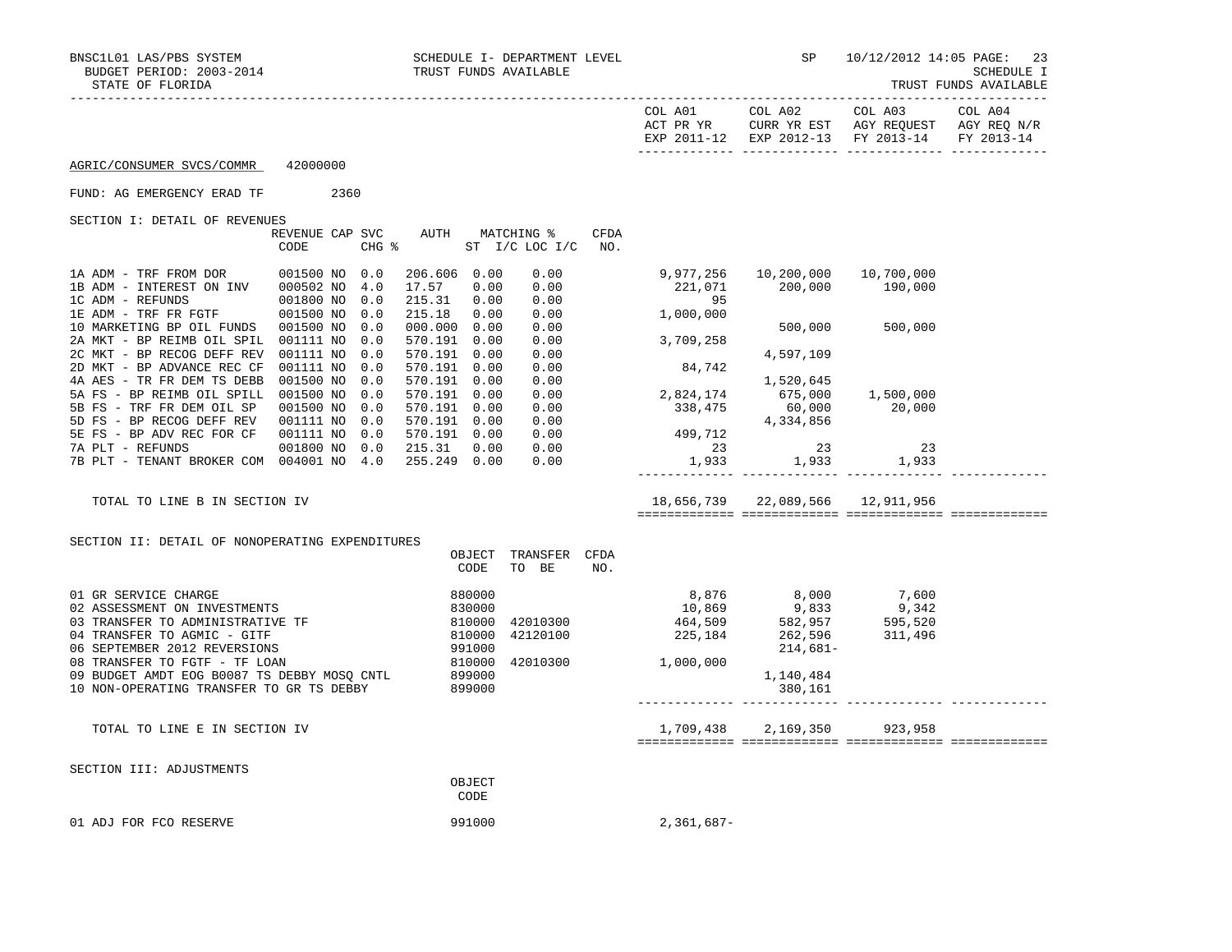BNSC1L01 LAS/PBS SYSTEM — SCHEDULE I- DEPARTMENT LEVEL — SP 10/12/2012 14:05

BUDGET PERIOD: 2003-2014 — TRUST FUNDS AVAILABLE — SCHEDULE I

STATE OF FLORIDA — TRUST FUNDS AVAILABLE

AGRIC/CONSUMER SVCS/COMMR 42000000

FUND: AG EMERGENCY ERAD TF 2360

## SECTION I: DETAIL OF REVENUES

| | REVENUE CODE | CAP | SVC CHG % | AUTH ST | MATCHING % I/C | LOC I/C | CFDA NO. | COL A01 ACT PR YR EXP 2011-12 | COL A02 CURR YR EST EXP 2012-13 | COL A03 AGY REQUEST FY 2013-14 | COL A04 AGY REQ N/R FY 2013-14 |
|---|---|---|---|---|---|---|---|---|---|---|---|
| 1A ADM - TRF FROM DOR | 001500 | NO | 0.0 | 206.606 | 0.00 | 0.00 | | 9,977,256 | 10,200,000 | 10,700,000 | |
| 1B ADM - INTEREST ON INV | 000502 | NO | 4.0 | 17.57 | 0.00 | 0.00 | | 221,071 | 200,000 | 190,000 | |
| 1C ADM - REFUNDS | 001800 | NO | 0.0 | 215.31 | 0.00 | 0.00 | | 95 | | | |
| 1E ADM - TRF FR FGTF | 001500 | NO | 0.0 | 215.18 | 0.00 | 0.00 | | 1,000,000 | | | |
| 10 MARKETING BP OIL FUNDS | 001500 | NO | 0.0 | 000.000 | 0.00 | 0.00 | | | 500,000 | 500,000 | |
| 2A MKT - BP REIMB OIL SPIL | 001111 | NO | 0.0 | 570.191 | 0.00 | 0.00 | | 3,709,258 | | | |
| 2C MKT - BP RECOG DEFF REV | 001111 | NO | 0.0 | 570.191 | 0.00 | 0.00 | | | 4,597,109 | | |
| 2D MKT - BP ADVANCE REC CF | 001111 | NO | 0.0 | 570.191 | 0.00 | 0.00 | | 84,742 | | | |
| 4A AES - TR FR DEM TS DEBB | 001500 | NO | 0.0 | 570.191 | 0.00 | 0.00 | | | 1,520,645 | | |
| 5A FS - BP REIMB OIL SPILL | 001500 | NO | 0.0 | 570.191 | 0.00 | 0.00 | | 2,824,174 | 675,000 | 1,500,000 | |
| 5B FS - TRF FR DEM OIL SP | 001500 | NO | 0.0 | 570.191 | 0.00 | 0.00 | | 338,475 | 60,000 | 20,000 | |
| 5D FS - BP RECOG DEFF REV | 001111 | NO | 0.0 | 570.191 | 0.00 | 0.00 | | | 4,334,856 | | |
| 5E FS - BP ADV REC FOR CF | 001111 | NO | 0.0 | 570.191 | 0.00 | 0.00 | | 499,712 | | | |
| 7A PLT - REFUNDS | 001800 | NO | 0.0 | 215.31 | 0.00 | 0.00 | | 23 | 23 | 23 | |
| 7B PLT - TENANT BROKER COM | 004001 | NO | 4.0 | 255.249 | 0.00 | 0.00 | | 1,933 | 1,933 | 1,933 | |
| TOTAL TO LINE B IN SECTION IV | | | | | | | | 18,656,739 | 22,089,566 | 12,911,956 | |

## SECTION II: DETAIL OF NONOPERATING EXPENDITURES

| | OBJECT CODE | TRANSFER TO BE | CFDA NO. | COL A01 | COL A02 | COL A03 | COL A04 |
|---|---|---|---|---|---|---|---|
| 01 GR SERVICE CHARGE | 880000 | | | 8,876 | 8,000 | 7,600 | |
| 02 ASSESSMENT ON INVESTMENTS | 830000 | | | 10,869 | 9,833 | 9,342 | |
| 03 TRANSFER TO ADMINISTRATIVE TF | 810000 | 42010300 | | 464,509 | 582,957 | 595,520 | |
| 04 TRANSFER TO AGMIC - GITF | 810000 | 42120100 | | 225,184 | 262,596 | 311,496 | |
| 06 SEPTEMBER 2012 REVERSIONS | 991000 | | | | 214,681- | | |
| 08 TRANSFER TO FGTF - TF LOAN | 810000 | 42010300 | | 1,000,000 | | | |
| 09 BUDGET AMDT EOG B0087 TS DEBBY MOSQ CNTL | 899000 | | | | 1,140,484 | | |
| 10 NON-OPERATING TRANSFER TO GR TS DEBBY | 899000 | | | | 380,161 | | |
| TOTAL TO LINE E IN SECTION IV | | | | 1,709,438 | 2,169,350 | 923,958 | |

## SECTION III: ADJUSTMENTS

| | OBJECT CODE | COL A01 | COL A02 | COL A03 | COL A04 |
|---|---|---|---|---|---|
| 01 ADJ FOR FCO RESERVE | 991000 | 2,361,687- | | | |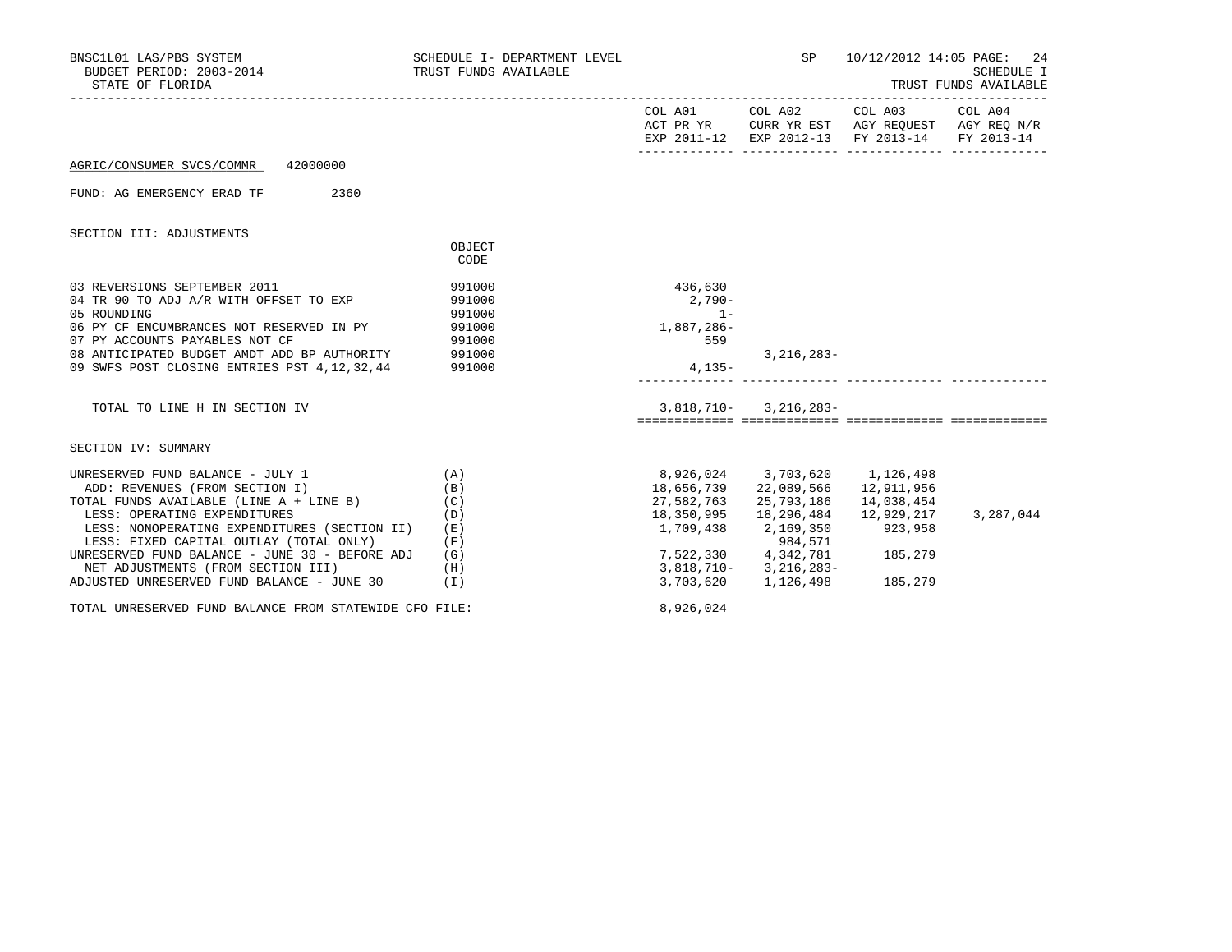BNSC1L01 LAS/PBS SYSTEM — SCHEDULE I- DEPARTMENT LEVEL — SP 10/12/2012 14:05
BUDGET PERIOD: 2003-2014 — TRUST FUNDS AVAILABLE — SCHEDULE I
STATE OF FLORIDA — TRUST FUNDS AVAILABLE

AGRIC/CONSUMER SVCS/COMMR 42000000

FUND: AG EMERGENCY ERAD TF 2360

## SECTION III: ADJUSTMENTS

| | OBJECT CODE | COL A01 ACT PR YR EXP 2011-12 | COL A02 CURR YR EST EXP 2012-13 | COL A03 AGY REQUEST FY 2013-14 | COL A04 AGY REQ N/R FY 2013-14 |
|---|---|---|---|---|---|
| 03 REVERSIONS SEPTEMBER 2011 | 991000 | 436,630 | | | |
| 04 TR 90 TO ADJ A/R WITH OFFSET TO EXP | 991000 | 2,790- | | | |
| 05 ROUNDING | 991000 | 1- | | | |
| 06 PY CF ENCUMBRANCES NOT RESERVED IN PY | 991000 | 1,887,286- | | | |
| 07 PY ACCOUNTS PAYABLES NOT CF | 991000 | 559 | | | |
| 08 ANTICIPATED BUDGET AMDT ADD BP AUTHORITY | 991000 | | 3,216,283- | | |
| 09 SWFS POST CLOSING ENTRIES PST 4,12,32,44 | 991000 | 4,135- | | | |
| TOTAL TO LINE H IN SECTION IV | | 3,818,710- | 3,216,283- | | |

## SECTION IV: SUMMARY

| | | COL A01 ACT PR YR EXP 2011-12 | COL A02 CURR YR EST EXP 2012-13 | COL A03 AGY REQUEST FY 2013-14 | COL A04 AGY REQ N/R FY 2013-14 |
|---|---|---|---|---|---|
| UNRESERVED FUND BALANCE - JULY 1 | (A) | 8,926,024 | 3,703,620 | 1,126,498 | |
| ADD: REVENUES (FROM SECTION I) | (B) | 18,656,739 | 22,089,566 | 12,911,956 | |
| TOTAL FUNDS AVAILABLE (LINE A + LINE B) | (C) | 27,582,763 | 25,793,186 | 14,038,454 | |
| LESS: OPERATING EXPENDITURES | (D) | 18,350,995 | 18,296,484 | 12,929,217 | 3,287,044 |
| LESS: NONOPERATING EXPENDITURES (SECTION II) | (E) | 1,709,438 | 2,169,350 | 923,958 | |
| LESS: FIXED CAPITAL OUTLAY (TOTAL ONLY) | (F) | | 984,571 | | |
| UNRESERVED FUND BALANCE - JUNE 30 - BEFORE ADJ | (G) | 7,522,330 | 4,342,781 | 185,279 | |
| NET ADJUSTMENTS (FROM SECTION III) | (H) | 3,818,710- | 3,216,283- | | |
| ADJUSTED UNRESERVED FUND BALANCE - JUNE 30 | (I) | 3,703,620 | 1,126,498 | 185,279 | |

TOTAL UNRESERVED FUND BALANCE FROM STATEWIDE CFO FILE: 8,926,024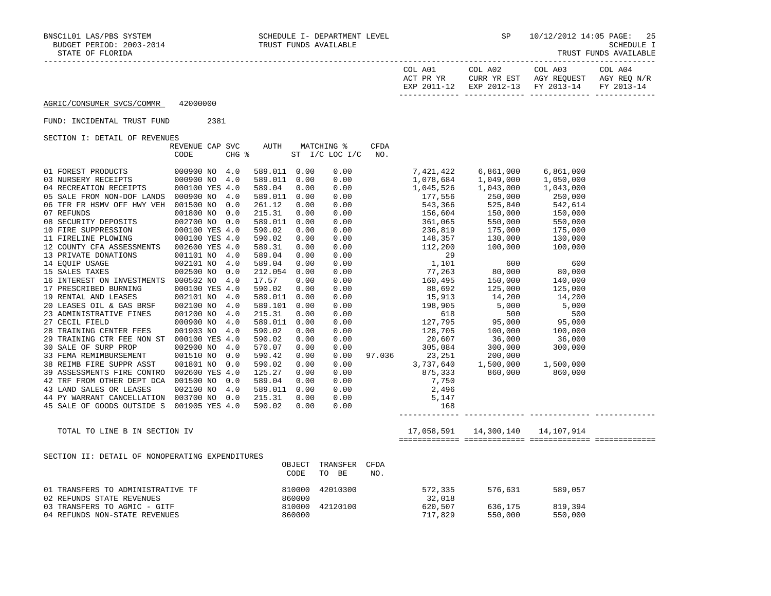AGRIC/CONSUMER SVCS/COMMR 42000000

FUND: INCIDENTAL TRUST FUND 2381

SECTION I: DETAIL OF REVENUES

| | REVENUE CODE | CAP | SVC CHG % | AUTH | MATCHING % ST | I/C LOC I/C | CFDA NO. | COL A01 ACT PR YR EXP 2011-12 | COL A02 CURR YR EST EXP 2012-13 | COL A03 AGY REQUEST FY 2013-14 | COL A04 AGY REQ N/R FY 2013-14 |
|---|---|---|---|---|---|---|---|---|---|---|---|
| 01 FOREST PRODUCTS | 000900 | NO | 4.0 | 589.011 | 0.00 | 0.00 | | 7,421,422 | 6,861,000 | 6,861,000 | |
| 03 NURSERY RECEIPTS | 000900 | NO | 4.0 | 589.011 | 0.00 | 0.00 | | 1,078,684 | 1,049,000 | 1,050,000 | |
| 04 RECREATION RECEIPTS | 000100 | YES | 4.0 | 589.04 | 0.00 | 0.00 | | 1,045,526 | 1,043,000 | 1,043,000 | |
| 05 SALE FROM NON-DOF LANDS | 000900 | NO | 4.0 | 589.011 | 0.00 | 0.00 | | 177,556 | 250,000 | 250,000 | |
| 06 TFR FR HSMV OFF HWY VEH | 001500 | NO | 0.0 | 261.12 | 0.00 | 0.00 | | 543,366 | 525,840 | 542,614 | |
| 07 REFUNDS | 001800 | NO | 0.0 | 215.31 | 0.00 | 0.00 | | 156,604 | 150,000 | 150,000 | |
| 08 SECURITY DEPOSITS | 002700 | NO | 0.0 | 589.011 | 0.00 | 0.00 | | 361,065 | 550,000 | 550,000 | |
| 10 FIRE SUPPRESSION | 000100 | YES | 4.0 | 590.02 | 0.00 | 0.00 | | 236,819 | 175,000 | 175,000 | |
| 11 FIRELINE PLOWING | 000100 | YES | 4.0 | 590.02 | 0.00 | 0.00 | | 148,357 | 130,000 | 130,000 | |
| 12 COUNTY CFA ASSESSMENTS | 002600 | YES | 4.0 | 589.31 | 0.00 | 0.00 | | 112,200 | 100,000 | 100,000 | |
| 13 PRIVATE DONATIONS | 001101 | NO | 4.0 | 589.04 | 0.00 | 0.00 | | 29 | | | |
| 14 EQUIP USAGE | 002101 | NO | 4.0 | 589.04 | 0.00 | 0.00 | | 1,101 | 600 | 600 | |
| 15 SALES TAXES | 002500 | NO | 0.0 | 212.054 | 0.00 | 0.00 | | 77,263 | 80,000 | 80,000 | |
| 16 INTEREST ON INVESTMENTS | 000502 | NO | 4.0 | 17.57 | 0.00 | 0.00 | | 160,495 | 150,000 | 140,000 | |
| 17 PRESCRIBED BURNING | 000100 | YES | 4.0 | 590.02 | 0.00 | 0.00 | | 88,692 | 125,000 | 125,000 | |
| 19 RENTAL AND LEASES | 002101 | NO | 4.0 | 589.011 | 0.00 | 0.00 | | 15,913 | 14,200 | 14,200 | |
| 20 LEASES OIL & GAS BRSF | 002100 | NO | 4.0 | 589.101 | 0.00 | 0.00 | | 198,905 | 5,000 | 5,000 | |
| 23 ADMINISTRATIVE FINES | 001200 | NO | 4.0 | 215.31 | 0.00 | 0.00 | | 618 | 500 | 500 | |
| 27 CECIL FIELD | 000900 | NO | 4.0 | 589.011 | 0.00 | 0.00 | | 127,795 | 95,000 | 95,000 | |
| 28 TRAINING CENTER FEES | 001903 | NO | 4.0 | 590.02 | 0.00 | 0.00 | | 128,705 | 100,000 | 100,000 | |
| 29 TRAINING CTR FEE NON ST | 000100 | YES | 4.0 | 590.02 | 0.00 | 0.00 | | 20,607 | 36,000 | 36,000 | |
| 30 SALE OF SURP PROP | 002900 | NO | 4.0 | 570.07 | 0.00 | 0.00 | | 305,084 | 300,000 | 300,000 | |
| 33 FEMA REMIMBURSEMENT | 001510 | NO | 0.0 | 590.42 | 0.00 | 0.00 | 97.036 | 23,251 | 200,000 | | |
| 38 REIMB FIRE SUPPR ASST | 001801 | NO | 0.0 | 590.02 | 0.00 | 0.00 | | 3,737,640 | 1,500,000 | 1,500,000 | |
| 39 ASSESSMENTS FIRE CONTRO | 002600 | YES | 4.0 | 125.27 | 0.00 | 0.00 | | 875,333 | 860,000 | 860,000 | |
| 42 TRF FROM OTHER DEPT DCA | 001500 | NO | 0.0 | 589.04 | 0.00 | 0.00 | | 7,750 | | | |
| 43 LAND SALES OR LEASES | 002100 | NO | 4.0 | 589.011 | 0.00 | 0.00 | | 2,496 | | | |
| 44 PY WARRANT CANCELLATION | 003700 | NO | 0.0 | 215.31 | 0.00 | 0.00 | | 5,147 | | | |
| 45 SALE OF GOODS OUTSIDE S | 001905 | YES | 4.0 | 590.02 | 0.00 | 0.00 | | 168 | | | |
| TOTAL TO LINE B IN SECTION IV | | | | | | | | 17,058,591 | 14,300,140 | 14,107,914 | |

SECTION II: DETAIL OF NONOPERATING EXPENDITURES

| | OBJECT CODE | TRANSFER TO BE | CFDA NO. | COL A01 | COL A02 | COL A03 | COL A04 |
|---|---|---|---|---|---|---|---|
| 01 TRANSFERS TO ADMINISTRATIVE TF | 810000 | 42010300 | | 572,335 | 576,631 | 589,057 | |
| 02 REFUNDS STATE REVENUES | 860000 | | | 32,018 | | | |
| 03 TRANSFERS TO AGMIC - GITF | 810000 | 42120100 | | 620,507 | 636,175 | 819,394 | |
| 04 REFUNDS NON-STATE REVENUES | 860000 | | | 717,829 | 550,000 | 550,000 | |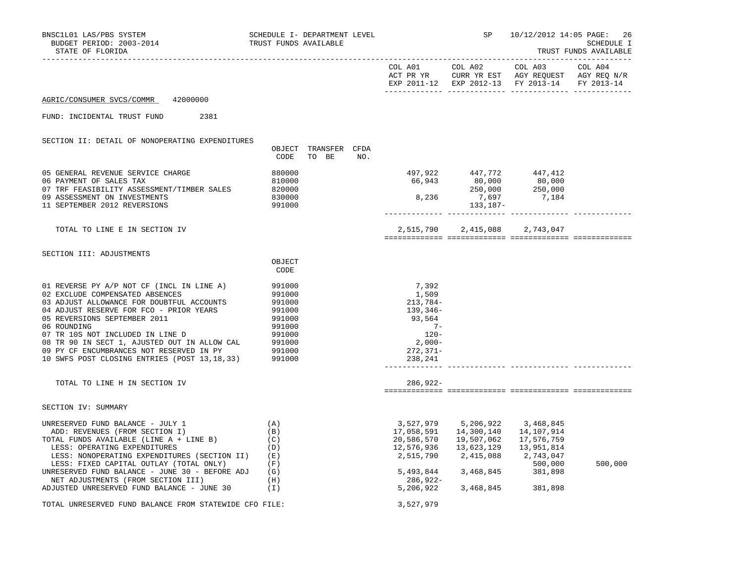BNSC1L01 LAS/PBS SYSTEM — SCHEDULE I- DEPARTMENT LEVEL — SP 10/12/2012 14:05

BUDGET PERIOD: 2003-2014 — TRUST FUNDS AVAILABLE — SCHEDULE I

STATE OF FLORIDA — TRUST FUNDS AVAILABLE

AGRIC/CONSUMER SVCS/COMMR 42000000

FUND: INCIDENTAL TRUST FUND 2381

## SECTION II: DETAIL OF NONOPERATING EXPENDITURES

| | OBJECT CODE | TRANSFER TO BE | CFDA NO. | COL A01 ACT PR YR EXP 2011-12 | COL A02 CURR YR EST EXP 2012-13 | COL A03 AGY REQUEST FY 2013-14 | COL A04 AGY REQ N/R FY 2013-14 |
|---|---|---|---|---|---|---|---|
| 05 GENERAL REVENUE SERVICE CHARGE | 880000 | | | 497,922 | 447,772 | 447,412 | |
| 06 PAYMENT OF SALES TAX | 810000 | | | 66,943 | 80,000 | 80,000 | |
| 07 TRF FEASIBILITY ASSESSMENT/TIMBER SALES | 820000 | | | | 250,000 | 250,000 | |
| 09 ASSESSMENT ON INVESTMENTS | 830000 | | | 8,236 | 7,697 | 7,184 | |
| 11 SEPTEMBER 2012 REVERSIONS | 991000 | | | | 133,187- | | |
| TOTAL TO LINE E IN SECTION IV | | | | 2,515,790 | 2,415,088 | 2,743,047 | |

## SECTION III: ADJUSTMENTS

| | OBJECT CODE | COL A01 | COL A02 | COL A03 | COL A04 |
|---|---|---|---|---|---|
| 01 REVERSE PY A/P NOT CF (INCL IN LINE A) | 991000 | 7,392 | | | |
| 02 EXCLUDE COMPENSATED ABSENCES | 991000 | 1,509 | | | |
| 03 ADJUST ALLOWANCE FOR DOUBTFUL ACCOUNTS | 991000 | 213,784- | | | |
| 04 ADJUST RESERVE FOR FCO - PRIOR YEARS | 991000 | 139,346- | | | |
| 05 REVERSIONS SEPTEMBER 2011 | 991000 | 93,564 | | | |
| 06 ROUNDING | 991000 | 7- | | | |
| 07 TR 10S NOT INCLUDED IN LINE D | 991000 | 120- | | | |
| 08 TR 90 IN SECT 1, AJUSTED OUT IN ALLOW CAL | 991000 | 2,000- | | | |
| 09 PY CF ENCUMBRANCES NOT RESERVED IN PY | 991000 | 272,371- | | | |
| 10 SWFS POST CLOSING ENTRIES (POST 13,18,33) | 991000 | 238,241 | | | |
| TOTAL TO LINE H IN SECTION IV | | 286,922- | | | |

## SECTION IV: SUMMARY

| | | COL A01 | COL A02 | COL A03 | COL A04 |
|---|---|---|---|---|---|
| UNRESERVED FUND BALANCE - JULY 1 | (A) | 3,527,979 | 5,206,922 | 3,468,845 | |
| ADD: REVENUES (FROM SECTION I) | (B) | 17,058,591 | 14,300,140 | 14,107,914 | |
| TOTAL FUNDS AVAILABLE (LINE A + LINE B) | (C) | 20,586,570 | 19,507,062 | 17,576,759 | |
| LESS: OPERATING EXPENDITURES | (D) | 12,576,936 | 13,623,129 | 13,951,814 | |
| LESS: NONOPERATING EXPENDITURES (SECTION II) | (E) | 2,515,790 | 2,415,088 | 2,743,047 | |
| LESS: FIXED CAPITAL OUTLAY (TOTAL ONLY) | (F) | | | 500,000 | 500,000 |
| UNRESERVED FUND BALANCE - JUNE 30 - BEFORE ADJ | (G) | 5,493,844 | 3,468,845 | 381,898 | |
| NET ADJUSTMENTS (FROM SECTION III) | (H) | 286,922- | | | |
| ADJUSTED UNRESERVED FUND BALANCE - JUNE 30 | (I) | 5,206,922 | 3,468,845 | 381,898 | |

TOTAL UNRESERVED FUND BALANCE FROM STATEWIDE CFO FILE: 3,527,979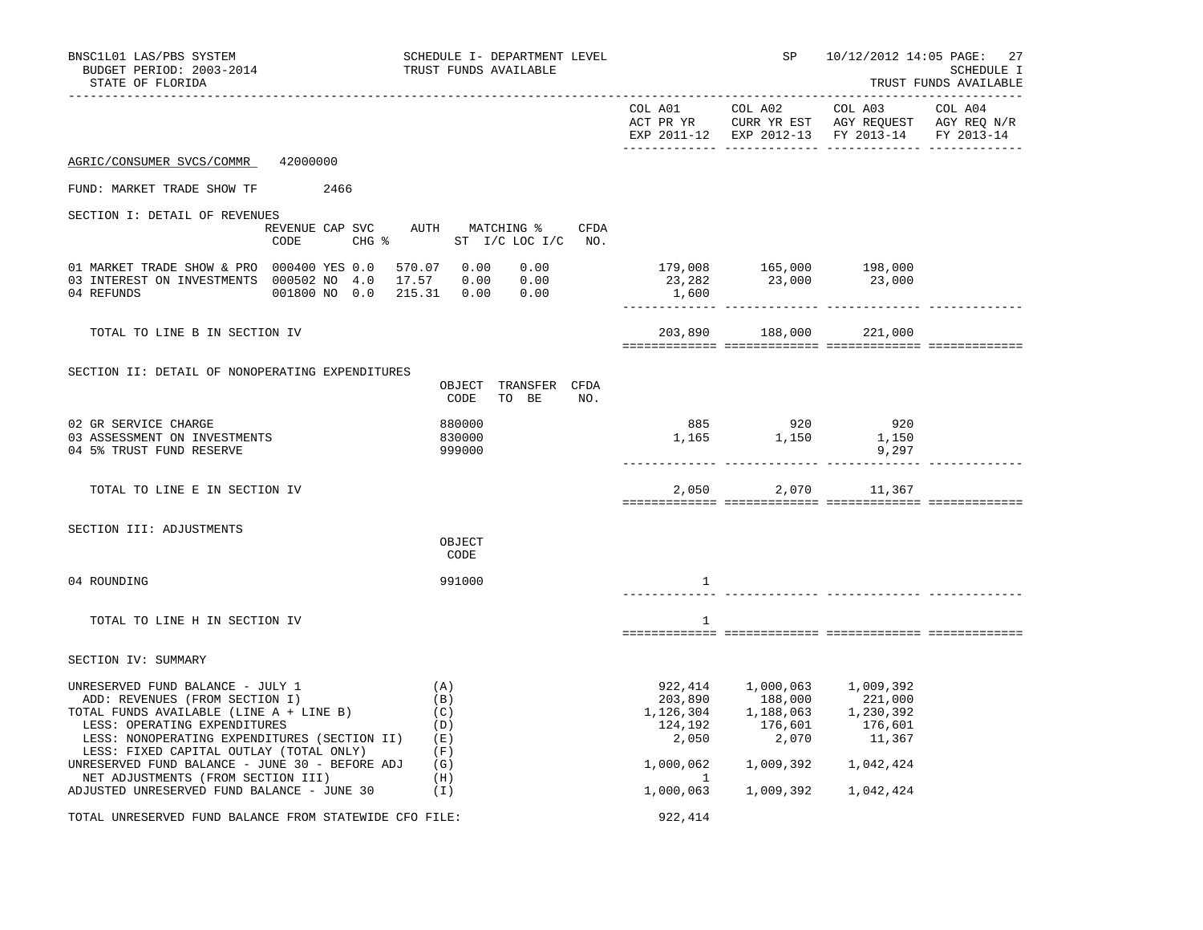BNSC1L01 LAS/PBS SYSTEM | SCHEDULE I- DEPARTMENT LEVEL | SP 10/12/2012 14:05

BUDGET PERIOD: 2003-2014 | TRUST FUNDS AVAILABLE | SCHEDULE I

STATE OF FLORIDA | TRUST FUNDS AVAILABLE

AGRIC/CONSUMER SVCS/COMMR 42000000

FUND: MARKET TRADE SHOW TF 2466

## SECTION I: DETAIL OF REVENUES

| | REVENUE CODE | CAP | SVC CHG % | AUTH ST | MATCHING % I/C | LOC I/C | CFDA NO. | COL A01 ACT PR YR EXP 2011-12 | COL A02 CURR YR EST EXP 2012-13 | COL A03 AGY REQUEST FY 2013-14 | COL A04 AGY REQ N/R FY 2013-14 |
|---|---|---|---|---|---|---|---|---|---|---|---|
| 01 MARKET TRADE SHOW & PRO | 000400 | YES | 0.0 | 570.07 | 0.00 | 0.00 | | 179,008 | 165,000 | 198,000 | |
| 03 INTEREST ON INVESTMENTS | 000502 | NO | 4.0 | 17.57 | 0.00 | 0.00 | | 23,282 | 23,000 | 23,000 | |
| 04 REFUNDS | 001800 | NO | 0.0 | 215.31 | 0.00 | 0.00 | | 1,600 | | | |
| TOTAL TO LINE B IN SECTION IV | | | | | | | | 203,890 | 188,000 | 221,000 | |

## SECTION II: DETAIL OF NONOPERATING EXPENDITURES

| | OBJECT CODE | TRANSFER TO BE | CFDA NO. | COL A01 | COL A02 | COL A03 | COL A04 |
|---|---|---|---|---|---|---|---|
| 02 GR SERVICE CHARGE | 880000 | | | 885 | 920 | 920 | |
| 03 ASSESSMENT ON INVESTMENTS | 830000 | | | 1,165 | 1,150 | 1,150 | |
| 04 5% TRUST FUND RESERVE | 999000 | | | | | 9,297 | |
| TOTAL TO LINE E IN SECTION IV | | | | 2,050 | 2,070 | 11,367 | |

## SECTION III: ADJUSTMENTS

| | OBJECT CODE | COL A01 | COL A02 | COL A03 | COL A04 |
|---|---|---|---|---|---|
| 04 ROUNDING | 991000 | 1 | | | |
| TOTAL TO LINE H IN SECTION IV | | 1 | | | |

## SECTION IV: SUMMARY

| | | COL A01 | COL A02 | COL A03 | COL A04 |
|---|---|---|---|---|---|
| UNRESERVED FUND BALANCE - JULY 1 | (A) | 922,414 | 1,000,063 | 1,009,392 | |
| ADD: REVENUES (FROM SECTION I) | (B) | 203,890 | 188,000 | 221,000 | |
| TOTAL FUNDS AVAILABLE (LINE A + LINE B) | (C) | 1,126,304 | 1,188,063 | 1,230,392 | |
| LESS: OPERATING EXPENDITURES | (D) | 124,192 | 176,601 | 176,601 | |
| LESS: NONOPERATING EXPENDITURES (SECTION II) | (E) | 2,050 | 2,070 | 11,367 | |
| LESS: FIXED CAPITAL OUTLAY (TOTAL ONLY) | (F) | | | | |
| UNRESERVED FUND BALANCE - JUNE 30 - BEFORE ADJ | (G) | 1,000,062 | 1,009,392 | 1,042,424 | |
| NET ADJUSTMENTS (FROM SECTION III) | (H) | 1 | | | |
| ADJUSTED UNRESERVED FUND BALANCE - JUNE 30 | (I) | 1,000,063 | 1,009,392 | 1,042,424 | |

TOTAL UNRESERVED FUND BALANCE FROM STATEWIDE CFO FILE: 922,414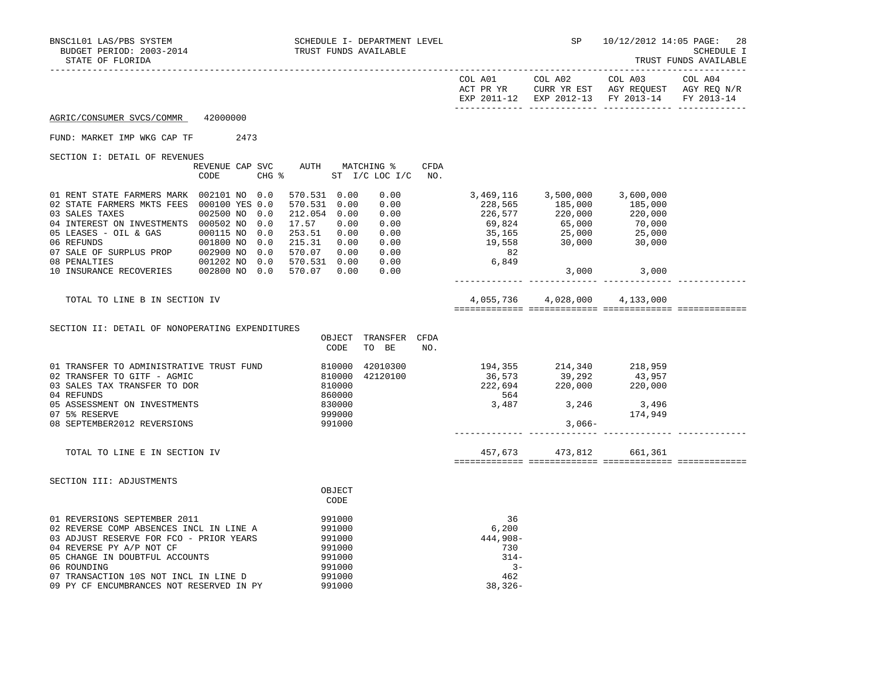BNSC1L01 LAS/PBS SYSTEM — SCHEDULE I- DEPARTMENT LEVEL — SP 10/12/2012 14:05

BUDGET PERIOD: 2003-2014 — TRUST FUNDS AVAILABLE — SCHEDULE I

STATE OF FLORIDA — TRUST FUNDS AVAILABLE

AGRIC/CONSUMER SVCS/COMMR 42000000

FUND: MARKET IMP WKG CAP TF 2473

## SECTION I: DETAIL OF REVENUES

| | REVENUE CODE | CAP | SVC CHG % | AUTH | MATCHING % ST | I/C LOC I/C | CFDA NO. | COL A01 ACT PR YR EXP 2011-12 | COL A02 CURR YR EST EXP 2012-13 | COL A03 AGY REQUEST FY 2013-14 | COL A04 AGY REQ N/R FY 2013-14 |
|---|---|---|---|---|---|---|---|---|---|---|---|
| 01 RENT STATE FARMERS MARK | 002101 | NO | 0.0 | 570.531 | 0.00 | 0.00 | | 3,469,116 | 3,500,000 | 3,600,000 | |
| 02 STATE FARMERS MKTS FEES | 000100 | YES | 0.0 | 570.531 | 0.00 | 0.00 | | 228,565 | 185,000 | 185,000 | |
| 03 SALES TAXES | 002500 | NO | 0.0 | 212.054 | 0.00 | 0.00 | | 226,577 | 220,000 | 220,000 | |
| 04 INTEREST ON INVESTMENTS | 000502 | NO | 0.0 | 17.57 | 0.00 | 0.00 | | 69,824 | 65,000 | 70,000 | |
| 05 LEASES - OIL & GAS | 000115 | NO | 0.0 | 253.51 | 0.00 | 0.00 | | 35,165 | 25,000 | 25,000 | |
| 06 REFUNDS | 001800 | NO | 0.0 | 215.31 | 0.00 | 0.00 | | 19,558 | 30,000 | 30,000 | |
| 07 SALE OF SURPLUS PROP | 002900 | NO | 0.0 | 570.07 | 0.00 | 0.00 | | 82 | | | |
| 08 PENALTIES | 001202 | NO | 0.0 | 570.531 | 0.00 | 0.00 | | 6,849 | | | |
| 10 INSURANCE RECOVERIES | 002800 | NO | 0.0 | 570.07 | 0.00 | 0.00 | | | 3,000 | 3,000 | |
| TOTAL TO LINE B IN SECTION IV | | | | | | | | 4,055,736 | 4,028,000 | 4,133,000 | |

## SECTION II: DETAIL OF NONOPERATING EXPENDITURES

| | OBJECT CODE | TRANSFER TO BE | CFDA NO. | COL A01 | COL A02 | COL A03 | COL A04 |
|---|---|---|---|---|---|---|---|
| 01 TRANSFER TO ADMINISTRATIVE TRUST FUND | 810000 | 42010300 | | 194,355 | 214,340 | 218,959 | |
| 02 TRANSFER TO GITF - AGMIC | 810000 | 42120100 | | 36,573 | 39,292 | 43,957 | |
| 03 SALES TAX TRANSFER TO DOR | 810000 | | | 222,694 | 220,000 | 220,000 | |
| 04 REFUNDS | 860000 | | | 564 | | | |
| 05 ASSESSMENT ON INVESTMENTS | 830000 | | | 3,487 | 3,246 | 3,496 | |
| 07 5% RESERVE | 999000 | | | | | 174,949 | |
| 08 SEPTEMBER2012 REVERSIONS | 991000 | | | | 3,066- | | |
| TOTAL TO LINE E IN SECTION IV | | | | 457,673 | 473,812 | 661,361 | |

## SECTION III: ADJUSTMENTS

| | OBJECT CODE | COL A01 | COL A02 | COL A03 | COL A04 |
|---|---|---|---|---|---|
| 01 REVERSIONS SEPTEMBER 2011 | 991000 | 36 | | | |
| 02 REVERSE COMP ABSENCES INCL IN LINE A | 991000 | 6,200 | | | |
| 03 ADJUST RESERVE FOR FCO - PRIOR YEARS | 991000 | 444,908- | | | |
| 04 REVERSE PY A/P NOT CF | 991000 | 730 | | | |
| 05 CHANGE IN DOUBTFUL ACCOUNTS | 991000 | 314- | | | |
| 06 ROUNDING | 991000 | 3- | | | |
| 07 TRANSACTION 10S NOT INCL IN LINE D | 991000 | 462 | | | |
| 09 PY CF ENCUMBRANCES NOT RESERVED IN PY | 991000 | 38,326- | | | |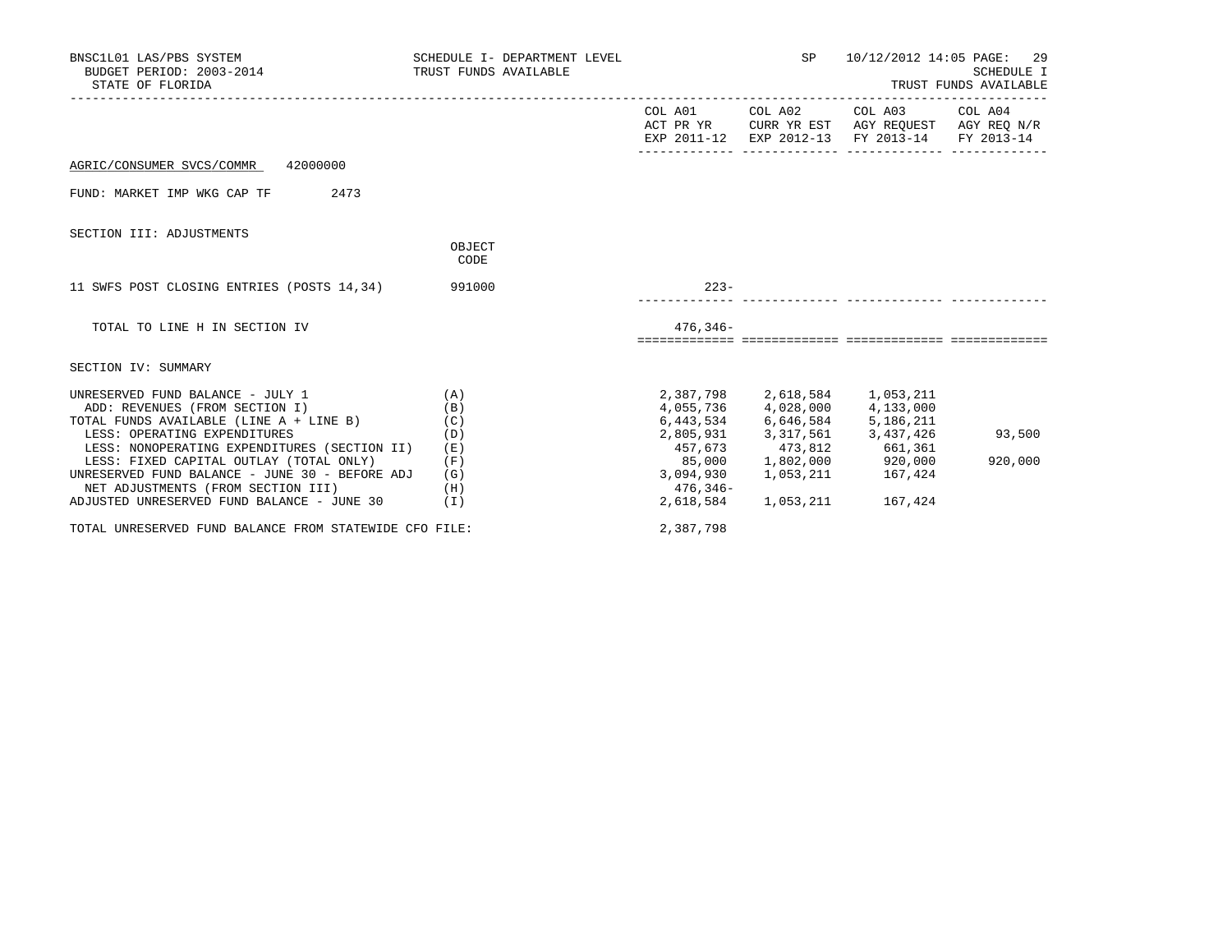BNSC1L01 LAS/PBS SYSTEM — SCHEDULE I- DEPARTMENT LEVEL — SP — 10/12/2012 14:05
BUDGET PERIOD: 2003-2014 — TRUST FUNDS AVAILABLE — SCHEDULE I
STATE OF FLORIDA — TRUST FUNDS AVAILABLE

AGRIC/CONSUMER SVCS/COMMR 42000000

FUND: MARKET IMP WKG CAP TF 2473

SECTION III: ADJUSTMENTS

| | OBJECT CODE | COL A01 ACT PR YR EXP 2011-12 | COL A02 CURR YR EST EXP 2012-13 | COL A03 AGY REQUEST FY 2013-14 | COL A04 AGY REQ N/R FY 2013-14 |
|---|---|---|---|---|---|
| 11 SWFS POST CLOSING ENTRIES (POSTS 14,34) | 991000 | 223- | | | |
| TOTAL TO LINE H IN SECTION IV | | 476,346- | | | |

SECTION IV: SUMMARY

| | | COL A01 ACT PR YR EXP 2011-12 | COL A02 CURR YR EST EXP 2012-13 | COL A03 AGY REQUEST FY 2013-14 | COL A04 AGY REQ N/R FY 2013-14 |
|---|---|---|---|---|---|
| UNRESERVED FUND BALANCE - JULY 1 | (A) | 2,387,798 | 2,618,584 | 1,053,211 | |
| ADD: REVENUES (FROM SECTION I) | (B) | 4,055,736 | 4,028,000 | 4,133,000 | |
| TOTAL FUNDS AVAILABLE (LINE A + LINE B) | (C) | 6,443,534 | 6,646,584 | 5,186,211 | |
| LESS: OPERATING EXPENDITURES | (D) | 2,805,931 | 3,317,561 | 3,437,426 | 93,500 |
| LESS: NONOPERATING EXPENDITURES (SECTION II) | (E) | 457,673 | 473,812 | 661,361 | |
| LESS: FIXED CAPITAL OUTLAY (TOTAL ONLY) | (F) | 85,000 | 1,802,000 | 920,000 | 920,000 |
| UNRESERVED FUND BALANCE - JUNE 30 - BEFORE ADJ | (G) | 3,094,930 | 1,053,211 | 167,424 | |
| NET ADJUSTMENTS (FROM SECTION III) | (H) | 476,346- | | | |
| ADJUSTED UNRESERVED FUND BALANCE - JUNE 30 | (I) | 2,618,584 | 1,053,211 | 167,424 | |
| TOTAL UNRESERVED FUND BALANCE FROM STATEWIDE CFO FILE: | | 2,387,798 | | | |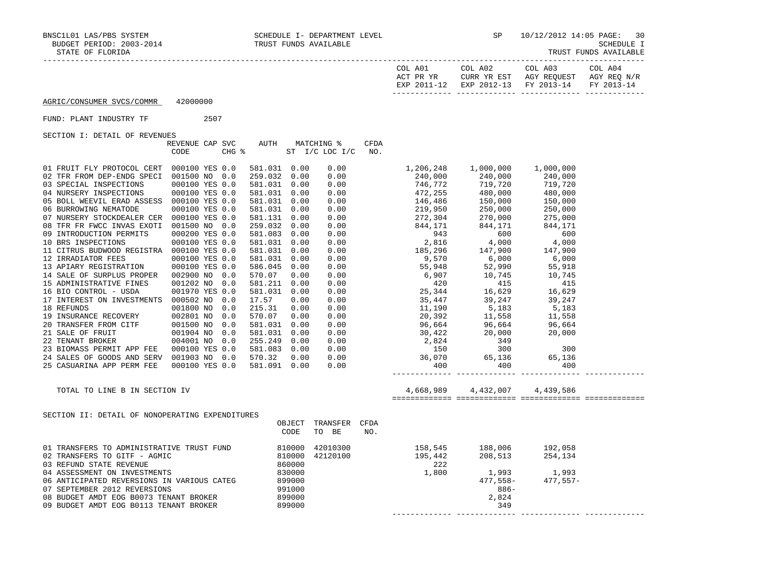BNSC1L01 LAS/PBS SYSTEM — SCHEDULE I- DEPARTMENT LEVEL — SP 10/12/2012 14:05

BUDGET PERIOD: 2003-2014 — TRUST FUNDS AVAILABLE — SCHEDULE I

STATE OF FLORIDA — TRUST FUNDS AVAILABLE

AGRIC/CONSUMER SVCS/COMMR 42000000

FUND: PLANT INDUSTRY TF 2507

SECTION I: DETAIL OF REVENUES

| | REVENUE CODE | CAP | SVC CHG % | AUTH | MATCHING % ST | I/C LOC I/C | CFDA NO. | COL A01 ACT PR YR EXP 2011-12 | COL A02 CURR YR EST EXP 2012-13 | COL A03 AGY REQUEST FY 2013-14 | COL A04 AGY REQ N/R FY 2013-14 |
|---|---|---|---|---|---|---|---|---|---|---|---|
| 01 FRUIT FLY PROTOCOL CERT | 000100 | YES | 0.0 | 581.031 | 0.00 | 0.00 | | 1,206,248 | 1,000,000 | 1,000,000 | |
| 02 TFR FROM DEP-ENDG SPECI | 001500 | NO | 0.0 | 259.032 | 0.00 | 0.00 | | 240,000 | 240,000 | 240,000 | |
| 03 SPECIAL INSPECTIONS | 000100 | YES | 0.0 | 581.031 | 0.00 | 0.00 | | 746,772 | 719,720 | 719,720 | |
| 04 NURSERY INSPECTIONS | 000100 | YES | 0.0 | 581.031 | 0.00 | 0.00 | | 472,255 | 480,000 | 480,000 | |
| 05 BOLL WEEVIL ERAD ASSESS | 000100 | YES | 0.0 | 581.031 | 0.00 | 0.00 | | 146,486 | 150,000 | 150,000 | |
| 06 BURROWING NEMATODE | 000100 | YES | 0.0 | 581.031 | 0.00 | 0.00 | | 219,950 | 250,000 | 250,000 | |
| 07 NURSERY STOCKDEALER CER | 000100 | YES | 0.0 | 581.131 | 0.00 | 0.00 | | 272,304 | 270,000 | 275,000 | |
| 08 TFR FR FWCC INVAS EXOTI | 001500 | NO | 0.0 | 259.032 | 0.00 | 0.00 | | 844,171 | 844,171 | 844,171 | |
| 09 INTRODUCTION PERMITS | 000200 | YES | 0.0 | 581.083 | 0.00 | 0.00 | | 943 | 600 | 600 | |
| 10 BRS INSPECTIONS | 000100 | YES | 0.0 | 581.031 | 0.00 | 0.00 | | 2,816 | 4,000 | 4,000 | |
| 11 CITRUS BUDWOOD REGISTRA | 000100 | YES | 0.0 | 581.031 | 0.00 | 0.00 | | 185,296 | 147,900 | 147,900 | |
| 12 IRRADIATOR FEES | 000100 | YES | 0.0 | 581.031 | 0.00 | 0.00 | | 9,570 | 6,000 | 6,000 | |
| 13 APIARY REGISTRATION | 000100 | YES | 0.0 | 586.045 | 0.00 | 0.00 | | 55,948 | 52,990 | 55,918 | |
| 14 SALE OF SURPLUS PROPER | 002900 | NO | 0.0 | 570.07 | 0.00 | 0.00 | | 6,907 | 10,745 | 10,745 | |
| 15 ADMINISTRATIVE FINES | 001202 | NO | 0.0 | 581.211 | 0.00 | 0.00 | | 420 | 415 | 415 | |
| 16 BIO CONTROL - USDA | 001970 | YES | 0.0 | 581.031 | 0.00 | 0.00 | | 25,344 | 16,629 | 16,629 | |
| 17 INTEREST ON INVESTMENTS | 000502 | NO | 0.0 | 17.57 | 0.00 | 0.00 | | 35,447 | 39,247 | 39,247 | |
| 18 REFUNDS | 001800 | NO | 0.0 | 215.31 | 0.00 | 0.00 | | 11,190 | 5,183 | 5,183 | |
| 19 INSURANCE RECOVERY | 002801 | NO | 0.0 | 570.07 | 0.00 | 0.00 | | 20,392 | 11,558 | 11,558 | |
| 20 TRANSFER FROM CITF | 001500 | NO | 0.0 | 581.031 | 0.00 | 0.00 | | 96,664 | 96,664 | 96,664 | |
| 21 SALE OF FRUIT | 001904 | NO | 0.0 | 581.031 | 0.00 | 0.00 | | 30,422 | 20,000 | 20,000 | |
| 22 TENANT BROKER | 004001 | NO | 0.0 | 255.249 | 0.00 | 0.00 | | 2,824 | 349 | | |
| 23 BIOMASS PERMIT APP FEE | 000100 | YES | 0.0 | 581.083 | 0.00 | 0.00 | | 150 | 300 | 300 | |
| 24 SALES OF GOODS AND SERV | 001903 | NO | 0.0 | 570.32 | 0.00 | 0.00 | | 36,070 | 65,136 | 65,136 | |
| 25 CASUARINA APP PERM FEE | 000100 | YES | 0.0 | 581.091 | 0.00 | 0.00 | | 400 | 400 | 400 | |
| TOTAL TO LINE B IN SECTION IV | | | | | | | | 4,668,989 | 4,432,007 | 4,439,586 | |

SECTION II: DETAIL OF NONOPERATING EXPENDITURES

| | OBJECT CODE | TRANSFER TO BE | CFDA NO. | COL A01 | COL A02 | COL A03 | COL A04 |
|---|---|---|---|---|---|---|---|
| 01 TRANSFERS TO ADMINISTRATIVE TRUST FUND | 810000 | 42010300 | | 158,545 | 188,006 | 192,058 | |
| 02 TRANSFERS TO GITF - AGMIC | 810000 | 42120100 | | 195,442 | 208,513 | 254,134 | |
| 03 REFUND STATE REVENUE | 860000 | | | 222 | | | |
| 04 ASSESSMENT ON INVESTMENTS | 830000 | | | 1,800 | 1,993 | 1,993 | |
| 06 ANTICIPATED REVERSIONS IN VARIOUS CATEG | 899000 | | | | 477,558- | 477,557- | |
| 07 SEPTEMBER 2012 REVERSIONS | 991000 | | | | 886- | | |
| 08 BUDGET AMDT EOG B0073 TENANT BROKER | 899000 | | | | 2,824 | | |
| 09 BUDGET AMDT EOG B0113 TENANT BROKER | 899000 | | | | 349 | | |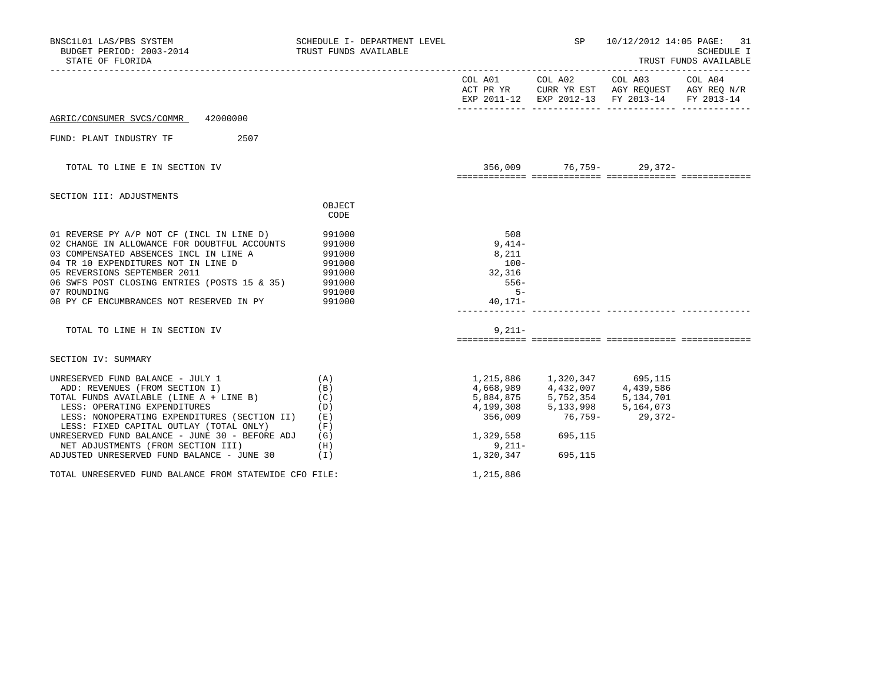BNSC1L01 LAS/PBS SYSTEM — SCHEDULE I- DEPARTMENT LEVEL — SP 10/12/2012 14:05
BUDGET PERIOD: 2003-2014 — TRUST FUNDS AVAILABLE — SCHEDULE I
STATE OF FLORIDA — TRUST FUNDS AVAILABLE

AGRIC/CONSUMER SVCS/COMMR 42000000

FUND: PLANT INDUSTRY TF 2507

| | | COL A01 ACT PR YR EXP 2011-12 | COL A02 CURR YR EST EXP 2012-13 | COL A03 AGY REQUEST FY 2013-14 | COL A04 AGY REQ N/R FY 2013-14 |
|---|---|---|---|---|---|
| TOTAL TO LINE E IN SECTION IV | | 356,009 | 76,759- | 29,372- | |

SECTION III: ADJUSTMENTS

| | OBJECT CODE | COL A01 | COL A02 | COL A03 | COL A04 |
|---|---|---|---|---|---|
| 01 REVERSE PY A/P NOT CF (INCL IN LINE D) | 991000 | 508 | | | |
| 02 CHANGE IN ALLOWANCE FOR DOUBTFUL ACCOUNTS | 991000 | 9,414- | | | |
| 03 COMPENSATED ABSENCES INCL IN LINE A | 991000 | 8,211 | | | |
| 04 TR 10 EXPENDITURES NOT IN LINE D | 991000 | 100- | | | |
| 05 REVERSIONS SEPTEMBER 2011 | 991000 | 32,316 | | | |
| 06 SWFS POST CLOSING ENTRIES (POSTS 15 & 35) | 991000 | 556- | | | |
| 07 ROUNDING | 991000 | 5- | | | |
| 08 PY CF ENCUMBRANCES NOT RESERVED IN PY | 991000 | 40,171- | | | |
| TOTAL TO LINE H IN SECTION IV | | 9,211- | | | |

SECTION IV: SUMMARY

| | | COL A01 | COL A02 | COL A03 | COL A04 |
|---|---|---|---|---|---|
| UNRESERVED FUND BALANCE - JULY 1 | (A) | 1,215,886 | 1,320,347 | 695,115 | |
| ADD: REVENUES (FROM SECTION I) | (B) | 4,668,989 | 4,432,007 | 4,439,586 | |
| TOTAL FUNDS AVAILABLE (LINE A + LINE B) | (C) | 5,884,875 | 5,752,354 | 5,134,701 | |
| LESS: OPERATING EXPENDITURES | (D) | 4,199,308 | 5,133,998 | 5,164,073 | |
| LESS: NONOPERATING EXPENDITURES (SECTION II) | (E) | 356,009 | 76,759- | 29,372- | |
| LESS: FIXED CAPITAL OUTLAY (TOTAL ONLY) | (F) | | | | |
| UNRESERVED FUND BALANCE - JUNE 30 - BEFORE ADJ | (G) | 1,329,558 | 695,115 | | |
| NET ADJUSTMENTS (FROM SECTION III) | (H) | 9,211- | | | |
| ADJUSTED UNRESERVED FUND BALANCE - JUNE 30 | (I) | 1,320,347 | 695,115 | | |
| TOTAL UNRESERVED FUND BALANCE FROM STATEWIDE CFO FILE: | | 1,215,886 | | | |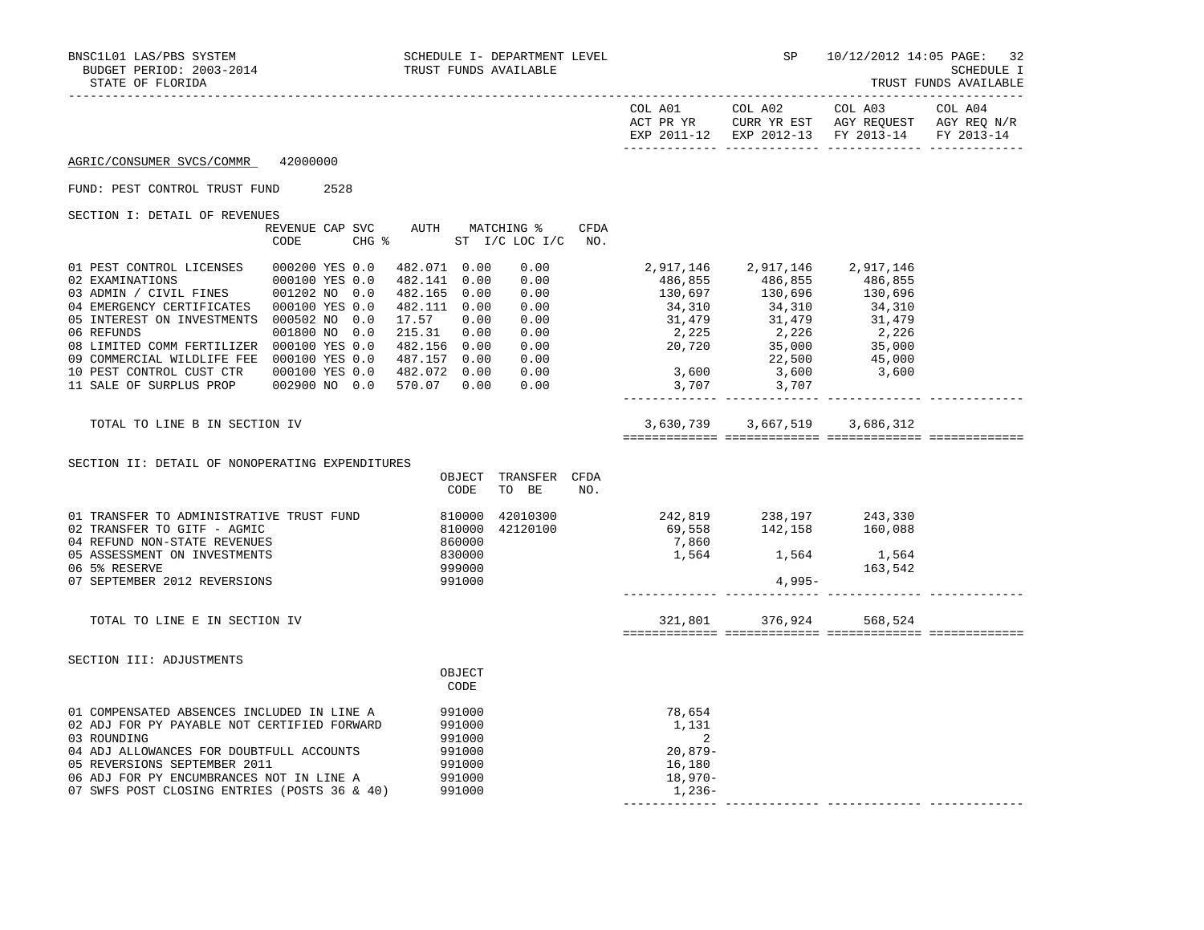SCHEDULE I- DEPARTMENT LEVEL
TRUST FUNDS AVAILABLE

BNSC1L01 LAS/PBS SYSTEM
BUDGET PERIOD: 2003-2014
STATE OF FLORIDA

SP 10/12/2012 14:05

SCHEDULE I
TRUST FUNDS AVAILABLE

AGRIC/CONSUMER SVCS/COMMR 42000000

FUND: PEST CONTROL TRUST FUND 2528

SECTION I: DETAIL OF REVENUES

| | REVENUE CODE | CAP | SVC CHG % | AUTH ST | MATCHING % I/C | LOC I/C | CFDA NO. | COL A01 ACT PR YR EXP 2011-12 | COL A02 CURR YR EST EXP 2012-13 | COL A03 AGY REQUEST FY 2013-14 | COL A04 AGY REQ N/R FY 2013-14 |
|---|---|---|---|---|---|---|---|---|---|---|---|
| 01 PEST CONTROL LICENSES | 000200 | YES | 0.0 | 482.071 | 0.00 | 0.00 | | 2,917,146 | 2,917,146 | 2,917,146 | |
| 02 EXAMINATIONS | 000100 | YES | 0.0 | 482.141 | 0.00 | 0.00 | | 486,855 | 486,855 | 486,855 | |
| 03 ADMIN / CIVIL FINES | 001202 | NO | 0.0 | 482.165 | 0.00 | 0.00 | | 130,697 | 130,696 | 130,696 | |
| 04 EMERGENCY CERTIFICATES | 000100 | YES | 0.0 | 482.111 | 0.00 | 0.00 | | 34,310 | 34,310 | 34,310 | |
| 05 INTEREST ON INVESTMENTS | 000502 | NO | 0.0 | 17.57 | 0.00 | 0.00 | | 31,479 | 31,479 | 31,479 | |
| 06 REFUNDS | 001800 | NO | 0.0 | 215.31 | 0.00 | 0.00 | | 2,225 | 2,226 | 2,226 | |
| 08 LIMITED COMM FERTILIZER | 000100 | YES | 0.0 | 482.156 | 0.00 | 0.00 | | 20,720 | 35,000 | 35,000 | |
| 09 COMMERCIAL WILDLIFE FEE | 000100 | YES | 0.0 | 487.157 | 0.00 | 0.00 | | | 22,500 | 45,000 | |
| 10 PEST CONTROL CUST CTR | 000100 | YES | 0.0 | 482.072 | 0.00 | 0.00 | | 3,600 | 3,600 | 3,600 | |
| 11 SALE OF SURPLUS PROP | 002900 | NO | 0.0 | 570.07 | 0.00 | 0.00 | | 3,707 | 3,707 | | |
| TOTAL TO LINE B IN SECTION IV | | | | | | | | 3,630,739 | 3,667,519 | 3,686,312 | |

SECTION II: DETAIL OF NONOPERATING EXPENDITURES

| | OBJECT CODE | TRANSFER TO BE | CFDA NO. | COL A01 | COL A02 | COL A03 | COL A04 |
|---|---|---|---|---|---|---|---|
| 01 TRANSFER TO ADMINISTRATIVE TRUST FUND | 810000 | 42010300 | | 242,819 | 238,197 | 243,330 | |
| 02 TRANSFER TO GITF - AGMIC | 810000 | 42120100 | | 69,558 | 142,158 | 160,088 | |
| 04 REFUND NON-STATE REVENUES | 860000 | | | 7,860 | | | |
| 05 ASSESSMENT ON INVESTMENTS | 830000 | | | 1,564 | 1,564 | 1,564 | |
| 06 5% RESERVE | 999000 | | | | | 163,542 | |
| 07 SEPTEMBER 2012 REVERSIONS | 991000 | | | | 4,995- | | |
| TOTAL TO LINE E IN SECTION IV | | | | 321,801 | 376,924 | 568,524 | |

SECTION III: ADJUSTMENTS

| | OBJECT CODE | COL A01 | COL A02 | COL A03 | COL A04 |
|---|---|---|---|---|---|
| 01 COMPENSATED ABSENCES INCLUDED IN LINE A | 991000 | 78,654 | | | |
| 02 ADJ FOR PY PAYABLE NOT CERTIFIED FORWARD | 991000 | 1,131 | | | |
| 03 ROUNDING | 991000 | 2 | | | |
| 04 ADJ ALLOWANCES FOR DOUBTFULL ACCOUNTS | 991000 | 20,879- | | | |
| 05 REVERSIONS SEPTEMBER 2011 | 991000 | 16,180 | | | |
| 06 ADJ FOR PY ENCUMBRANCES NOT IN LINE A | 991000 | 18,970- | | | |
| 07 SWFS POST CLOSING ENTRIES (POSTS 36 & 40) | 991000 | 1,236- | | | |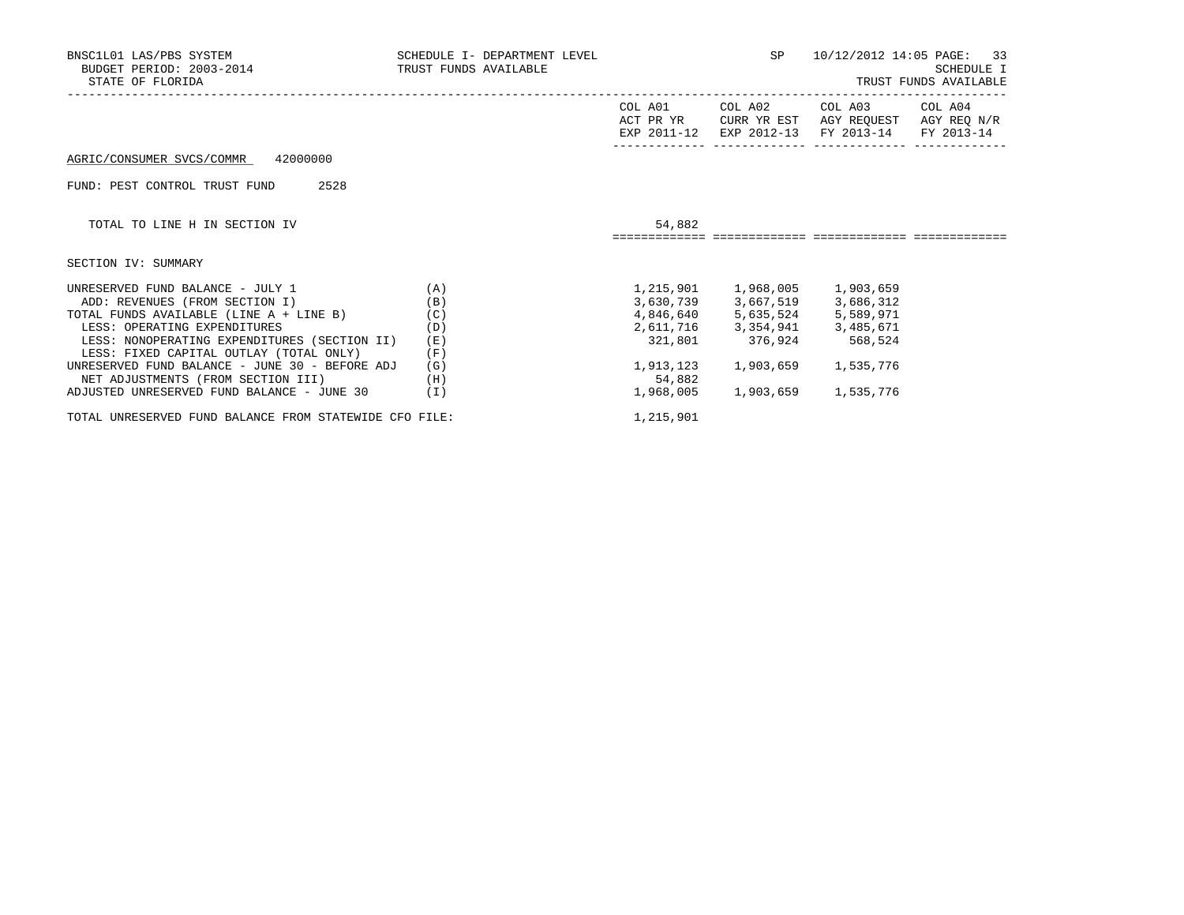BNSC1L01 LAS/PBS SYSTEM
BUDGET PERIOD: 2003-2014
STATE OF FLORIDA

SCHEDULE I- DEPARTMENT LEVEL
TRUST FUNDS AVAILABLE

SP 10/12/2012 14:05

SCHEDULE I
TRUST FUNDS AVAILABLE

AGRIC/CONSUMER SVCS/COMMR 42000000

FUND: PEST CONTROL TRUST FUND 2528

| | | COL A01 ACT PR YR EXP 2011-12 | COL A02 CURR YR EST EXP 2012-13 | COL A03 AGY REQUEST FY 2013-14 | COL A04 AGY REQ N/R FY 2013-14 |
|---|---|---|---|---|---|
| TOTAL TO LINE H IN SECTION IV | | 54,882 | | | |

SECTION IV: SUMMARY

| | | COL A01 ACT PR YR EXP 2011-12 | COL A02 CURR YR EST EXP 2012-13 | COL A03 AGY REQUEST FY 2013-14 | COL A04 AGY REQ N/R FY 2013-14 |
|---|---|---|---|---|---|
| UNRESERVED FUND BALANCE - JULY 1 | (A) | 1,215,901 | 1,968,005 | 1,903,659 | |
| ADD: REVENUES (FROM SECTION I) | (B) | 3,630,739 | 3,667,519 | 3,686,312 | |
| TOTAL FUNDS AVAILABLE (LINE A + LINE B) | (C) | 4,846,640 | 5,635,524 | 5,589,971 | |
| LESS: OPERATING EXPENDITURES | (D) | 2,611,716 | 3,354,941 | 3,485,671 | |
| LESS: NONOPERATING EXPENDITURES (SECTION II) | (E) | 321,801 | 376,924 | 568,524 | |
| LESS: FIXED CAPITAL OUTLAY (TOTAL ONLY) | (F) | | | | |
| UNRESERVED FUND BALANCE - JUNE 30 - BEFORE ADJ | (G) | 1,913,123 | 1,903,659 | 1,535,776 | |
| NET ADJUSTMENTS (FROM SECTION III) | (H) | 54,882 | | | |
| ADJUSTED UNRESERVED FUND BALANCE - JUNE 30 | (I) | 1,968,005 | 1,903,659 | 1,535,776 | |
| TOTAL UNRESERVED FUND BALANCE FROM STATEWIDE CFO FILE: | | 1,215,901 | | | |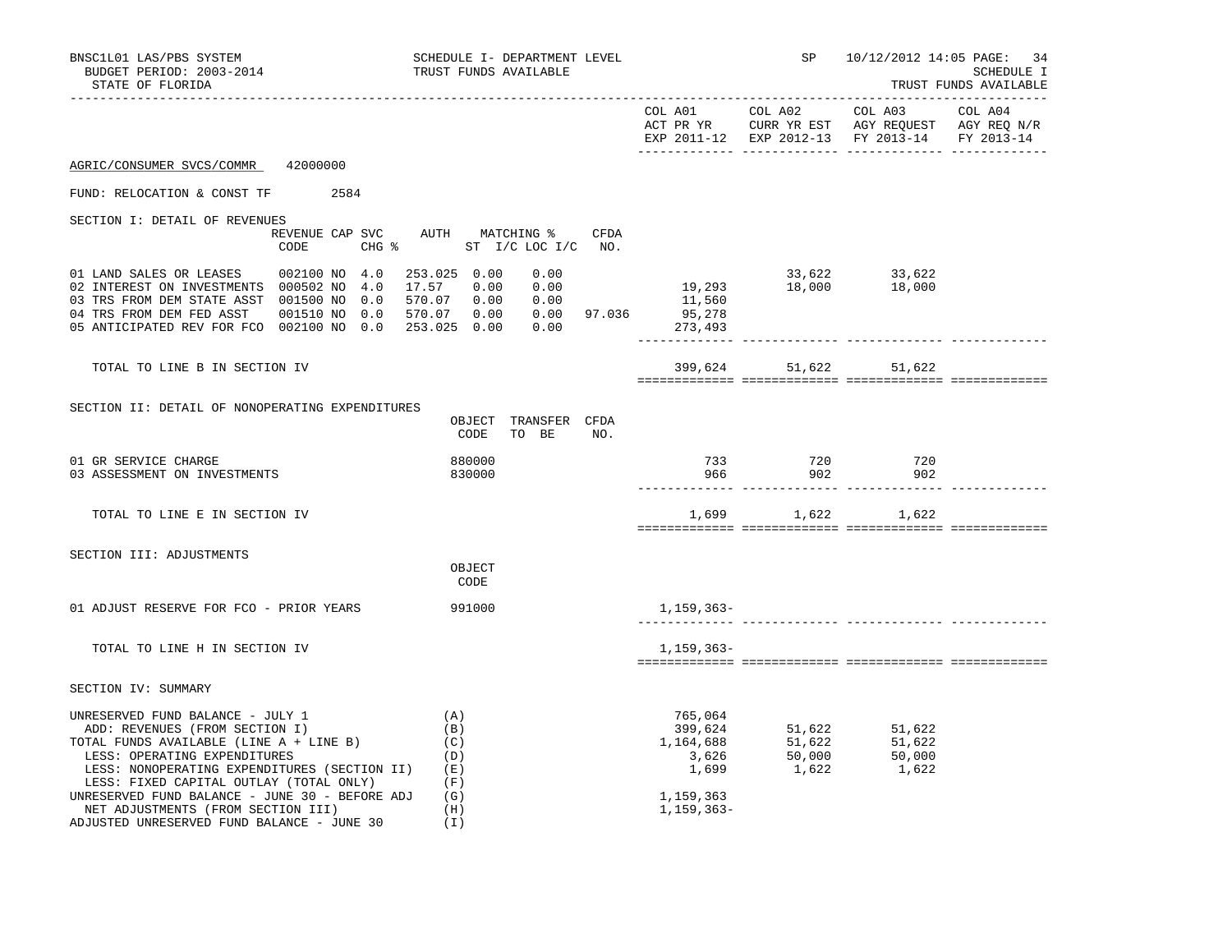BNSC1L01 LAS/PBS SYSTEM — SCHEDULE I- DEPARTMENT LEVEL — SP 10/12/2012 14:05

BUDGET PERIOD: 2003-2014 — TRUST FUNDS AVAILABLE — SCHEDULE I

STATE OF FLORIDA — TRUST FUNDS AVAILABLE

AGRIC/CONSUMER SVCS/COMMR 42000000

FUND: RELOCATION & CONST TF 2584

## SECTION I: DETAIL OF REVENUES

| | REVENUE CODE | CAP | SVC CHG % | AUTH ST | MATCHING % I/C | LOC I/C | CFDA NO. | COL A01 ACT PR YR EXP 2011-12 | COL A02 CURR YR EST EXP 2012-13 | COL A03 AGY REQUEST FY 2013-14 | COL A04 AGY REQ N/R FY 2013-14 |
|---|---|---|---|---|---|---|---|---|---|---|---|
| 01 LAND SALES OR LEASES | 002100 | NO | 4.0 | 253.025 | 0.00 | 0.00 | | | 33,622 | 33,622 | |
| 02 INTEREST ON INVESTMENTS | 000502 | NO | 4.0 | 17.57 | 0.00 | 0.00 | | 19,293 | 18,000 | 18,000 | |
| 03 TRS FROM DEM STATE ASST | 001500 | NO | 0.0 | 570.07 | 0.00 | 0.00 | | 11,560 | | | |
| 04 TRS FROM DEM FED ASST | 001510 | NO | 0.0 | 570.07 | 0.00 | 0.00 | 97.036 | 95,278 | | | |
| 05 ANTICIPATED REV FOR FCO | 002100 | NO | 0.0 | 253.025 | 0.00 | 0.00 | | 273,493 | | | |
| TOTAL TO LINE B IN SECTION IV | | | | | | | | 399,624 | 51,622 | 51,622 | |

## SECTION II: DETAIL OF NONOPERATING EXPENDITURES

| | OBJECT CODE | TRANSFER TO BE | CFDA NO. | COL A01 | COL A02 | COL A03 | COL A04 |
|---|---|---|---|---|---|---|---|
| 01 GR SERVICE CHARGE | 880000 | | | 733 | 720 | 720 | |
| 03 ASSESSMENT ON INVESTMENTS | 830000 | | | 966 | 902 | 902 | |
| TOTAL TO LINE E IN SECTION IV | | | | 1,699 | 1,622 | 1,622 | |

## SECTION III: ADJUSTMENTS

| | OBJECT CODE | COL A01 | COL A02 | COL A03 | COL A04 |
|---|---|---|---|---|---|
| 01 ADJUST RESERVE FOR FCO - PRIOR YEARS | 991000 | 1,159,363- | | | |
| TOTAL TO LINE H IN SECTION IV | | 1,159,363- | | | |

## SECTION IV: SUMMARY

| | | COL A01 | COL A02 | COL A03 | COL A04 |
|---|---|---|---|---|---|
| UNRESERVED FUND BALANCE - JULY 1 | (A) | 765,064 | | | |
| ADD: REVENUES (FROM SECTION I) | (B) | 399,624 | 51,622 | 51,622 | |
| TOTAL FUNDS AVAILABLE (LINE A + LINE B) | (C) | 1,164,688 | 51,622 | 51,622 | |
| LESS: OPERATING EXPENDITURES | (D) | 3,626 | 50,000 | 50,000 | |
| LESS: NONOPERATING EXPENDITURES (SECTION II) | (E) | 1,699 | 1,622 | 1,622 | |
| LESS: FIXED CAPITAL OUTLAY (TOTAL ONLY) | (F) | | | | |
| UNRESERVED FUND BALANCE - JUNE 30 - BEFORE ADJ | (G) | 1,159,363 | | | |
| NET ADJUSTMENTS (FROM SECTION III) | (H) | 1,159,363- | | | |
| ADJUSTED UNRESERVED FUND BALANCE - JUNE 30 | (I) | | | | |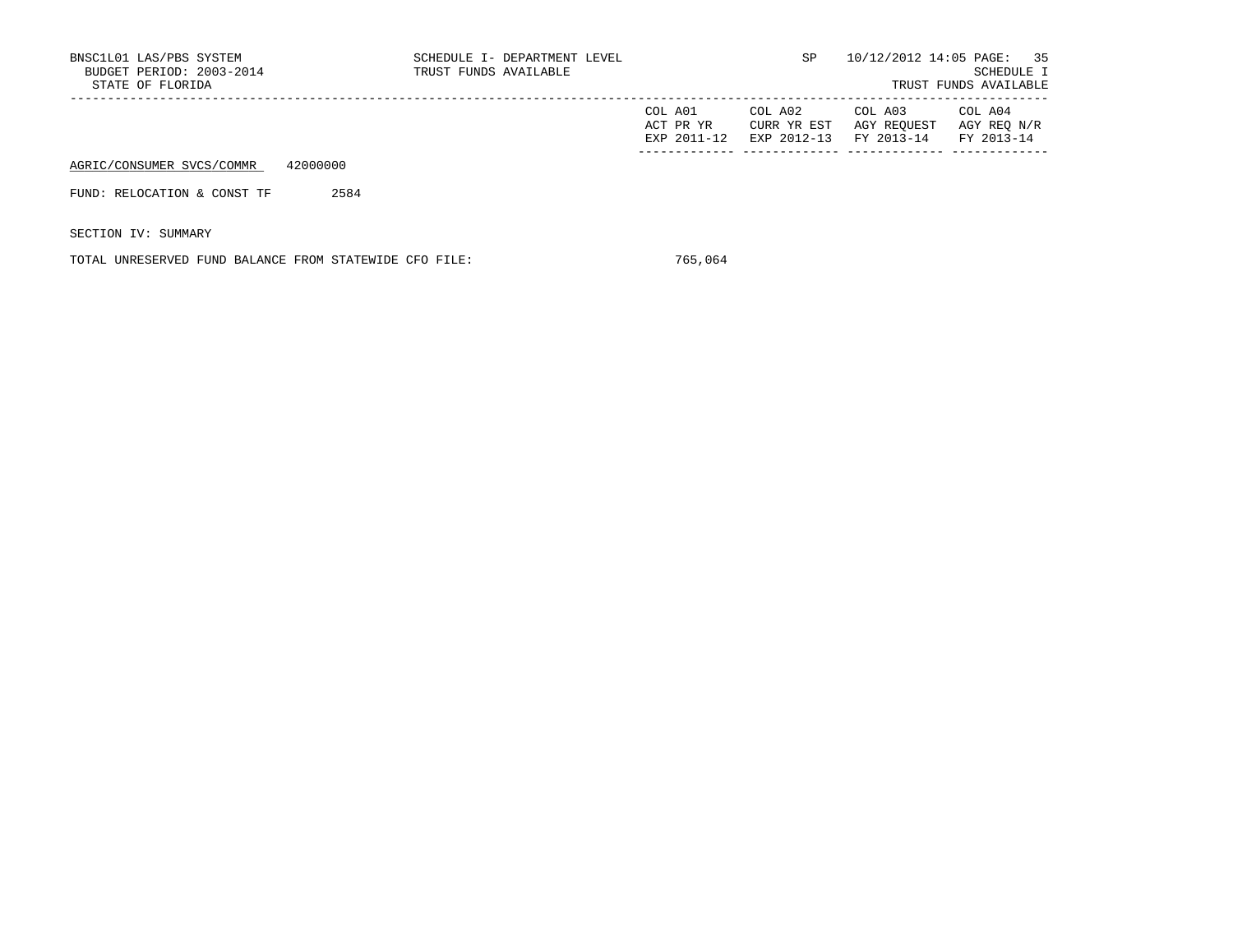BNSC1L01 LAS/PBS SYSTEM
BUDGET PERIOD: 2003-2014
STATE OF FLORIDA

SCHEDULE I- DEPARTMENT LEVEL
TRUST FUNDS AVAILABLE

SP 10/12/2012 14:05
SCHEDULE I
TRUST FUNDS AVAILABLE

| | COL A01 ACT PR YR EXP 2011-12 | COL A02 CURR YR EST EXP 2012-13 | COL A03 AGY REQUEST FY 2013-14 | COL A04 AGY REQ N/R FY 2013-14 |
|---|---|---|---|---|
| AGRIC/CONSUMER SVCS/COMMR 42000000 | | | | |
| FUND: RELOCATION & CONST TF 2584 | | | | |
| SECTION IV: SUMMARY | | | | |
| TOTAL UNRESERVED FUND BALANCE FROM STATEWIDE CFO FILE: | 765,064 | | | |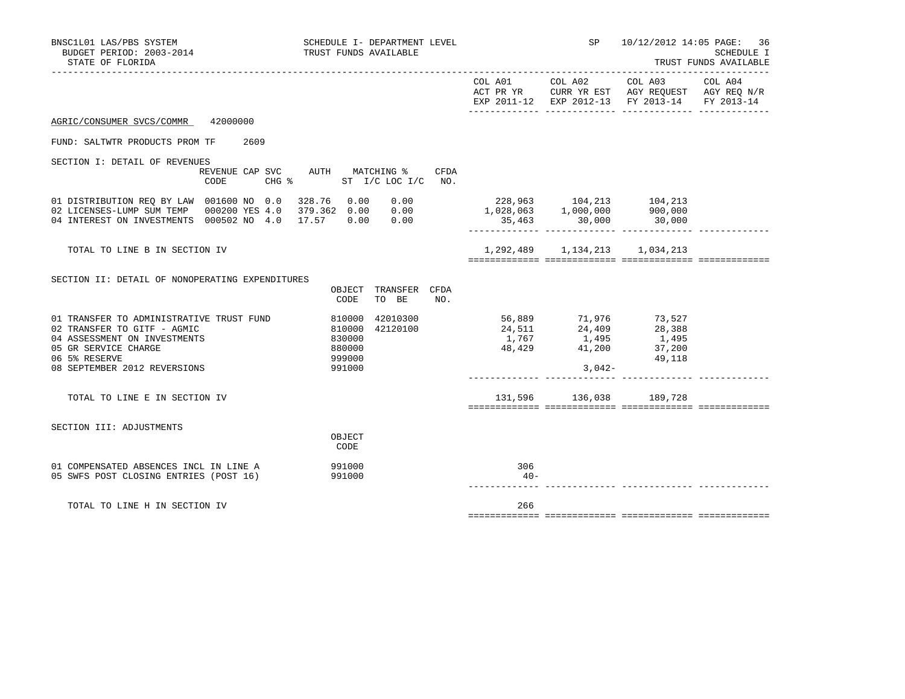BNSC1L01 LAS/PBS SYSTEM — SCHEDULE I- DEPARTMENT LEVEL — SP 10/12/2012 14:05
BUDGET PERIOD: 2003-2014 — TRUST FUNDS AVAILABLE — SCHEDULE I
STATE OF FLORIDA — TRUST FUNDS AVAILABLE

AGRIC/CONSUMER SVCS/COMMR 42000000

FUND: SALTWTR PRODUCTS PROM TF 2609

## SECTION I: DETAIL OF REVENUES

| | REVENUE CODE | CAP | SVC CHG % | AUTH ST | MATCHING % I/C | LOC I/C | CFDA NO. | COL A01 ACT PR YR EXP 2011-12 | COL A02 CURR YR EST EXP 2012-13 | COL A03 AGY REQUEST FY 2013-14 | COL A04 AGY REQ N/R FY 2013-14 |
|---|---|---|---|---|---|---|---|---|---|---|---|
| 01 DISTRIBUTION REQ BY LAW | 001600 | NO | 0.0 | 328.76 | 0.00 | 0.00 | | 228,963 | 104,213 | 104,213 | |
| 02 LICENSES-LUMP SUM TEMP | 000200 | YES | 4.0 | 379.362 | 0.00 | 0.00 | | 1,028,063 | 1,000,000 | 900,000 | |
| 04 INTEREST ON INVESTMENTS | 000502 | NO | 4.0 | 17.57 | 0.00 | 0.00 | | 35,463 | 30,000 | 30,000 | |
| TOTAL TO LINE B IN SECTION IV | | | | | | | | 1,292,489 | 1,134,213 | 1,034,213 | |

## SECTION II: DETAIL OF NONOPERATING EXPENDITURES

| | OBJECT CODE | TRANSFER TO BE | CFDA NO. | COL A01 ACT PR YR EXP 2011-12 | COL A02 CURR YR EST EXP 2012-13 | COL A03 AGY REQUEST FY 2013-14 | COL A04 AGY REQ N/R FY 2013-14 |
|---|---|---|---|---|---|---|---|
| 01 TRANSFER TO ADMINISTRATIVE TRUST FUND | 810000 | 42010300 | | 56,889 | 71,976 | 73,527 | |
| 02 TRANSFER TO GITF - AGMIC | 810000 | 42120100 | | 24,511 | 24,409 | 28,388 | |
| 04 ASSESSMENT ON INVESTMENTS | 830000 | | | 1,767 | 1,495 | 1,495 | |
| 05 GR SERVICE CHARGE | 880000 | | | 48,429 | 41,200 | 37,200 | |
| 06 5% RESERVE | 999000 | | | | | 49,118 | |
| 08 SEPTEMBER 2012 REVERSIONS | 991000 | | | | 3,042- | | |
| TOTAL TO LINE E IN SECTION IV | | | | 131,596 | 136,038 | 189,728 | |

## SECTION III: ADJUSTMENTS

| | OBJECT CODE | COL A01 ACT PR YR EXP 2011-12 | COL A02 CURR YR EST EXP 2012-13 | COL A03 AGY REQUEST FY 2013-14 | COL A04 AGY REQ N/R FY 2013-14 |
|---|---|---|---|---|---|
| 01 COMPENSATED ABSENCES INCL IN LINE A | 991000 | 306 | | | |
| 05 SWFS POST CLOSING ENTRIES (POST 16) | 991000 | 40- | | | |
| TOTAL TO LINE H IN SECTION IV | | 266 | | | |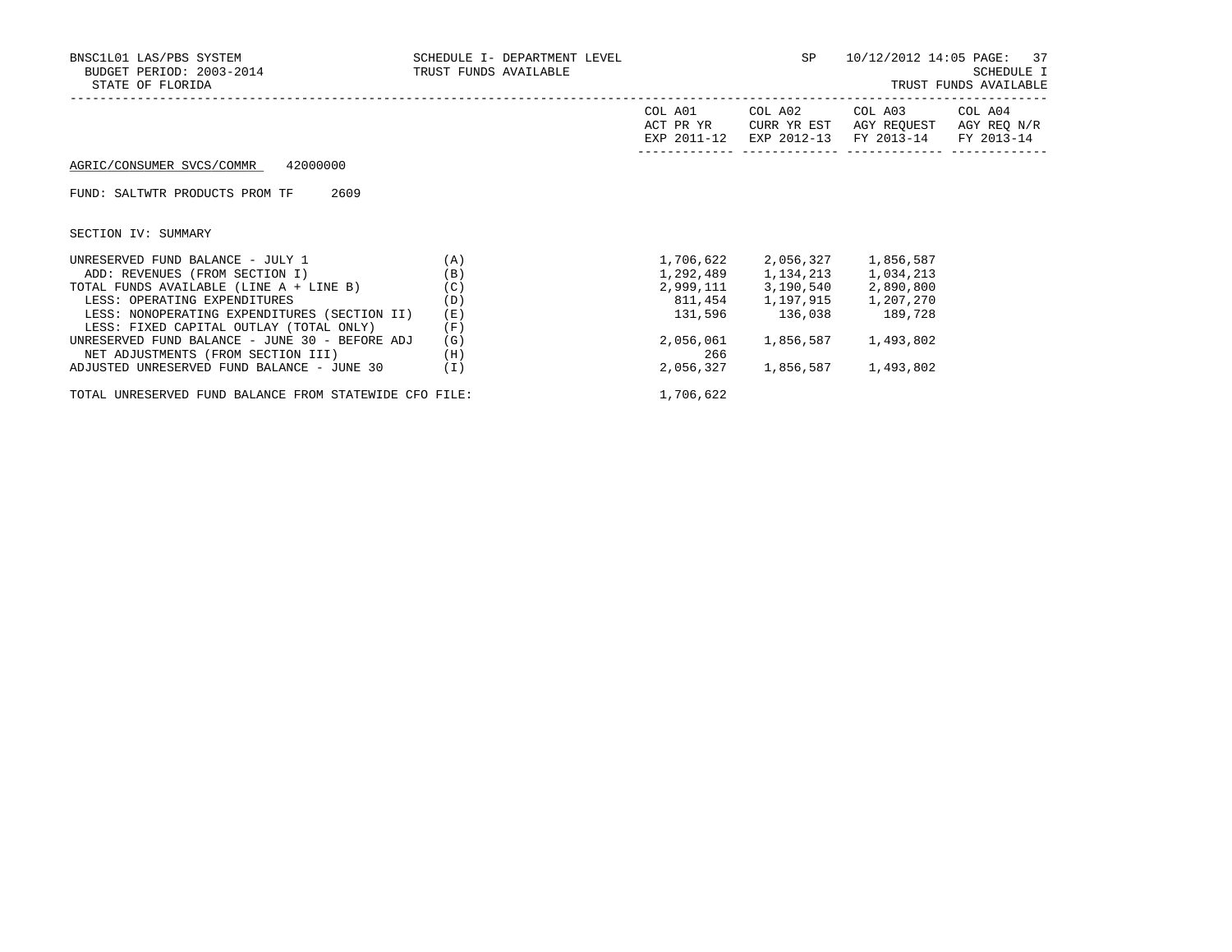BNSC1L01 LAS/PBS SYSTEM
BUDGET PERIOD: 2003-2014
STATE OF FLORIDA

SCHEDULE I- DEPARTMENT LEVEL
TRUST FUNDS AVAILABLE

SP 10/12/2012 14:05

SCHEDULE I
TRUST FUNDS AVAILABLE

AGRIC/CONSUMER SVCS/COMMR 42000000

FUND: SALTWTR PRODUCTS PROM TF 2609

SECTION IV: SUMMARY

| | | COL A01 ACT PR YR EXP 2011-12 | COL A02 CURR YR EST EXP 2012-13 | COL A03 AGY REQUEST FY 2013-14 | COL A04 AGY REQ N/R FY 2013-14 |
|---|---|---|---|---|---|
| UNRESERVED FUND BALANCE - JULY 1 | (A) | 1,706,622 | 2,056,327 | 1,856,587 | |
| ADD: REVENUES (FROM SECTION I) | (B) | 1,292,489 | 1,134,213 | 1,034,213 | |
| TOTAL FUNDS AVAILABLE (LINE A + LINE B) | (C) | 2,999,111 | 3,190,540 | 2,890,800 | |
| LESS: OPERATING EXPENDITURES | (D) | 811,454 | 1,197,915 | 1,207,270 | |
| LESS: NONOPERATING EXPENDITURES (SECTION II) | (E) | 131,596 | 136,038 | 189,728 | |
| LESS: FIXED CAPITAL OUTLAY (TOTAL ONLY) | (F) | | | | |
| UNRESERVED FUND BALANCE - JUNE 30 - BEFORE ADJ | (G) | 2,056,061 | 1,856,587 | 1,493,802 | |
| NET ADJUSTMENTS (FROM SECTION III) | (H) | 266 | | | |
| ADJUSTED UNRESERVED FUND BALANCE - JUNE 30 | (I) | 2,056,327 | 1,856,587 | 1,493,802 | |

TOTAL UNRESERVED FUND BALANCE FROM STATEWIDE CFO FILE: 1,706,622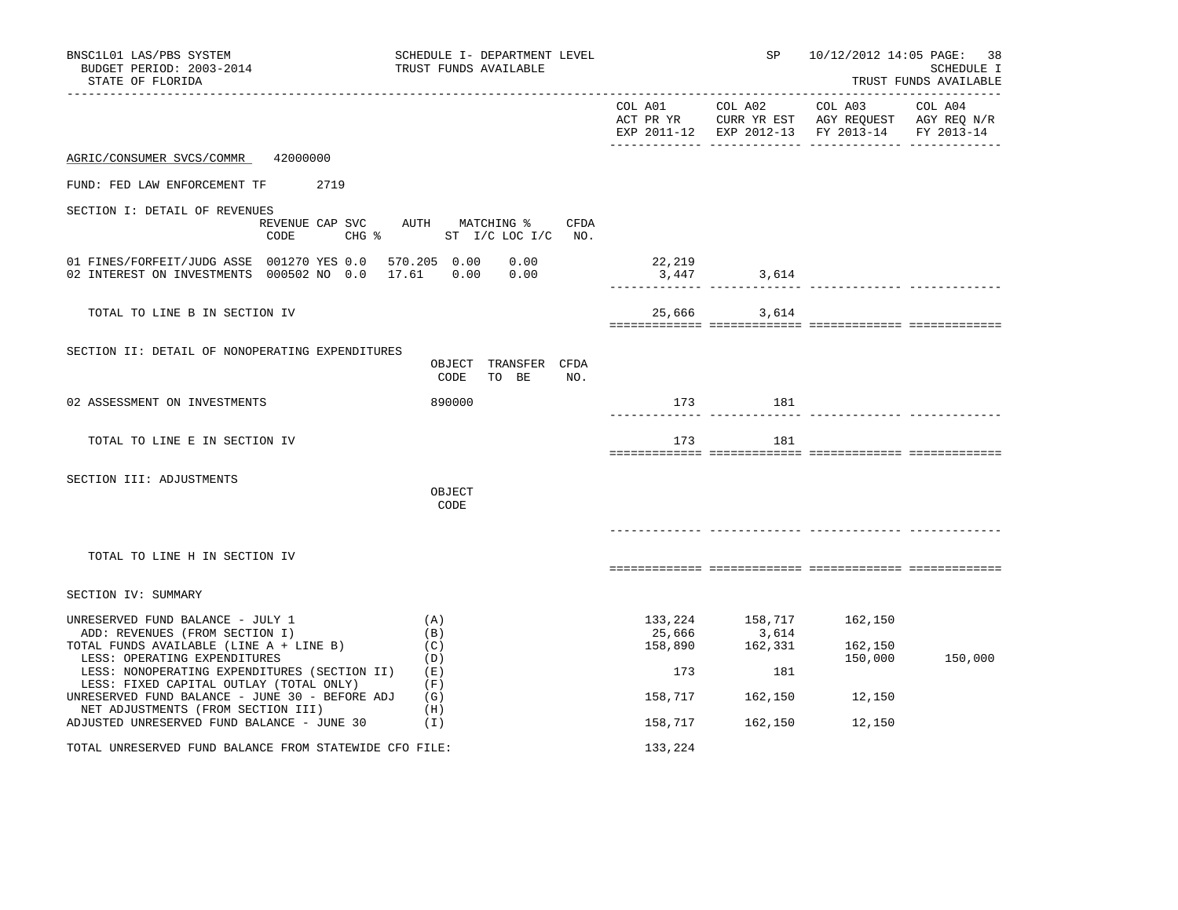BNSC1L01 LAS/PBS SYSTEM — SCHEDULE I- DEPARTMENT LEVEL — SP 10/12/2012 14:05 PAGE: 38
BUDGET PERIOD: 2003-2014 — TRUST FUNDS AVAILABLE — SCHEDULE I
STATE OF FLORIDA — TRUST FUNDS AVAILABLE

AGRIC/CONSUMER SVCS/COMMR 42000000

FUND: FED LAW ENFORCEMENT TF 2719

## SECTION I: DETAIL OF REVENUES

| | REVENUE CODE | CAP SVC CHG % | AUTH ST | MATCHING % I/C | LOC I/C | CFDA NO. | COL A01 ACT PR YR EXP 2011-12 | COL A02 CURR YR EST EXP 2012-13 | COL A03 AGY REQUEST FY 2013-14 | COL A04 AGY REQ N/R FY 2013-14 |
|---|---|---|---|---|---|---|---|---|---|---|
| 01 FINES/FORFEIT/JUDG ASSE | 001270 | YES 0.0 | 570.205 | 0.00 | 0.00 | | 22,219 | | | |
| 02 INTEREST ON INVESTMENTS | 000502 | NO 0.0 | 17.61 | 0.00 | 0.00 | | 3,447 | 3,614 | | |
| TOTAL TO LINE B IN SECTION IV | | | | | | | 25,666 | 3,614 | | |

## SECTION II: DETAIL OF NONOPERATING EXPENDITURES

| | OBJECT CODE | TRANSFER TO BE | CFDA NO. | COL A01 | COL A02 | COL A03 | COL A04 |
|---|---|---|---|---|---|---|---|
| 02 ASSESSMENT ON INVESTMENTS | 890000 | | | 173 | 181 | | |
| TOTAL TO LINE E IN SECTION IV | | | | 173 | 181 | | |

## SECTION III: ADJUSTMENTS

| | OBJECT CODE | COL A01 | COL A02 | COL A03 | COL A04 |
|---|---|---|---|---|---|
| TOTAL TO LINE H IN SECTION IV | | | | | |

## SECTION IV: SUMMARY

| | | COL A01 | COL A02 | COL A03 | COL A04 |
|---|---|---|---|---|---|
| UNRESERVED FUND BALANCE - JULY 1 | (A) | 133,224 | 158,717 | 162,150 | |
| ADD: REVENUES (FROM SECTION I) | (B) | 25,666 | 3,614 | | |
| TOTAL FUNDS AVAILABLE (LINE A + LINE B) | (C) | 158,890 | 162,331 | 162,150 | |
| LESS: OPERATING EXPENDITURES | (D) | | | 150,000 | 150,000 |
| LESS: NONOPERATING EXPENDITURES (SECTION II) | (E) | 173 | 181 | | |
| LESS: FIXED CAPITAL OUTLAY (TOTAL ONLY) | (F) | | | | |
| UNRESERVED FUND BALANCE - JUNE 30 - BEFORE ADJ | (G) | 158,717 | 162,150 | 12,150 | |
| NET ADJUSTMENTS (FROM SECTION III) | (H) | | | | |
| ADJUSTED UNRESERVED FUND BALANCE - JUNE 30 | (I) | 158,717 | 162,150 | 12,150 | |

TOTAL UNRESERVED FUND BALANCE FROM STATEWIDE CFO FILE: 133,224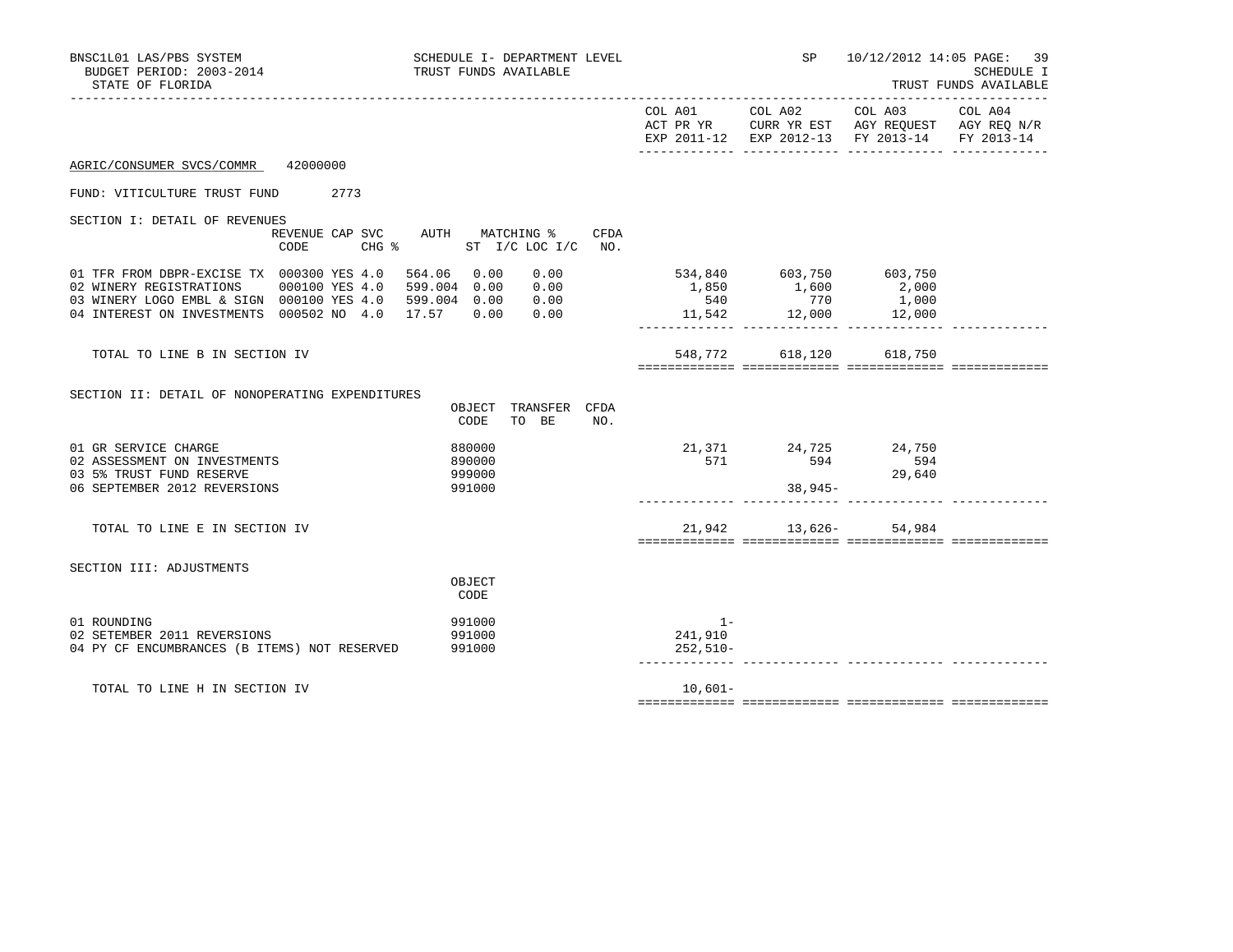BNSC1L01 LAS/PBS SYSTEM
BUDGET PERIOD: 2003-2014
STATE OF FLORIDA

SCHEDULE I- DEPARTMENT LEVEL
TRUST FUNDS AVAILABLE

SP 10/12/2012 14:05

SCHEDULE I
TRUST FUNDS AVAILABLE

AGRIC/CONSUMER SVCS/COMMR 42000000

FUND: VITICULTURE TRUST FUND 2773

## SECTION I: DETAIL OF REVENUES

| | REVENUE CODE | CAP SVC CHG % | AUTH ST | MATCHING % I/C | LOC I/C | CFDA NO. | COL A01 ACT PR YR EXP 2011-12 | COL A02 CURR YR EST EXP 2012-13 | COL A03 AGY REQUEST FY 2013-14 | COL A04 AGY REQ N/R FY 2013-14 |
|---|---|---|---|---|---|---|---|---|---|---|
| 01 TFR FROM DBPR-EXCISE TX | 000300 | YES 4.0 | 564.06 | 0.00 | 0.00 | | 534,840 | 603,750 | 603,750 | |
| 02 WINERY REGISTRATIONS | 000100 | YES 4.0 | 599.004 | 0.00 | 0.00 | | 1,850 | 1,600 | 2,000 | |
| 03 WINERY LOGO EMBL & SIGN | 000100 | YES 4.0 | 599.004 | 0.00 | 0.00 | | 540 | 770 | 1,000 | |
| 04 INTEREST ON INVESTMENTS | 000502 | NO 4.0 | 17.57 | 0.00 | 0.00 | | 11,542 | 12,000 | 12,000 | |
| TOTAL TO LINE B IN SECTION IV | | | | | | | 548,772 | 618,120 | 618,750 | |

## SECTION II: DETAIL OF NONOPERATING EXPENDITURES

| | OBJECT CODE | TRANSFER TO BE | CFDA NO. | COL A01 ACT PR YR EXP 2011-12 | COL A02 CURR YR EST EXP 2012-13 | COL A03 AGY REQUEST FY 2013-14 | COL A04 AGY REQ N/R FY 2013-14 |
|---|---|---|---|---|---|---|---|
| 01 GR SERVICE CHARGE | 880000 | | | 21,371 | 24,725 | 24,750 | |
| 02 ASSESSMENT ON INVESTMENTS | 890000 | | | 571 | 594 | 594 | |
| 03 5% TRUST FUND RESERVE | 999000 | | | | | 29,640 | |
| 06 SEPTEMBER 2012 REVERSIONS | 991000 | | | | 38,945- | | |
| TOTAL TO LINE E IN SECTION IV | | | | 21,942 | 13,626- | 54,984 | |

## SECTION III: ADJUSTMENTS

| | OBJECT CODE | COL A01 ACT PR YR EXP 2011-12 | COL A02 CURR YR EST EXP 2012-13 | COL A03 AGY REQUEST FY 2013-14 | COL A04 AGY REQ N/R FY 2013-14 |
|---|---|---|---|---|---|
| 01 ROUNDING | 991000 | 1- | | | |
| 02 SETEMBER 2011 REVERSIONS | 991000 | 241,910 | | | |
| 04 PY CF ENCUMBRANCES (B ITEMS) NOT RESERVED | 991000 | 252,510- | | | |
| TOTAL TO LINE H IN SECTION IV | | 10,601- | | | |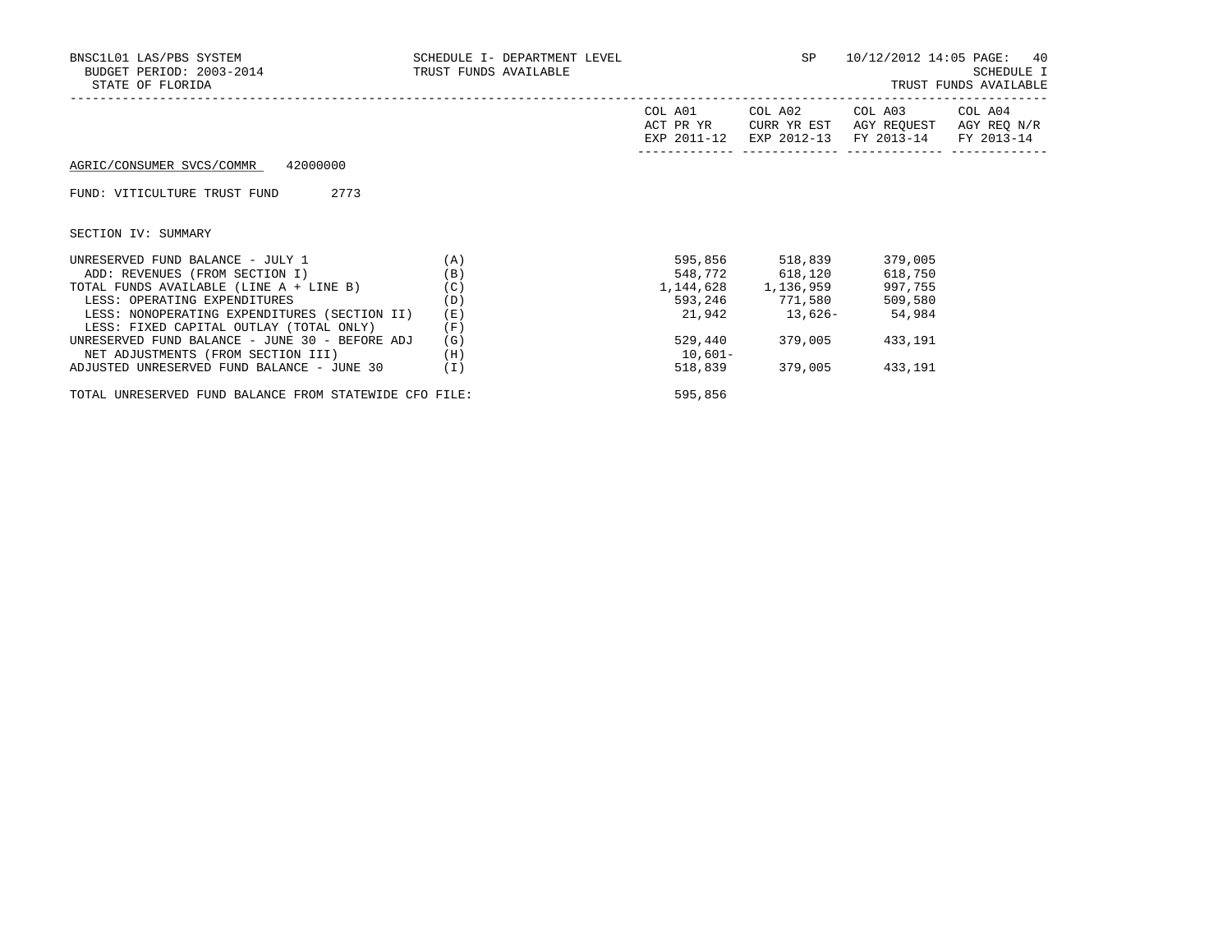BNSC1L01 LAS/PBS SYSTEM — SCHEDULE I- DEPARTMENT LEVEL — SP — 10/12/2012 14:05
BUDGET PERIOD: 2003-2014 — TRUST FUNDS AVAILABLE — SCHEDULE I
STATE OF FLORIDA — TRUST FUNDS AVAILABLE

AGRIC/CONSUMER SVCS/COMMR 42000000

FUND: VITICULTURE TRUST FUND 2773

SECTION IV: SUMMARY

| | | COL A01 ACT PR YR EXP 2011-12 | COL A02 CURR YR EST EXP 2012-13 | COL A03 AGY REQUEST FY 2013-14 | COL A04 AGY REQ N/R FY 2013-14 |
|---|---|---|---|---|---|
| UNRESERVED FUND BALANCE - JULY 1 | (A) | 595,856 | 518,839 | 379,005 | |
| ADD: REVENUES (FROM SECTION I) | (B) | 548,772 | 618,120 | 618,750 | |
| TOTAL FUNDS AVAILABLE (LINE A + LINE B) | (C) | 1,144,628 | 1,136,959 | 997,755 | |
| LESS: OPERATING EXPENDITURES | (D) | 593,246 | 771,580 | 509,580 | |
| LESS: NONOPERATING EXPENDITURES (SECTION II) | (E) | 21,942 | 13,626- | 54,984 | |
| LESS: FIXED CAPITAL OUTLAY (TOTAL ONLY) | (F) | | | | |
| UNRESERVED FUND BALANCE - JUNE 30 - BEFORE ADJ | (G) | 529,440 | 379,005 | 433,191 | |
| NET ADJUSTMENTS (FROM SECTION III) | (H) | 10,601- | | | |
| ADJUSTED UNRESERVED FUND BALANCE - JUNE 30 | (I) | 518,839 | 379,005 | 433,191 | |
| TOTAL UNRESERVED FUND BALANCE FROM STATEWIDE CFO FILE: | | 595,856 | | | |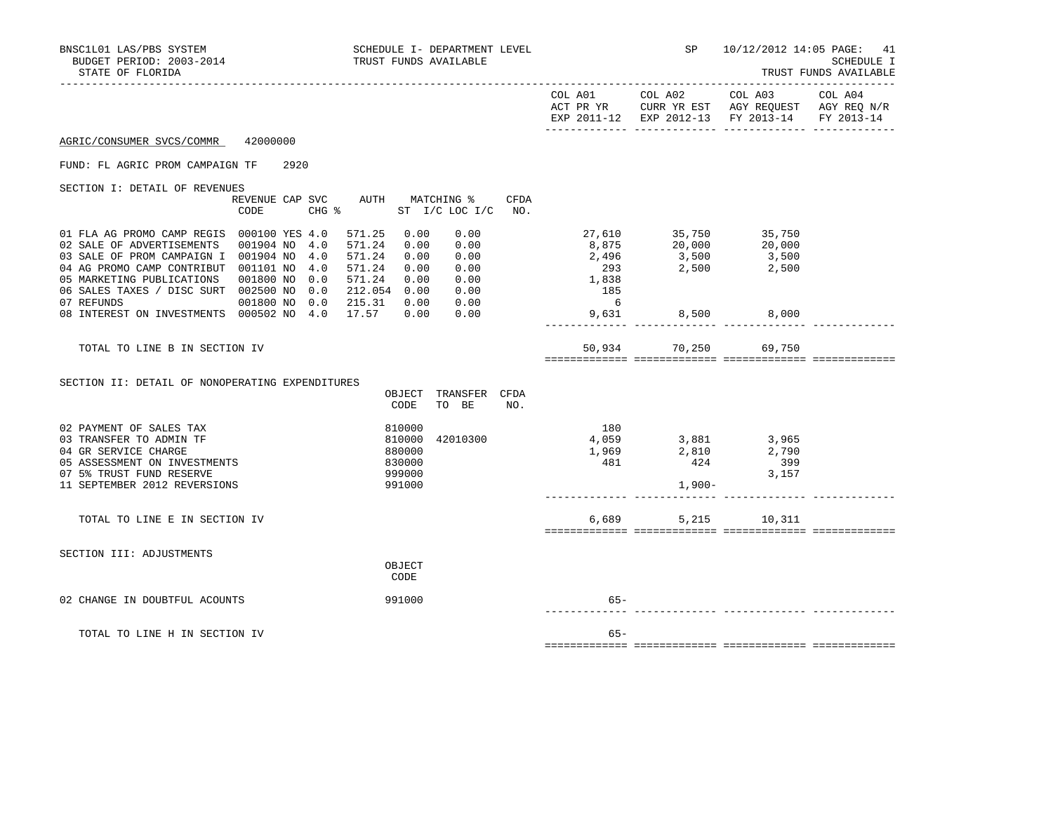BNSC1L01 LAS/PBS SYSTEM — SCHEDULE I- DEPARTMENT LEVEL — SP 10/12/2012 14:05 PAGE: 41
BUDGET PERIOD: 2003-2014 — TRUST FUNDS AVAILABLE — SCHEDULE I
STATE OF FLORIDA — TRUST FUNDS AVAILABLE

AGRIC/CONSUMER SVCS/COMMR 42000000

FUND: FL AGRIC PROM CAMPAIGN TF 2920

SECTION I: DETAIL OF REVENUES

| | REVENUE CODE | CAP | SVC CHG % | AUTH ST | MATCHING % I/C | LOC I/C | CFDA NO. | COL A01 ACT PR YR EXP 2011-12 | COL A02 CURR YR EST EXP 2012-13 | COL A03 AGY REQUEST FY 2013-14 | COL A04 AGY REQ N/R FY 2013-14 |
|---|---|---|---|---|---|---|---|---|---|---|---|
| 01 FLA AG PROMO CAMP REGIS | 000100 | YES | 4.0 | 571.25 | 0.00 | 0.00 | | 27,610 | 35,750 | 35,750 | |
| 02 SALE OF ADVERTISEMENTS | 001904 | NO | 4.0 | 571.24 | 0.00 | 0.00 | | 8,875 | 20,000 | 20,000 | |
| 03 SALE OF PROM CAMPAIGN I | 001904 | NO | 4.0 | 571.24 | 0.00 | 0.00 | | 2,496 | 3,500 | 3,500 | |
| 04 AG PROMO CAMP CONTRIBUT | 001101 | NO | 4.0 | 571.24 | 0.00 | 0.00 | | 293 | 2,500 | 2,500 | |
| 05 MARKETING PUBLICATIONS | 001800 | NO | 0.0 | 571.24 | 0.00 | 0.00 | | 1,838 | | | |
| 06 SALES TAXES / DISC SURT | 002500 | NO | 0.0 | 212.054 | 0.00 | 0.00 | | 185 | | | |
| 07 REFUNDS | 001800 | NO | 0.0 | 215.31 | 0.00 | 0.00 | | 6 | | | |
| 08 INTEREST ON INVESTMENTS | 000502 | NO | 4.0 | 17.57 | 0.00 | 0.00 | | 9,631 | 8,500 | 8,000 | |
| TOTAL TO LINE B IN SECTION IV | | | | | | | | 50,934 | 70,250 | 69,750 | |

SECTION II: DETAIL OF NONOPERATING EXPENDITURES

| | OBJECT CODE | TRANSFER TO BE | CFDA NO. | COL A01 | COL A02 | COL A03 | COL A04 |
|---|---|---|---|---|---|---|---|
| 02 PAYMENT OF SALES TAX | 810000 | | | 180 | | | |
| 03 TRANSFER TO ADMIN TF | 810000 | 42010300 | | 4,059 | 3,881 | 3,965 | |
| 04 GR SERVICE CHARGE | 880000 | | | 1,969 | 2,810 | 2,790 | |
| 05 ASSESSMENT ON INVESTMENTS | 830000 | | | 481 | 424 | 399 | |
| 07 5% TRUST FUND RESERVE | 999000 | | | | | 3,157 | |
| 11 SEPTEMBER 2012 REVERSIONS | 991000 | | | | 1,900- | | |
| TOTAL TO LINE E IN SECTION IV | | | | 6,689 | 5,215 | 10,311 | |

SECTION III: ADJUSTMENTS

| | OBJECT CODE | COL A01 | COL A02 | COL A03 | COL A04 |
|---|---|---|---|---|---|
| 02 CHANGE IN DOUBTFUL ACOUNTS | 991000 | 65- | | | |
| TOTAL TO LINE H IN SECTION IV | | 65- | | | |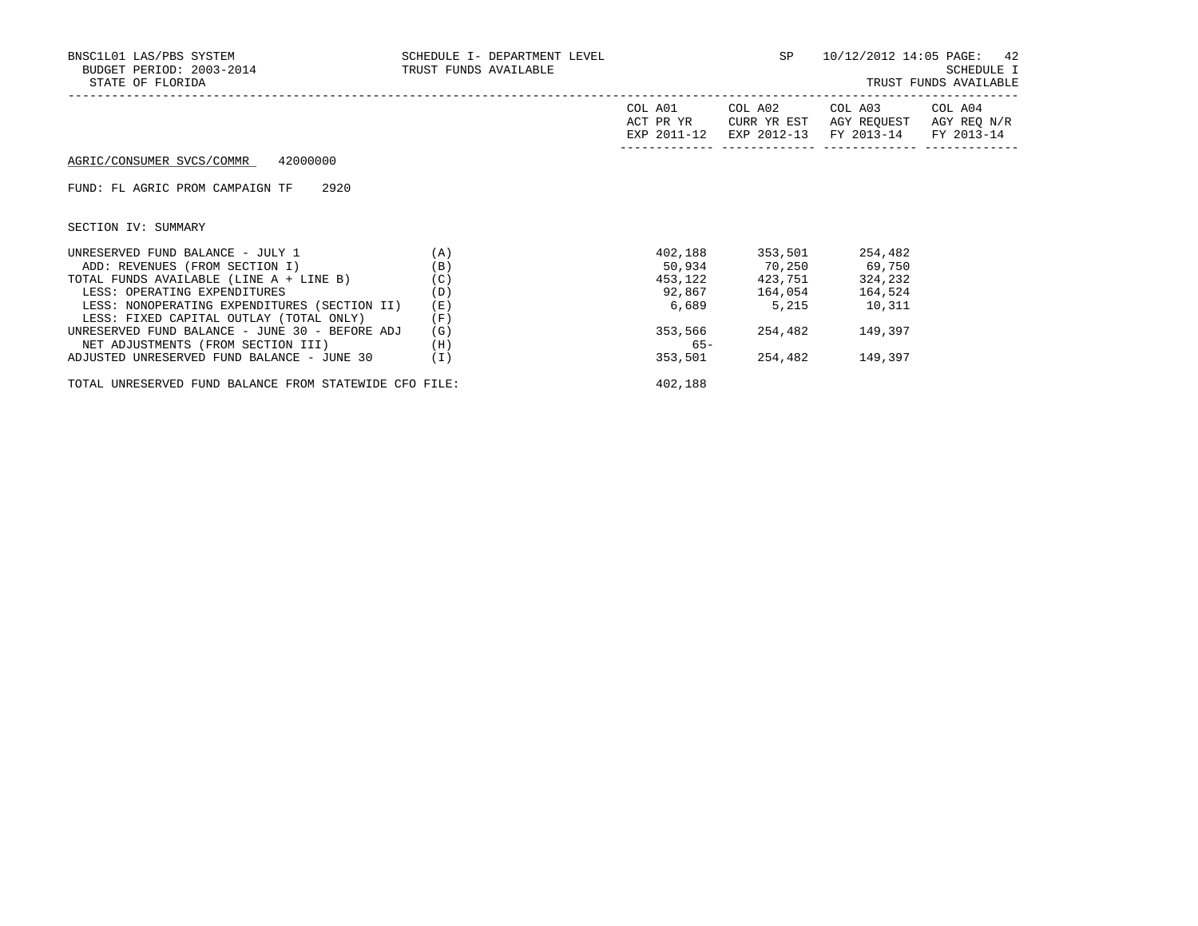BNSC1L01 LAS/PBS SYSTEM | SCHEDULE I- DEPARTMENT LEVEL | SP 10/12/2012 14:05
BUDGET PERIOD: 2003-2014 | TRUST FUNDS AVAILABLE | SCHEDULE I
STATE OF FLORIDA | | TRUST FUNDS AVAILABLE

AGRIC/CONSUMER SVCS/COMMR 42000000

FUND: FL AGRIC PROM CAMPAIGN TF 2920

SECTION IV: SUMMARY

| | | COL A01 ACT PR YR EXP 2011-12 | COL A02 CURR YR EST EXP 2012-13 | COL A03 AGY REQUEST FY 2013-14 | COL A04 AGY REQ N/R FY 2013-14 |
|---|---|---|---|---|---|
| UNRESERVED FUND BALANCE - JULY 1 | (A) | 402,188 | 353,501 | 254,482 | |
| ADD: REVENUES (FROM SECTION I) | (B) | 50,934 | 70,250 | 69,750 | |
| TOTAL FUNDS AVAILABLE (LINE A + LINE B) | (C) | 453,122 | 423,751 | 324,232 | |
| LESS: OPERATING EXPENDITURES | (D) | 92,867 | 164,054 | 164,524 | |
| LESS: NONOPERATING EXPENDITURES (SECTION II) | (E) | 6,689 | 5,215 | 10,311 | |
| LESS: FIXED CAPITAL OUTLAY (TOTAL ONLY) | (F) | | | | |
| UNRESERVED FUND BALANCE - JUNE 30 - BEFORE ADJ | (G) | 353,566 | 254,482 | 149,397 | |
| NET ADJUSTMENTS (FROM SECTION III) | (H) | 65- | | | |
| ADJUSTED UNRESERVED FUND BALANCE - JUNE 30 | (I) | 353,501 | 254,482 | 149,397 | |
| TOTAL UNRESERVED FUND BALANCE FROM STATEWIDE CFO FILE: | | 402,188 | | | |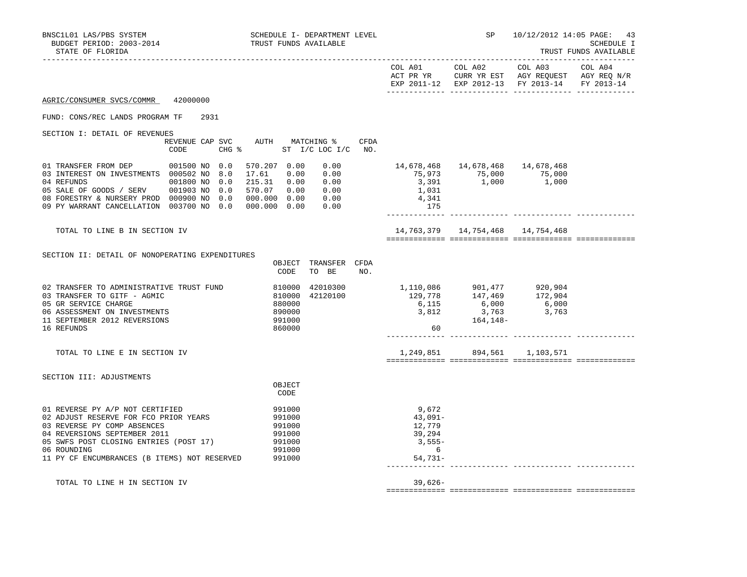BNSC1L01 LAS/PBS SYSTEM — SCHEDULE I- DEPARTMENT LEVEL — SP 10/12/2012 14:05

BUDGET PERIOD: 2003-2014 — TRUST FUNDS AVAILABLE — SCHEDULE I

STATE OF FLORIDA — TRUST FUNDS AVAILABLE

AGRIC/CONSUMER SVCS/COMMR 42000000

FUND: CONS/REC LANDS PROGRAM TF 2931

## SECTION I: DETAIL OF REVENUES

| | REVENUE CODE | CAP | SVC CHG % | AUTH ST | MATCHING % I/C | LOC I/C | CFDA NO. | COL A01 ACT PR YR EXP 2011-12 | COL A02 CURR YR EST EXP 2012-13 | COL A03 AGY REQUEST FY 2013-14 | COL A04 AGY REQ N/R FY 2013-14 |
|---|---|---|---|---|---|---|---|---|---|---|---|
| 01 TRANSFER FROM DEP | 001500 | NO | 0.0 | 570.207 | 0.00 | 0.00 | | 14,678,468 | 14,678,468 | 14,678,468 | |
| 03 INTEREST ON INVESTMENTS | 000502 | NO | 8.0 | 17.61 | 0.00 | 0.00 | | 75,973 | 75,000 | 75,000 | |
| 04 REFUNDS | 001800 | NO | 0.0 | 215.31 | 0.00 | 0.00 | | 3,391 | 1,000 | 1,000 | |
| 05 SALE OF GOODS / SERV | 001903 | NO | 0.0 | 570.07 | 0.00 | 0.00 | | 1,031 | | | |
| 08 FORESTRY & NURSERY PROD | 000900 | NO | 0.0 | 000.000 | 0.00 | 0.00 | | 4,341 | | | |
| 09 PY WARRANT CANCELLATION | 003700 | NO | 0.0 | 000.000 | 0.00 | 0.00 | | 175 | | | |
| TOTAL TO LINE B IN SECTION IV | | | | | | | | 14,763,379 | 14,754,468 | 14,754,468 | |

## SECTION II: DETAIL OF NONOPERATING EXPENDITURES

| | OBJECT CODE | TRANSFER TO BE | CFDA NO. | COL A01 ACT PR YR EXP 2011-12 | COL A02 CURR YR EST EXP 2012-13 | COL A03 AGY REQUEST FY 2013-14 | COL A04 AGY REQ N/R FY 2013-14 |
|---|---|---|---|---|---|---|---|
| 02 TRANSFER TO ADMINISTRATIVE TRUST FUND | 810000 | 42010300 | | 1,110,086 | 901,477 | 920,904 | |
| 03 TRANSFER TO GITF - AGMIC | 810000 | 42120100 | | 129,778 | 147,469 | 172,904 | |
| 05 GR SERVICE CHARGE | 880000 | | | 6,115 | 6,000 | 6,000 | |
| 06 ASSESSMENT ON INVESTMENTS | 890000 | | | 3,812 | 3,763 | 3,763 | |
| 11 SEPTEMBER 2012 REVERSIONS | 991000 | | | | 164,148- | | |
| 16 REFUNDS | 860000 | | | 60 | | | |
| TOTAL TO LINE E IN SECTION IV | | | | 1,249,851 | 894,561 | 1,103,571 | |

## SECTION III: ADJUSTMENTS

| | OBJECT CODE | COL A01 ACT PR YR EXP 2011-12 | COL A02 CURR YR EST EXP 2012-13 | COL A03 AGY REQUEST FY 2013-14 | COL A04 AGY REQ N/R FY 2013-14 |
|---|---|---|---|---|---|
| 01 REVERSE PY A/P NOT CERTIFIED | 991000 | 9,672 | | | |
| 02 ADJUST RESERVE FOR FCO PRIOR YEARS | 991000 | 43,091- | | | |
| 03 REVERSE PY COMP ABSENCES | 991000 | 12,779 | | | |
| 04 REVERSIONS SEPTEMBER 2011 | 991000 | 39,294 | | | |
| 05 SWFS POST CLOSING ENTRIES (POST 17) | 991000 | 3,555- | | | |
| 06 ROUNDING | 991000 | 6 | | | |
| 11 PY CF ENCUMBRANCES (B ITEMS) NOT RESERVED | 991000 | 54,731- | | | |
| TOTAL TO LINE H IN SECTION IV | | 39,626- | | | |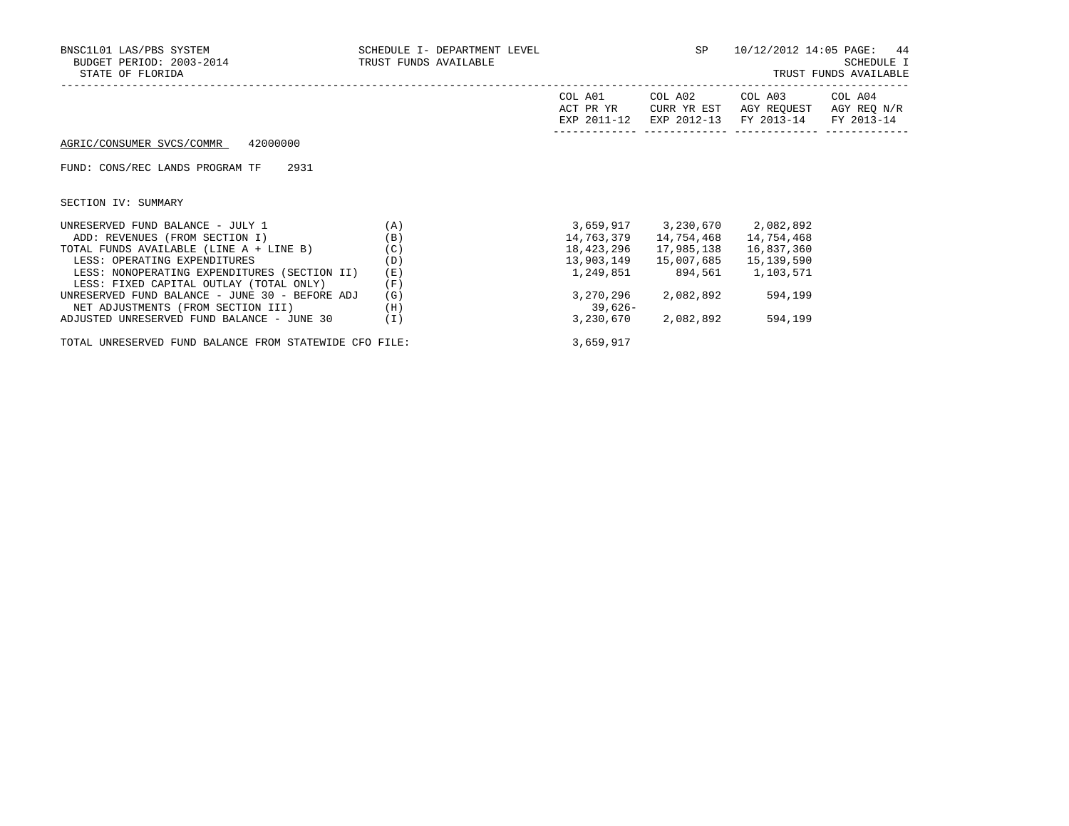BNSC1L01 LAS/PBS SYSTEM
BUDGET PERIOD: 2003-2014
STATE OF FLORIDA

SCHEDULE I- DEPARTMENT LEVEL
TRUST FUNDS AVAILABLE

SP 10/12/2012 14:05

SCHEDULE I
TRUST FUNDS AVAILABLE

AGRIC/CONSUMER SVCS/COMMR 42000000

FUND: CONS/REC LANDS PROGRAM TF 2931

SECTION IV: SUMMARY

| | | COL A01 ACT PR YR EXP 2011-12 | COL A02 CURR YR EST EXP 2012-13 | COL A03 AGY REQUEST FY 2013-14 | COL A04 AGY REQ N/R FY 2013-14 |
|---|---|---|---|---|---|
| UNRESERVED FUND BALANCE - JULY 1 | (A) | 3,659,917 | 3,230,670 | 2,082,892 | |
| ADD: REVENUES (FROM SECTION I) | (B) | 14,763,379 | 14,754,468 | 14,754,468 | |
| TOTAL FUNDS AVAILABLE (LINE A + LINE B) | (C) | 18,423,296 | 17,985,138 | 16,837,360 | |
| LESS: OPERATING EXPENDITURES | (D) | 13,903,149 | 15,007,685 | 15,139,590 | |
| LESS: NONOPERATING EXPENDITURES (SECTION II) | (E) | 1,249,851 | 894,561 | 1,103,571 | |
| LESS: FIXED CAPITAL OUTLAY (TOTAL ONLY) | (F) | | | | |
| UNRESERVED FUND BALANCE - JUNE 30 - BEFORE ADJ | (G) | 3,270,296 | 2,082,892 | 594,199 | |
| NET ADJUSTMENTS (FROM SECTION III) | (H) | 39,626- | | | |
| ADJUSTED UNRESERVED FUND BALANCE - JUNE 30 | (I) | 3,230,670 | 2,082,892 | 594,199 | |
| TOTAL UNRESERVED FUND BALANCE FROM STATEWIDE CFO FILE: | | 3,659,917 | | | |